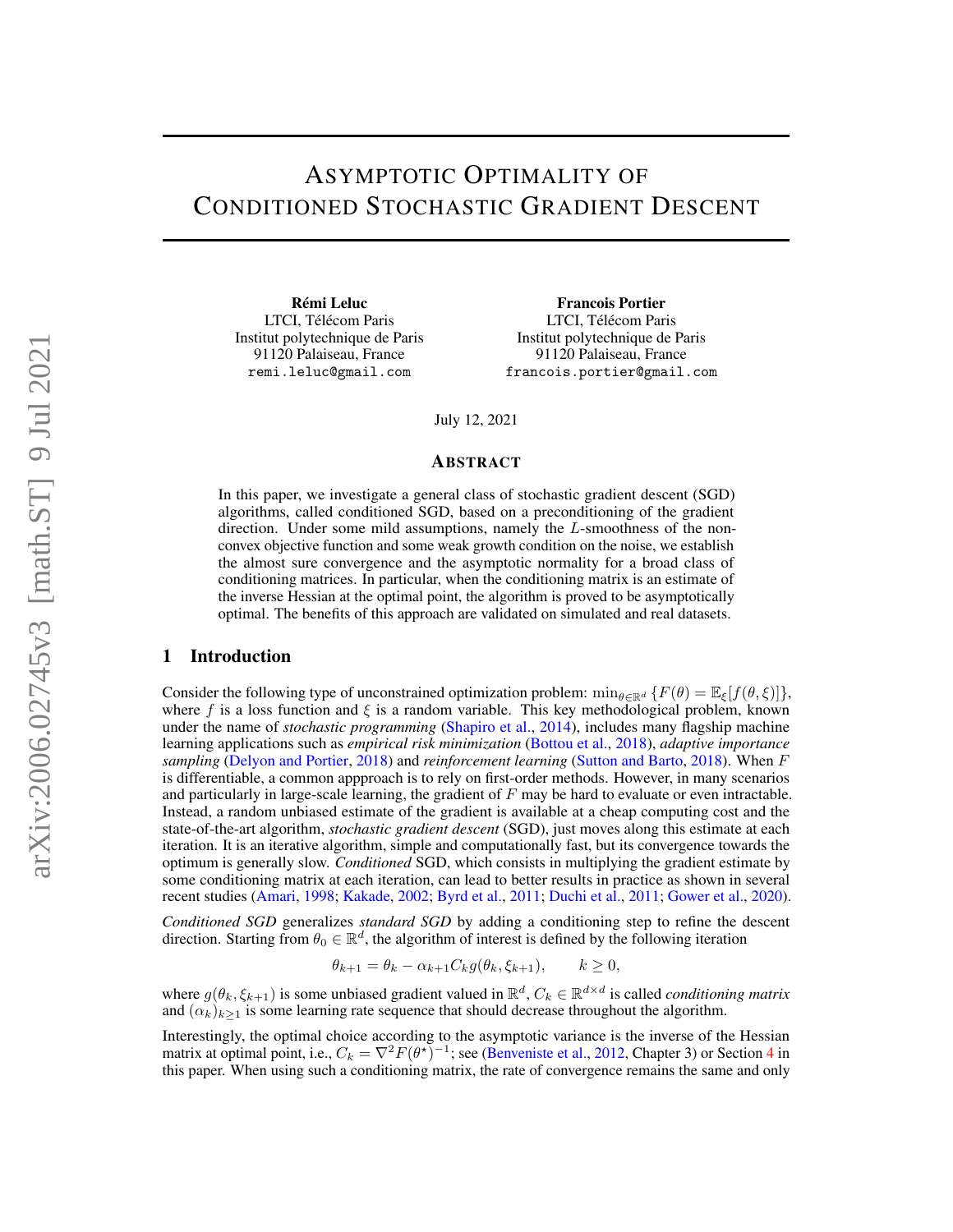# Asymptotic Optimality of Conditioned Stochastic Gradient Descent

**Rémi Leluc**
LTCI, Télécom Paris
Institut polytechnique de Paris
91120 Palaiseau, France
remi.leluc@gmail.com

**Francois Portier**
LTCI, Télécom Paris
Institut polytechnique de Paris
91120 Palaiseau, France
francois.portier@gmail.com

July 12, 2021

## Abstract

In this paper, we investigate a general class of stochastic gradient descent (SGD) algorithms, called conditioned SGD, based on a preconditioning of the gradient direction. Under some mild assumptions, namely the $L$-smoothness of the non-convex objective function and some weak growth condition on the noise, we establish the almost sure convergence and the asymptotic normality for a broad class of conditioning matrices. In particular, when the conditioning matrix is an estimate of the inverse Hessian at the optimal point, the algorithm is proved to be asymptotically optimal. The benefits of this approach are validated on simulated and real datasets.

## 1 Introduction

Consider the following type of unconstrained optimization problem: $\min_{\theta \in \mathbb{R}^d} \{F(\theta) = \mathbb{E}_\xi[f(\theta, \xi)]\}$, where $f$ is a loss function and $\xi$ is a random variable. This key methodological problem, known under the name of *stochastic programming* (Shapiro et al., 2014), includes many flagship machine learning applications such as *empirical risk minimization* (Bottou et al., 2018), *adaptive importance sampling* (Delyon and Portier, 2018) and *reinforcement learning* (Sutton and Barto, 2018). When $F$ is differentiable, a common appproach is to rely on first-order methods. However, in many scenarios and particularly in large-scale learning, the gradient of $F$ may be hard to evaluate or even intractable. Instead, a random unbiased estimate of the gradient is available at a cheap computing cost and the state-of-the-art algorithm, *stochastic gradient descent* (SGD), just moves along this estimate at each iteration. It is an iterative algorithm, simple and computationally fast, but its convergence towards the optimum is generally slow. *Conditioned* SGD, which consists in multiplying the gradient estimate by some conditioning matrix at each iteration, can lead to better results in practice as shown in several recent studies (Amari, 1998; Kakade, 2002; Byrd et al., 2011; Duchi et al., 2011; Gower et al., 2020).

*Conditioned SGD* generalizes *standard SGD* by adding a conditioning step to refine the descent direction. Starting from $\theta_0 \in \mathbb{R}^d$, the algorithm of interest is defined by the following iteration

$$\theta_{k+1} = \theta_k - \alpha_{k+1} C_k g(\theta_k, \xi_{k+1}), \qquad k \geq 0,$$

where $g(\theta_k, \xi_{k+1})$ is some unbiased gradient valued in $\mathbb{R}^d$, $C_k \in \mathbb{R}^{d \times d}$ is called *conditioning matrix* and $(\alpha_k)_{k \geq 1}$ is some learning rate sequence that should decrease throughout the algorithm.

Interestingly, the optimal choice according to the asymptotic variance is the inverse of the Hessian matrix at optimal point, i.e., $C_k = \nabla^2 F(\theta^\star)^{-1}$; see (Benveniste et al., 2012, Chapter 3) or Section 4 in this paper. When using such a conditioning matrix, the rate of convergence remains the same and only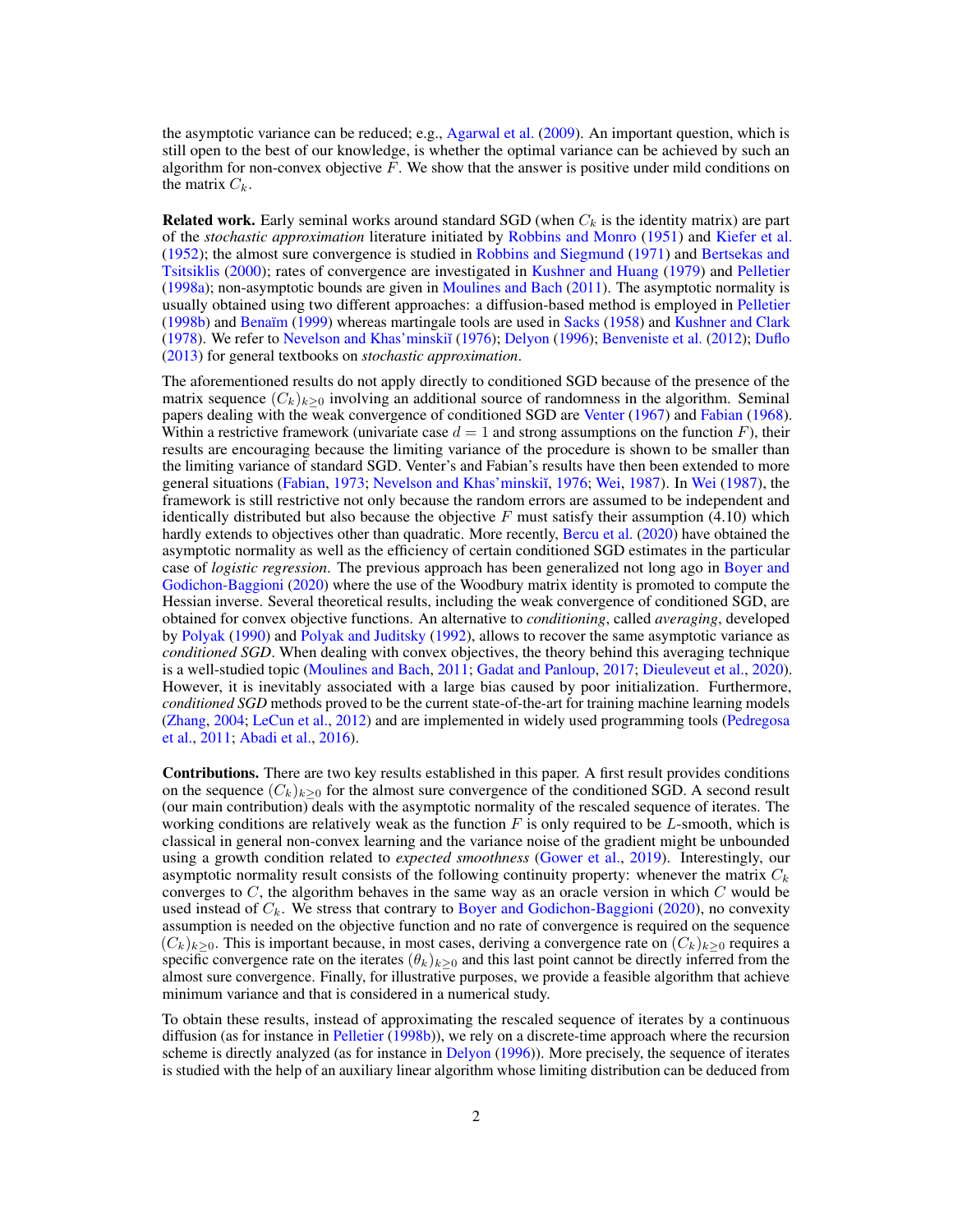the asymptotic variance can be reduced; e.g., Agarwal et al. (2009). An important question, which is still open to the best of our knowledge, is whether the optimal variance can be achieved by such an algorithm for non-convex objective $F$. We show that the answer is positive under mild conditions on the matrix $C_k$.

**Related work.** Early seminal works around standard SGD (when $C_k$ is the identity matrix) are part of the *stochastic approximation* literature initiated by Robbins and Monro (1951) and Kiefer et al. (1952); the almost sure convergence is studied in Robbins and Siegmund (1971) and Bertsekas and Tsitsiklis (2000); rates of convergence are investigated in Kushner and Huang (1979) and Pelletier (1998a); non-asymptotic bounds are given in Moulines and Bach (2011). The asymptotic normality is usually obtained using two different approaches: a diffusion-based method is employed in Pelletier (1998b) and Benaïm (1999) whereas martingale tools are used in Sacks (1958) and Kushner and Clark (1978). We refer to Nevelson and Khas'minskiĭ (1976); Delyon (1996); Benveniste et al. (2012); Duflo (2013) for general textbooks on *stochastic approximation*.

The aforementioned results do not apply directly to conditioned SGD because of the presence of the matrix sequence $(C_k)_{k\geq 0}$ involving an additional source of randomness in the algorithm. Seminal papers dealing with the weak convergence of conditioned SGD are Venter (1967) and Fabian (1968). Within a restrictive framework (univariate case $d = 1$ and strong assumptions on the function $F$), their results are encouraging because the limiting variance of the procedure is shown to be smaller than the limiting variance of standard SGD. Venter's and Fabian's results have then been extended to more general situations (Fabian, 1973; Nevelson and Khas'minskiĭ, 1976; Wei, 1987). In Wei (1987), the framework is still restrictive not only because the random errors are assumed to be independent and identically distributed but also because the objective $F$ must satisfy their assumption (4.10) which hardly extends to objectives other than quadratic. More recently, Bercu et al. (2020) have obtained the asymptotic normality as well as the efficiency of certain conditioned SGD estimates in the particular case of *logistic regression*. The previous approach has been generalized not long ago in Boyer and Godichon-Baggioni (2020) where the use of the Woodbury matrix identity is promoted to compute the Hessian inverse. Several theoretical results, including the weak convergence of conditioned SGD, are obtained for convex objective functions. An alternative to *conditioning*, called *averaging*, developed by Polyak (1990) and Polyak and Juditsky (1992), allows to recover the same asymptotic variance as *conditioned SGD*. When dealing with convex objectives, the theory behind this averaging technique is a well-studied topic (Moulines and Bach, 2011; Gadat and Panloup, 2017; Dieuleveut et al., 2020). However, it is inevitably associated with a large bias caused by poor initialization. Furthermore, *conditioned SGD* methods proved to be the current state-of-the-art for training machine learning models (Zhang, 2004; LeCun et al., 2012) and are implemented in widely used programming tools (Pedregosa et al., 2011; Abadi et al., 2016).

**Contributions.** There are two key results established in this paper. A first result provides conditions on the sequence $(C_k)_{k\geq 0}$ for the almost sure convergence of the conditioned SGD. A second result (our main contribution) deals with the asymptotic normality of the rescaled sequence of iterates. The working conditions are relatively weak as the function $F$ is only required to be $L$-smooth, which is classical in general non-convex learning and the variance noise of the gradient might be unbounded using a growth condition related to *expected smoothness* (Gower et al., 2019). Interestingly, our asymptotic normality result consists of the following continuity property: whenever the matrix $C_k$ converges to $C$, the algorithm behaves in the same way as an oracle version in which $C$ would be used instead of $C_k$. We stress that contrary to Boyer and Godichon-Baggioni (2020), no convexity assumption is needed on the objective function and no rate of convergence is required on the sequence $(C_k)_{k\geq 0}$. This is important because, in most cases, deriving a convergence rate on $(C_k)_{k\geq 0}$ requires a specific convergence rate on the iterates $(\theta_k)_{k\geq 0}$ and this last point cannot be directly inferred from the almost sure convergence. Finally, for illustrative purposes, we provide a feasible algorithm that achieve minimum variance and that is considered in a numerical study.

To obtain these results, instead of approximating the rescaled sequence of iterates by a continuous diffusion (as for instance in Pelletier (1998b)), we rely on a discrete-time approach where the recursion scheme is directly analyzed (as for instance in Delyon (1996)). More precisely, the sequence of iterates is studied with the help of an auxiliary linear algorithm whose limiting distribution can be deduced from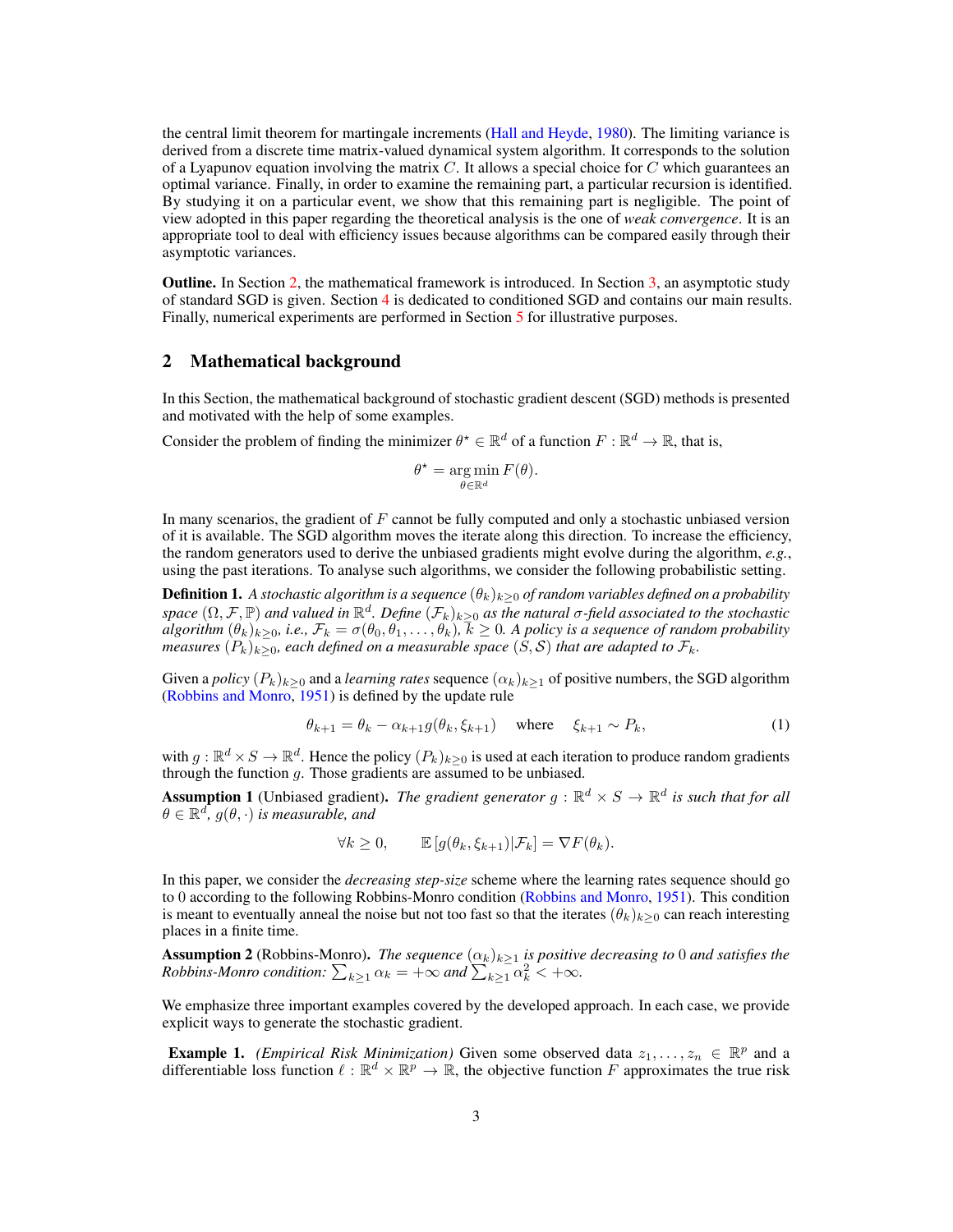the central limit theorem for martingale increments (Hall and Heyde, 1980). The limiting variance is derived from a discrete time matrix-valued dynamical system algorithm. It corresponds to the solution of a Lyapunov equation involving the matrix $C$. It allows a special choice for $C$ which guarantees an optimal variance. Finally, in order to examine the remaining part, a particular recursion is identified. By studying it on a particular event, we show that this remaining part is negligible. The point of view adopted in this paper regarding the theoretical analysis is the one of *weak convergence*. It is an appropriate tool to deal with efficiency issues because algorithms can be compared easily through their asymptotic variances.

**Outline.** In Section 2, the mathematical framework is introduced. In Section 3, an asymptotic study of standard SGD is given. Section 4 is dedicated to conditioned SGD and contains our main results. Finally, numerical experiments are performed in Section 5 for illustrative purposes.

## 2 Mathematical background

In this Section, the mathematical background of stochastic gradient descent (SGD) methods is presented and motivated with the help of some examples.

Consider the problem of finding the minimizer $\theta^\star \in \mathbb{R}^d$ of a function $F : \mathbb{R}^d \to \mathbb{R}$, that is,

$$\theta^\star = \underset{\theta \in \mathbb{R}^d}{\arg\min}\, F(\theta).$$

In many scenarios, the gradient of $F$ cannot be fully computed and only a stochastic unbiased version of it is available. The SGD algorithm moves the iterate along this direction. To increase the efficiency, the random generators used to derive the unbiased gradients might evolve during the algorithm, *e.g.*, using the past iterations. To analyse such algorithms, we consider the following probabilistic setting.

**Definition 1.** *A stochastic algorithm is a sequence $(\theta_k)_{k\geq 0}$ of random variables defined on a probability space $(\Omega, \mathcal{F}, \mathbb{P})$ and valued in $\mathbb{R}^d$. Define $(\mathcal{F}_k)_{k\geq 0}$ as the natural $\sigma$-field associated to the stochastic algorithm $(\theta_k)_{k\geq 0}$, i.e., $\mathcal{F}_k = \sigma(\theta_0, \theta_1, \ldots, \theta_k)$, $k \geq 0$. A policy is a sequence of random probability measures $(P_k)_{k\geq 0}$, each defined on a measurable space $(S, \mathcal{S})$ that are adapted to $\mathcal{F}_k$.*

Given a *policy* $(P_k)_{k\geq 0}$ and a *learning rates* sequence $(\alpha_k)_{k\geq 1}$ of positive numbers, the SGD algorithm (Robbins and Monro, 1951) is defined by the update rule

$$\theta_{k+1} = \theta_k - \alpha_{k+1} g(\theta_k, \xi_{k+1}) \quad \text{where} \quad \xi_{k+1} \sim P_k, \tag{1}$$

with $g : \mathbb{R}^d \times S \to \mathbb{R}^d$. Hence the policy $(P_k)_{k\geq 0}$ is used at each iteration to produce random gradients through the function $g$. Those gradients are assumed to be unbiased.

**Assumption 1** (Unbiased gradient)**.** *The gradient generator $g : \mathbb{R}^d \times S \to \mathbb{R}^d$ is such that for all $\theta \in \mathbb{R}^d$, $g(\theta, \cdot)$ is measurable, and*

$$\forall k \geq 0, \qquad \mathbb{E}\left[g(\theta_k, \xi_{k+1}) | \mathcal{F}_k\right] = \nabla F(\theta_k).$$

In this paper, we consider the *decreasing step-size* scheme where the learning rates sequence should go to 0 according to the following Robbins-Monro condition (Robbins and Monro, 1951). This condition is meant to eventually anneal the noise but not too fast so that the iterates $(\theta_k)_{k\geq 0}$ can reach interesting places in a finite time.

**Assumption 2** (Robbins-Monro)**.** *The sequence $(\alpha_k)_{k\geq 1}$ is positive decreasing to 0 and satisfies the Robbins-Monro condition: $\sum_{k\geq 1} \alpha_k = +\infty$ and $\sum_{k\geq 1} \alpha_k^2 < +\infty$.*

We emphasize three important examples covered by the developed approach. In each case, we provide explicit ways to generate the stochastic gradient.

**Example 1.** *(Empirical Risk Minimization)* Given some observed data $z_1, \ldots, z_n \in \mathbb{R}^p$ and a differentiable loss function $\ell : \mathbb{R}^d \times \mathbb{R}^p \to \mathbb{R}$, the objective function $F$ approximates the true risk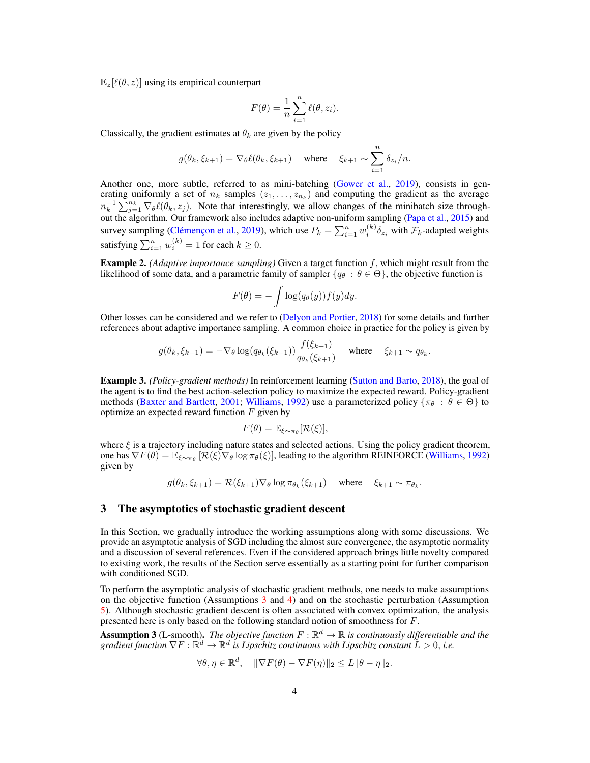$\mathbb{E}_z[\ell(\theta, z)]$ using its empirical counterpart

$$F(\theta) = \frac{1}{n}\sum_{i=1}^{n} \ell(\theta, z_i).$$

Classically, the gradient estimates at $\theta_k$ are given by the policy

$$g(\theta_k, \xi_{k+1}) = \nabla_\theta \ell(\theta_k, \xi_{k+1}) \quad \text{ where } \quad \xi_{k+1} \sim \sum_{i=1}^{n} \delta_{z_i}/n.$$

Another one, more subtle, referred to as mini-batching (Gower et al., 2019), consists in generating uniformly a set of $n_k$ samples $(z_1, \ldots, z_{n_k})$ and computing the gradient as the average $n_k^{-1}\sum_{j=1}^{n_k} \nabla_\theta \ell(\theta_k, z_j)$. Note that interestingly, we allow changes of the minibatch size throughout the algorithm. Our framework also includes adaptive non-uniform sampling (Papa et al., 2015) and survey sampling (Clémençon et al., 2019), which use $P_k = \sum_{i=1}^{n} w_i^{(k)} \delta_{z_i}$ with $\mathcal{F}_k$-adapted weights satisfying $\sum_{i=1}^{n} w_i^{(k)} = 1$ for each $k \geq 0$.

**Example 2.** *(Adaptive importance sampling)* Given a target function $f$, which might result from the likelihood of some data, and a parametric family of sampler $\{q_\theta \,:\, \theta \in \Theta\}$, the objective function is

$$F(\theta) = -\int \log(q_\theta(y)) f(y) dy.$$

Other losses can be considered and we refer to (Delyon and Portier, 2018) for some details and further references about adaptive importance sampling. A common choice in practice for the policy is given by

$$g(\theta_k, \xi_{k+1}) = -\nabla_\theta \log(q_{\theta_k}(\xi_{k+1})) \frac{f(\xi_{k+1})}{q_{\theta_k}(\xi_{k+1})} \quad \text{ where } \quad \xi_{k+1} \sim q_{\theta_k}.$$

**Example 3.** *(Policy-gradient methods)* In reinforcement learning (Sutton and Barto, 2018), the goal of the agent is to find the best action-selection policy to maximize the expected reward. Policy-gradient methods (Baxter and Bartlett, 2001; Williams, 1992) use a parameterized policy $\{\pi_\theta \,:\, \theta \in \Theta\}$ to optimize an expected reward function $F$ given by

$$F(\theta) = \mathbb{E}_{\xi \sim \pi_\theta}[\mathcal{R}(\xi)],$$

where $\xi$ is a trajectory including nature states and selected actions. Using the policy gradient theorem, one has $\nabla F(\theta) = \mathbb{E}_{\xi \sim \pi_\theta}\left[\mathcal{R}(\xi) \nabla_\theta \log \pi_\theta(\xi)\right]$, leading to the algorithm REINFORCE (Williams, 1992) given by

$$g(\theta_k, \xi_{k+1}) = \mathcal{R}(\xi_{k+1}) \nabla_\theta \log \pi_{\theta_k}(\xi_{k+1}) \quad \text{ where } \quad \xi_{k+1} \sim \pi_{\theta_k}.$$

## 3 The asymptotics of stochastic gradient descent

In this Section, we gradually introduce the working assumptions along with some discussions. We provide an asymptotic analysis of SGD including the almost sure convergence, the asymptotic normality and a discussion of several references. Even if the considered approach brings little novelty compared to existing work, the results of the Section serve essentially as a starting point for further comparison with conditioned SGD.

To perform the asymptotic analysis of stochastic gradient methods, one needs to make assumptions on the objective function (Assumptions 3 and 4) and on the stochastic perturbation (Assumption 5). Although stochastic gradient descent is often associated with convex optimization, the analysis presented here is only based on the following standard notion of smoothness for $F$.

**Assumption 3** (L-smooth)**.** *The objective function $F : \mathbb{R}^d \to \mathbb{R}$ is continuously differentiable and the gradient function $\nabla F : \mathbb{R}^d \to \mathbb{R}^d$ is Lipschitz continuous with Lipschitz constant $L > 0$, i.e.*

$$\forall \theta, \eta \in \mathbb{R}^d, \quad \|\nabla F(\theta) - \nabla F(\eta)\|_2 \leq L\|\theta - \eta\|_2.$$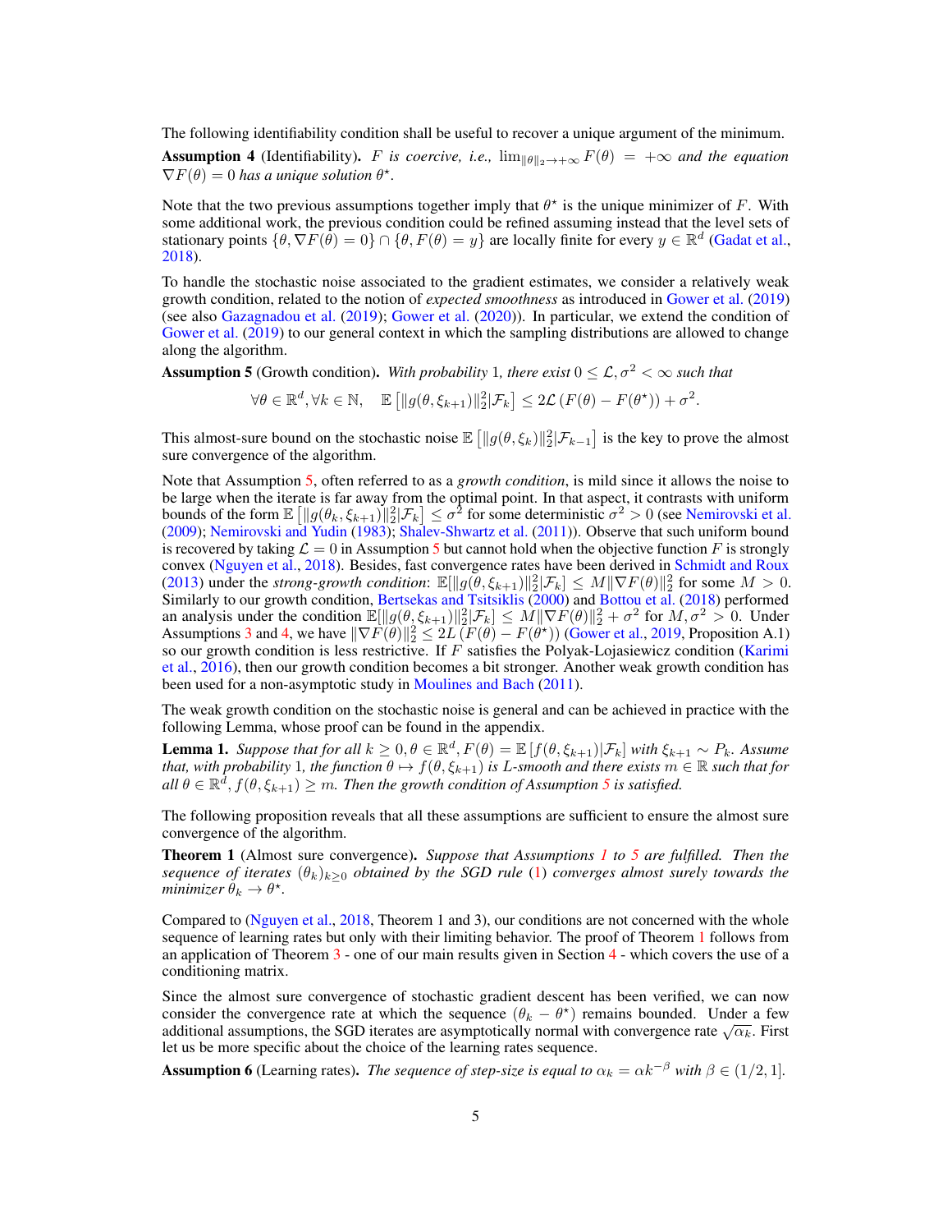The following identifiability condition shall be useful to recover a unique argument of the minimum.

**Assumption 4** (Identifiability). *$F$ is coercive, i.e., $\lim_{\|\theta\|_2 \to +\infty} F(\theta) = +\infty$ and the equation $\nabla F(\theta) = 0$ has a unique solution $\theta^\star$.*

Note that the two previous assumptions together imply that $\theta^\star$ is the unique minimizer of $F$. With some additional work, the previous condition could be refined assuming instead that the level sets of stationary points $\{\theta, \nabla F(\theta) = 0\} \cap \{\theta, F(\theta) = y\}$ are locally finite for every $y \in \mathbb{R}^d$ (Gadat et al., 2018).

To handle the stochastic noise associated to the gradient estimates, we consider a relatively weak growth condition, related to the notion of *expected smoothness* as introduced in Gower et al. (2019) (see also Gazagnadou et al. (2019); Gower et al. (2020)). In particular, we extend the condition of Gower et al. (2019) to our general context in which the sampling distributions are allowed to change along the algorithm.

**Assumption 5** (Growth condition). *With probability 1, there exist $0 \leq \mathcal{L}, \sigma^2 < \infty$ such that*

$$\forall \theta \in \mathbb{R}^d, \forall k \in \mathbb{N}, \quad \mathbb{E}\left[\|g(\theta, \xi_{k+1})\|_2^2 | \mathcal{F}_k\right] \leq 2\mathcal{L}\left(F(\theta) - F(\theta^\star)\right) + \sigma^2.$$

This almost-sure bound on the stochastic noise $\mathbb{E}\left[\|g(\theta, \xi_k)\|_2^2 | \mathcal{F}_{k-1}\right]$ is the key to prove the almost sure convergence of the algorithm.

Note that Assumption 5, often referred to as a *growth condition*, is mild since it allows the noise to be large when the iterate is far away from the optimal point. In that aspect, it contrasts with uniform bounds of the form $\mathbb{E}\left[\|g(\theta_k, \xi_{k+1})\|_2^2 | \mathcal{F}_k\right] \leq \sigma^2$ for some deterministic $\sigma^2 > 0$ (see Nemirovski et al. (2009); Nemirovski and Yudin (1983); Shalev-Shwartz et al. (2011)). Observe that such uniform bound is recovered by taking $\mathcal{L} = 0$ in Assumption 5 but cannot hold when the objective function $F$ is strongly convex (Nguyen et al., 2018). Besides, fast convergence rates have been derived in Schmidt and Roux (2013) under the *strong-growth condition*: $\mathbb{E}[\|g(\theta, \xi_{k+1})\|_2^2 | \mathcal{F}_k] \leq M\|\nabla F(\theta)\|_2^2$ for some $M > 0$. Similarly to our growth condition, Bertsekas and Tsitsiklis (2000) and Bottou et al. (2018) performed an analysis under the condition $\mathbb{E}[\|g(\theta, \xi_{k+1})\|_2^2 | \mathcal{F}_k] \leq M\|\nabla F(\theta)\|_2^2 + \sigma^2$ for $M, \sigma^2 > 0$. Under Assumptions 3 and 4, we have $\|\nabla F(\theta)\|_2^2 \leq 2L\left(F(\theta) - F(\theta^\star)\right)$ (Gower et al., 2019, Proposition A.1) so our growth condition is less restrictive. If $F$ satisfies the Polyak-Lojasiewicz condition (Karimi et al., 2016), then our growth condition becomes a bit stronger. Another weak growth condition has been used for a non-asymptotic study in Moulines and Bach (2011).

The weak growth condition on the stochastic noise is general and can be achieved in practice with the following Lemma, whose proof can be found in the appendix.

**Lemma 1.** *Suppose that for all $k \geq 0, \theta \in \mathbb{R}^d, F(\theta) = \mathbb{E}\left[f(\theta, \xi_{k+1}) | \mathcal{F}_k\right]$ with $\xi_{k+1} \sim P_k$. Assume that, with probability 1, the function $\theta \mapsto f(\theta, \xi_{k+1})$ is $L$-smooth and there exists $m \in \mathbb{R}$ such that for all $\theta \in \mathbb{R}^d$, $f(\theta, \xi_{k+1}) \geq m$. Then the growth condition of Assumption 5 is satisfied.*

The following proposition reveals that all these assumptions are sufficient to ensure the almost sure convergence of the algorithm.

**Theorem 1** (Almost sure convergence). *Suppose that Assumptions 1 to 5 are fulfilled. Then the sequence of iterates $(\theta_k)_{k \geq 0}$ obtained by the SGD rule (1) converges almost surely towards the minimizer $\theta_k \to \theta^\star$.*

Compared to (Nguyen et al., 2018, Theorem 1 and 3), our conditions are not concerned with the whole sequence of learning rates but only with their limiting behavior. The proof of Theorem 1 follows from an application of Theorem 3 - one of our main results given in Section 4 - which covers the use of a conditioning matrix.

Since the almost sure convergence of stochastic gradient descent has been verified, we can now consider the convergence rate at which the sequence $(\theta_k - \theta^\star)$ remains bounded. Under a few additional assumptions, the SGD iterates are asymptotically normal with convergence rate $\sqrt{\alpha_k}$. First let us be more specific about the choice of the learning rates sequence.

**Assumption 6** (Learning rates). *The sequence of step-size is equal to $\alpha_k = \alpha k^{-\beta}$ with $\beta \in (1/2, 1]$.*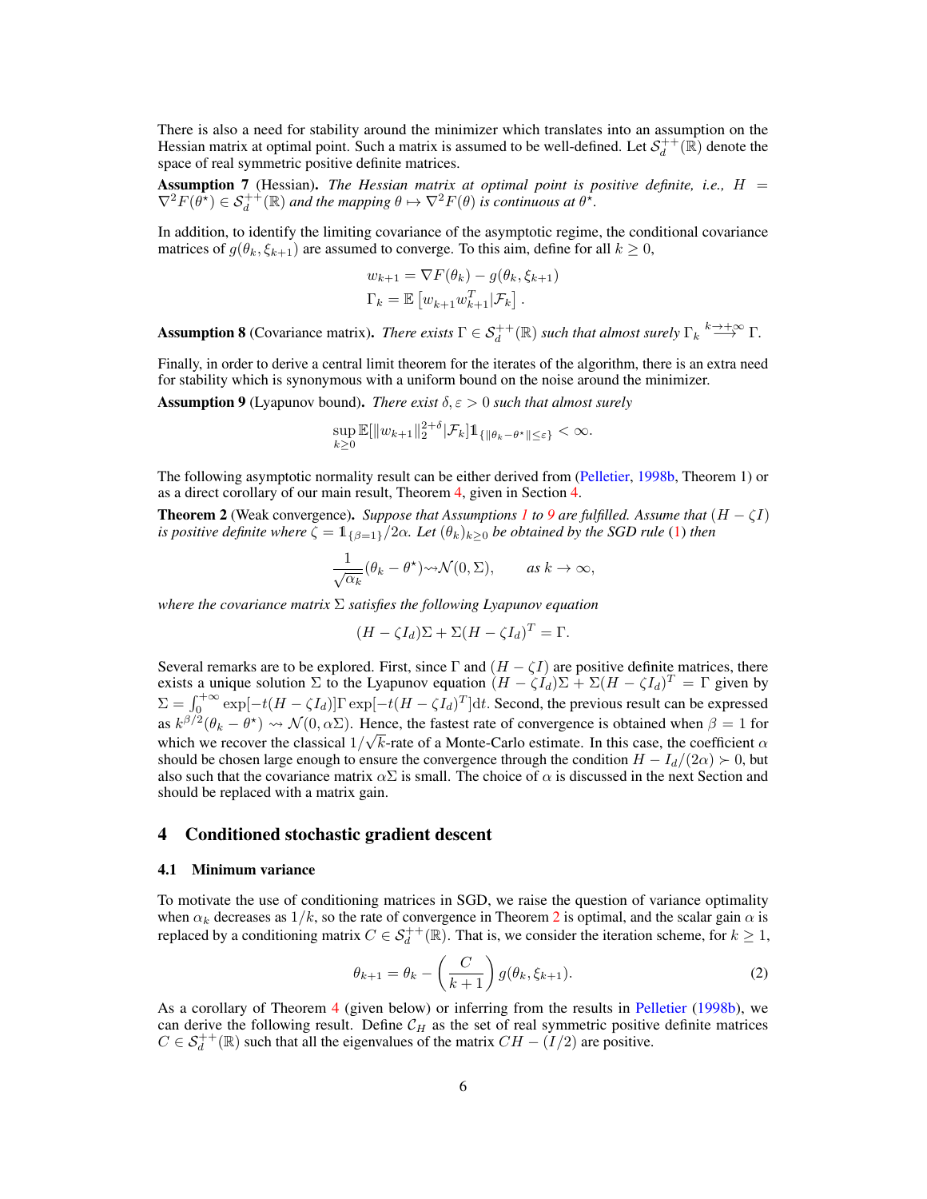There is also a need for stability around the minimizer which translates into an assumption on the Hessian matrix at optimal point. Such a matrix is assumed to be well-defined. Let $\mathcal{S}_d^{++}(\mathbb{R})$ denote the space of real symmetric positive definite matrices.

**Assumption 7** (Hessian). *The Hessian matrix at optimal point is positive definite, i.e., $H = \nabla^2 F(\theta^\star) \in \mathcal{S}_d^{++}(\mathbb{R})$ and the mapping $\theta \mapsto \nabla^2 F(\theta)$ is continuous at $\theta^\star$.*

In addition, to identify the limiting covariance of the asymptotic regime, the conditional covariance matrices of $g(\theta_k, \xi_{k+1})$ are assumed to converge. To this aim, define for all $k \geq 0$,

$$
\begin{aligned}
w_{k+1} &= \nabla F(\theta_k) - g(\theta_k, \xi_{k+1}) \\
\Gamma_k &= \mathbb{E}\left[w_{k+1} w_{k+1}^T | \mathcal{F}_k\right].
\end{aligned}
$$

**Assumption 8** (Covariance matrix). *There exists $\Gamma \in \mathcal{S}_d^{++}(\mathbb{R})$ such that almost surely $\Gamma_k \overset{k \to +\infty}{\longrightarrow} \Gamma$.*

Finally, in order to derive a central limit theorem for the iterates of the algorithm, there is an extra need for stability which is synonymous with a uniform bound on the noise around the minimizer.

**Assumption 9** (Lyapunov bound). *There exist $\delta, \varepsilon > 0$ such that almost surely*

$$
\sup_{k \geq 0} \mathbb{E}[\|w_{k+1}\|_2^{2+\delta} | \mathcal{F}_k] \mathbb{1}_{\{\|\theta_k - \theta^\star\| \leq \varepsilon\}} < \infty.
$$

The following asymptotic normality result can be either derived from (Pelletier, 1998b, Theorem 1) or as a direct corollary of our main result, Theorem 4, given in Section 4.

**Theorem 2** (Weak convergence). *Suppose that Assumptions 1 to 9 are fulfilled. Assume that $(H - \zeta I)$ is positive definite where $\zeta = \mathbb{1}_{\{\beta=1\}}/2\alpha$. Let $(\theta_k)_{k \geq 0}$ be obtained by the SGD rule (1) then*

$$
\frac{1}{\sqrt{\alpha_k}}(\theta_k - \theta^\star) \rightsquigarrow \mathcal{N}(0, \Sigma), \qquad \text{as } k \to \infty,
$$

*where the covariance matrix $\Sigma$ satisfies the following Lyapunov equation*

$$
(H - \zeta I_d)\Sigma + \Sigma(H - \zeta I_d)^T = \Gamma.
$$

Several remarks are to be explored. First, since $\Gamma$ and $(H - \zeta I)$ are positive definite matrices, there exists a unique solution $\Sigma$ to the Lyapunov equation $(H - \zeta I_d)\Sigma + \Sigma(H - \zeta I_d)^T = \Gamma$ given by $\Sigma = \int_0^{+\infty} \exp[-t(H - \zeta I_d)]\Gamma \exp[-t(H - \zeta I_d)^T]\mathrm{d}t$. Second, the previous result can be expressed as $k^{\beta/2}(\theta_k - \theta^\star) \rightsquigarrow \mathcal{N}(0, \alpha\Sigma)$. Hence, the fastest rate of convergence is obtained when $\beta = 1$ for which we recover the classical $1/\sqrt{k}$-rate of a Monte-Carlo estimate. In this case, the coefficient $\alpha$ should be chosen large enough to ensure the convergence through the condition $H - I_d/(2\alpha) \succ 0$, but also such that the covariance matrix $\alpha\Sigma$ is small. The choice of $\alpha$ is discussed in the next Section and should be replaced with a matrix gain.

# 4 Conditioned stochastic gradient descent

## 4.1 Minimum variance

To motivate the use of conditioning matrices in SGD, we raise the question of variance optimality when $\alpha_k$ decreases as $1/k$, so the rate of convergence in Theorem 2 is optimal, and the scalar gain $\alpha$ is replaced by a conditioning matrix $C \in \mathcal{S}_d^{++}(\mathbb{R})$. That is, we consider the iteration scheme, for $k \geq 1$,

$$
\theta_{k+1} = \theta_k - \left(\frac{C}{k+1}\right) g(\theta_k, \xi_{k+1}). \tag{2}
$$

As a corollary of Theorem 4 (given below) or inferring from the results in Pelletier (1998b), we can derive the following result. Define $\mathcal{C}_H$ as the set of real symmetric positive definite matrices $C \in \mathcal{S}_d^{++}(\mathbb{R})$ such that all the eigenvalues of the matrix $CH - (I/2)$ are positive.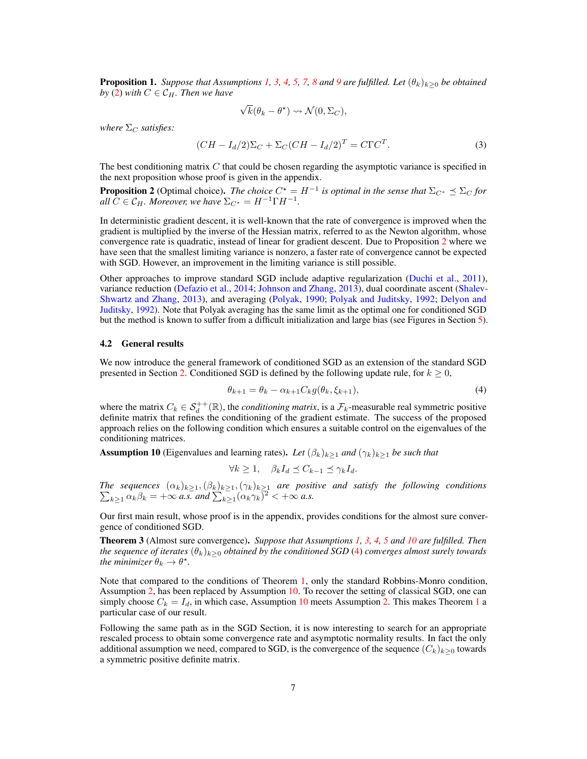**Proposition 1.** *Suppose that Assumptions 1, 3, 4, 5, 7, 8 and 9 are fulfilled. Let $(\theta_k)_{k\geq 0}$ be obtained by (2) with $C \in \mathcal{C}_H$. Then we have*

$$\sqrt{k}(\theta_k - \theta^\star) \rightsquigarrow \mathcal{N}(0, \Sigma_C),$$

*where $\Sigma_C$ satisfies:*

$$(CH - I_d/2)\Sigma_C + \Sigma_C(CH - I_d/2)^T = C\Gamma C^T. \tag{3}$$

The best conditioning matrix $C$ that could be chosen regarding the asymptotic variance is specified in the next proposition whose proof is given in the appendix.

**Proposition 2** (Optimal choice). *The choice $C^\star = H^{-1}$ is optimal in the sense that $\Sigma_{C^\star} \preceq \Sigma_C$ for all $C \in \mathcal{C}_H$. Moreover, we have $\Sigma_{C^\star} = H^{-1}\Gamma H^{-1}$.*

In deterministic gradient descent, it is well-known that the rate of convergence is improved when the gradient is multiplied by the inverse of the Hessian matrix, referred to as the Newton algorithm, whose convergence rate is quadratic, instead of linear for gradient descent. Due to Proposition 2 where we have seen that the smallest limiting variance is nonzero, a faster rate of convergence cannot be expected with SGD. However, an improvement in the limiting variance is still possible.

Other approaches to improve standard SGD include adaptive regularization (Duchi et al., 2011), variance reduction (Defazio et al., 2014; Johnson and Zhang, 2013), dual coordinate ascent (Shalev-Shwartz and Zhang, 2013), and averaging (Polyak, 1990; Polyak and Juditsky, 1992; Delyon and Juditsky, 1992). Note that Polyak averaging has the same limit as the optimal one for conditioned SGD but the method is known to suffer from a difficult initialization and large bias (see Figures in Section 5).

### 4.2 General results

We now introduce the general framework of conditioned SGD as an extension of the standard SGD presented in Section 2. Conditioned SGD is defined by the following update rule, for $k \geq 0$,

$$\theta_{k+1} = \theta_k - \alpha_{k+1} C_k g(\theta_k, \xi_{k+1}), \tag{4}$$

where the matrix $C_k \in \mathcal{S}_d^{++}(\mathbb{R})$, the *conditioning matrix*, is a $\mathcal{F}_k$-measurable real symmetric positive definite matrix that refines the conditioning of the gradient estimate. The success of the proposed approach relies on the following condition which ensures a suitable control on the eigenvalues of the conditioning matrices.

**Assumption 10** (Eigenvalues and learning rates). *Let $(\beta_k)_{k\geq 1}$ and $(\gamma_k)_{k\geq 1}$ be such that*

$$\forall k \geq 1, \quad \beta_k I_d \preceq C_{k-1} \preceq \gamma_k I_d.$$

*The sequences $(\alpha_k)_{k\geq 1}, (\beta_k)_{k\geq 1}, (\gamma_k)_{k\geq 1}$ are positive and satisfy the following conditions $\sum_{k\geq 1} \alpha_k \beta_k = +\infty$ a.s. and $\sum_{k\geq 1}(\alpha_k \gamma_k)^2 < +\infty$ a.s.*

Our first main result, whose proof is in the appendix, provides conditions for the almost sure convergence of conditioned SGD.

**Theorem 3** (Almost sure convergence). *Suppose that Assumptions 1, 3, 4, 5 and 10 are fulfilled. Then the sequence of iterates $(\theta_k)_{k\geq 0}$ obtained by the conditioned SGD (4) converges almost surely towards the minimizer $\theta_k \to \theta^\star$.*

Note that compared to the conditions of Theorem 1, only the standard Robbins-Monro condition, Assumption 2, has been replaced by Assumption 10. To recover the setting of classical SGD, one can simply choose $C_k = I_d$, in which case, Assumption 10 meets Assumption 2. This makes Theorem 1 a particular case of our result.

Following the same path as in the SGD Section, it is now interesting to search for an appropriate rescaled process to obtain some convergence rate and asymptotic normality results. In fact the only additional assumption we need, compared to SGD, is the convergence of the sequence $(C_k)_{k\geq 0}$ towards a symmetric positive definite matrix.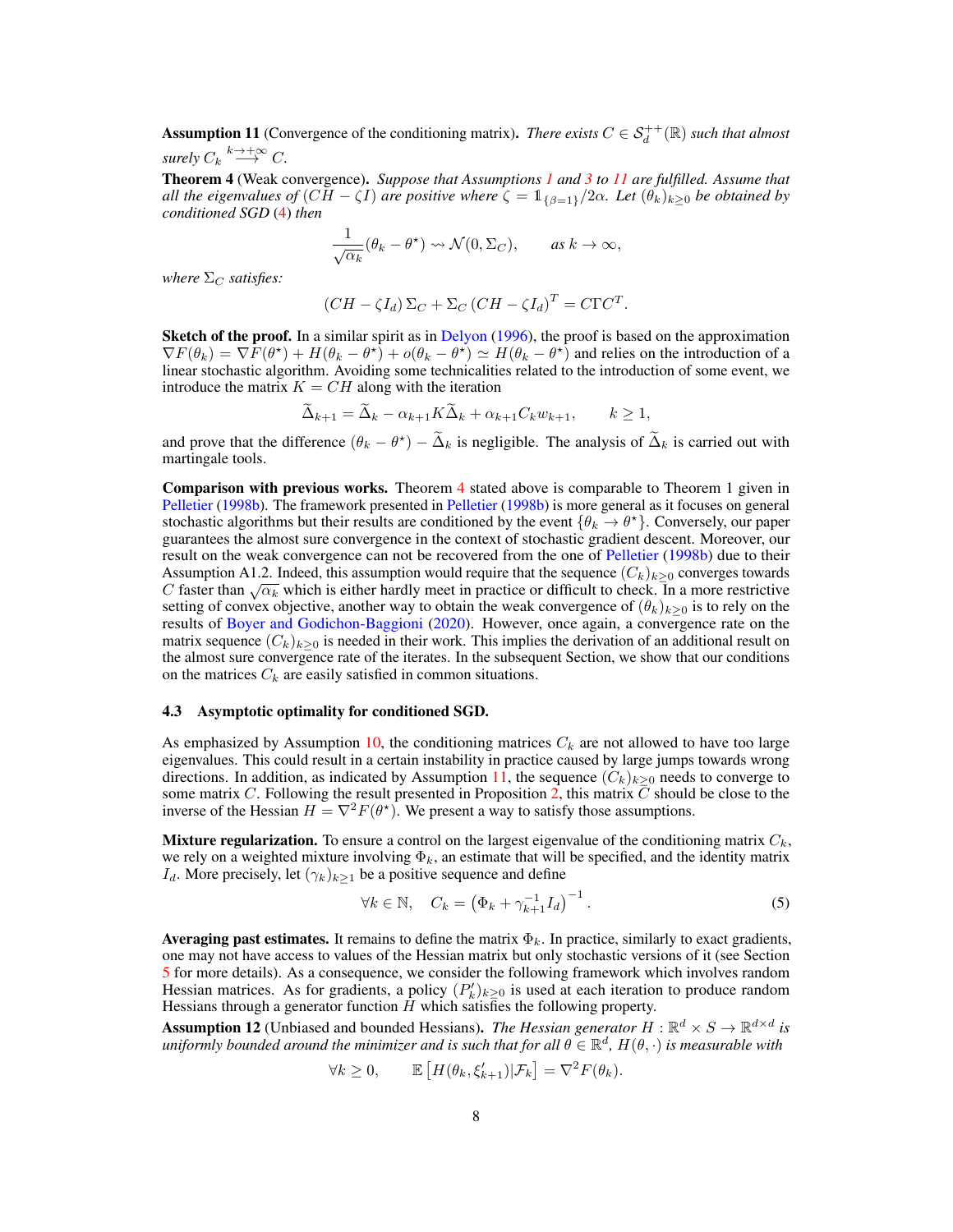**Assumption 11** (Convergence of the conditioning matrix)**.** *There exists $C \in \mathcal{S}_d^{++}(\mathbb{R})$ such that almost surely $C_k \overset{k\to+\infty}{\longrightarrow} C$.*

**Theorem 4** (Weak convergence)**.** *Suppose that Assumptions 1 and 3 to 11 are fulfilled. Assume that all the eigenvalues of $(CH - \zeta I)$ are positive where $\zeta = \mathbb{1}_{\{\beta=1\}}/2\alpha$. Let $(\theta_k)_{k\geq 0}$ be obtained by conditioned SGD (4) then*

$$\frac{1}{\sqrt{\alpha_k}}(\theta_k - \theta^\star) \rightsquigarrow \mathcal{N}(0, \Sigma_C), \qquad \text{as } k \to \infty,$$

*where $\Sigma_C$ satisfies:*

$$(CH - \zeta I_d)\, \Sigma_C + \Sigma_C\, (CH - \zeta I_d)^T = C\Gamma C^T.$$

**Sketch of the proof.** In a similar spirit as in Delyon (1996), the proof is based on the approximation $\nabla F(\theta_k) = \nabla F(\theta^\star) + H(\theta_k - \theta^\star) + o(\theta_k - \theta^\star) \simeq H(\theta_k - \theta^\star)$ and relies on the introduction of a linear stochastic algorithm. Avoiding some technicalities related to the introduction of some event, we introduce the matrix $K = CH$ along with the iteration

$$\widetilde{\Delta}_{k+1} = \widetilde{\Delta}_k - \alpha_{k+1} K \widetilde{\Delta}_k + \alpha_{k+1} C_k w_{k+1}, \qquad k \geq 1,$$

and prove that the difference $(\theta_k - \theta^\star) - \widetilde{\Delta}_k$ is negligible. The analysis of $\widetilde{\Delta}_k$ is carried out with martingale tools.

**Comparison with previous works.** Theorem 4 stated above is comparable to Theorem 1 given in Pelletier (1998b). The framework presented in Pelletier (1998b) is more general as it focuses on general stochastic algorithms but their results are conditioned by the event $\{\theta_k \to \theta^\star\}$. Conversely, our paper guarantees the almost sure convergence in the context of stochastic gradient descent. Moreover, our result on the weak convergence can not be recovered from the one of Pelletier (1998b) due to their Assumption A1.2. Indeed, this assumption would require that the sequence $(C_k)_{k\geq 0}$ converges towards $C$ faster than $\sqrt{\alpha_k}$ which is either hardly meet in practice or difficult to check. In a more restrictive setting of convex objective, another way to obtain the weak convergence of $(\theta_k)_{k\geq 0}$ is to rely on the results of Boyer and Godichon-Baggioni (2020). However, once again, a convergence rate on the matrix sequence $(C_k)_{k\geq 0}$ is needed in their work. This implies the derivation of an additional result on the almost sure convergence rate of the iterates. In the subsequent Section, we show that our conditions on the matrices $C_k$ are easily satisfied in common situations.

### 4.3 Asymptotic optimality for conditioned SGD.

As emphasized by Assumption 10, the conditioning matrices $C_k$ are not allowed to have too large eigenvalues. This could result in a certain instability in practice caused by large jumps towards wrong directions. In addition, as indicated by Assumption 11, the sequence $(C_k)_{k\geq 0}$ needs to converge to some matrix $C$. Following the result presented in Proposition 2, this matrix $C$ should be close to the inverse of the Hessian $H = \nabla^2 F(\theta^\star)$. We present a way to satisfy those assumptions.

**Mixture regularization.** To ensure a control on the largest eigenvalue of the conditioning matrix $C_k$, we rely on a weighted mixture involving $\Phi_k$, an estimate that will be specified, and the identity matrix $I_d$. More precisely, let $(\gamma_k)_{k\geq 1}$ be a positive sequence and define

$$\forall k \in \mathbb{N}, \quad C_k = \left(\Phi_k + \gamma_{k+1}^{-1} I_d\right)^{-1}. \tag{5}$$

**Averaging past estimates.** It remains to define the matrix $\Phi_k$. In practice, similarly to exact gradients, one may not have access to values of the Hessian matrix but only stochastic versions of it (see Section 5 for more details). As a consequence, we consider the following framework which involves random Hessian matrices. As for gradients, a policy $(P_k')_{k\geq 0}$ is used at each iteration to produce random Hessians through a generator function $H$ which satisfies the following property.

**Assumption 12** (Unbiased and bounded Hessians)**.** *The Hessian generator $H : \mathbb{R}^d \times S \to \mathbb{R}^{d\times d}$ is uniformly bounded around the minimizer and is such that for all $\theta \in \mathbb{R}^d$, $H(\theta, \cdot)$ is measurable with*

$$\forall k \geq 0, \qquad \mathbb{E}\left[H(\theta_k, \xi_{k+1}')|\mathcal{F}_k\right] = \nabla^2 F(\theta_k).$$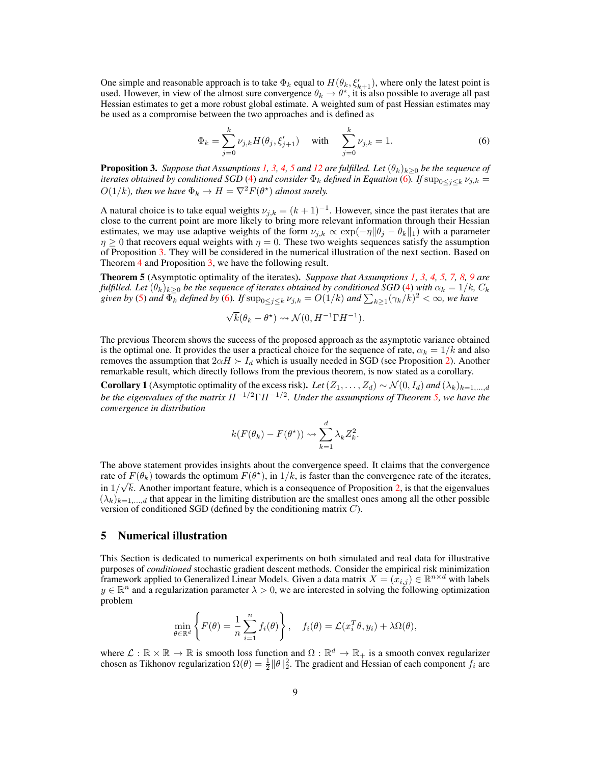One simple and reasonable approach is to take $\Phi_k$ equal to $H(\theta_k, \xi'_{k+1})$, where only the latest point is used. However, in view of the almost sure convergence $\theta_k \to \theta^\star$, it is also possible to average all past Hessian estimates to get a more robust global estimate. A weighted sum of past Hessian estimates may be used as a compromise between the two approaches and is defined as

$$\Phi_k = \sum_{j=0}^{k} \nu_{j,k} H(\theta_j, \xi'_{j+1}) \quad \text{with} \quad \sum_{j=0}^{k} \nu_{j,k} = 1. \tag{6}$$

**Proposition 3.** *Suppose that Assumptions 1, 3, 4, 5 and 12 are fulfilled. Let $(\theta_k)_{k\geq 0}$ be the sequence of iterates obtained by conditioned SGD (4) and consider $\Phi_k$ defined in Equation (6). If $\sup_{0\leq j\leq k} \nu_{j,k} = O(1/k)$, then we have $\Phi_k \to H = \nabla^2 F(\theta^\star)$ almost surely.*

A natural choice is to take equal weights $\nu_{j,k} = (k+1)^{-1}$. However, since the past iterates that are close to the current point are more likely to bring more relevant information through their Hessian estimates, we may use adaptive weights of the form $\nu_{j,k} \propto \exp(-\eta\|\theta_j - \theta_k\|_1)$ with a parameter $\eta \geq 0$ that recovers equal weights with $\eta = 0$. These two weights sequences satisfy the assumption of Proposition 3. They will be considered in the numerical illustration of the next section. Based on Theorem 4 and Proposition 3, we have the following result.

**Theorem 5** (Asymptotic optimality of the iterates)**.** *Suppose that Assumptions 1, 3, 4, 5, 7, 8, 9 are fulfilled. Let $(\theta_k)_{k\geq 0}$ be the sequence of iterates obtained by conditioned SGD (4) with $\alpha_k = 1/k$, $C_k$ given by (5) and $\Phi_k$ defined by (6). If $\sup_{0\leq j\leq k} \nu_{j,k} = O(1/k)$ and $\sum_{k\geq 1}(\gamma_k/k)^2 < \infty$, we have*

$$\sqrt{k}(\theta_k - \theta^\star) \rightsquigarrow \mathcal{N}(0, H^{-1}\Gamma H^{-1}).$$

The previous Theorem shows the success of the proposed approach as the asymptotic variance obtained is the optimal one. It provides the user a practical choice for the sequence of rate, $\alpha_k = 1/k$ and also removes the assumption that $2\alpha H \succ I_d$ which is usually needed in SGD (see Proposition 2). Another remarkable result, which directly follows from the previous theorem, is now stated as a corollary.

**Corollary 1** (Asymptotic optimality of the excess risk)**.** *Let $(Z_1, \ldots, Z_d) \sim \mathcal{N}(0, I_d)$ and $(\lambda_k)_{k=1,\ldots,d}$ be the eigenvalues of the matrix $H^{-1/2}\Gamma H^{-1/2}$. Under the assumptions of Theorem 5, we have the convergence in distribution*

$$k(F(\theta_k) - F(\theta^\star)) \rightsquigarrow \sum_{k=1}^{d} \lambda_k Z_k^2.$$

The above statement provides insights about the convergence speed. It claims that the convergence rate of $F(\theta_k)$ towards the optimum $F(\theta^\star)$, in $1/k$, is faster than the convergence rate of the iterates, in $1/\sqrt{k}$. Another important feature, which is a consequence of Proposition 2, is that the eigenvalues $(\lambda_k)_{k=1,\ldots,d}$ that appear in the limiting distribution are the smallest ones among all the other possible version of conditioned SGD (defined by the conditioning matrix $C$).

## 5 Numerical illustration

This Section is dedicated to numerical experiments on both simulated and real data for illustrative purposes of *conditioned* stochastic gradient descent methods. Consider the empirical risk minimization framework applied to Generalized Linear Models. Given a data matrix $X = (x_{i,j}) \in \mathbb{R}^{n\times d}$ with labels $y \in \mathbb{R}^n$ and a regularization parameter $\lambda > 0$, we are interested in solving the following optimization problem

$$\min_{\theta\in\mathbb{R}^d} \left\{ F(\theta) = \frac{1}{n}\sum_{i=1}^{n} f_i(\theta) \right\}, \quad f_i(\theta) = \mathcal{L}(x_i^T\theta, y_i) + \lambda\Omega(\theta),$$

where $\mathcal{L} : \mathbb{R} \times \mathbb{R} \to \mathbb{R}$ is smooth loss function and $\Omega : \mathbb{R}^d \to \mathbb{R}_+$ is a smooth convex regularizer chosen as Tikhonov regularization $\Omega(\theta) = \frac{1}{2}\|\theta\|_2^2$. The gradient and Hessian of each component $f_i$ are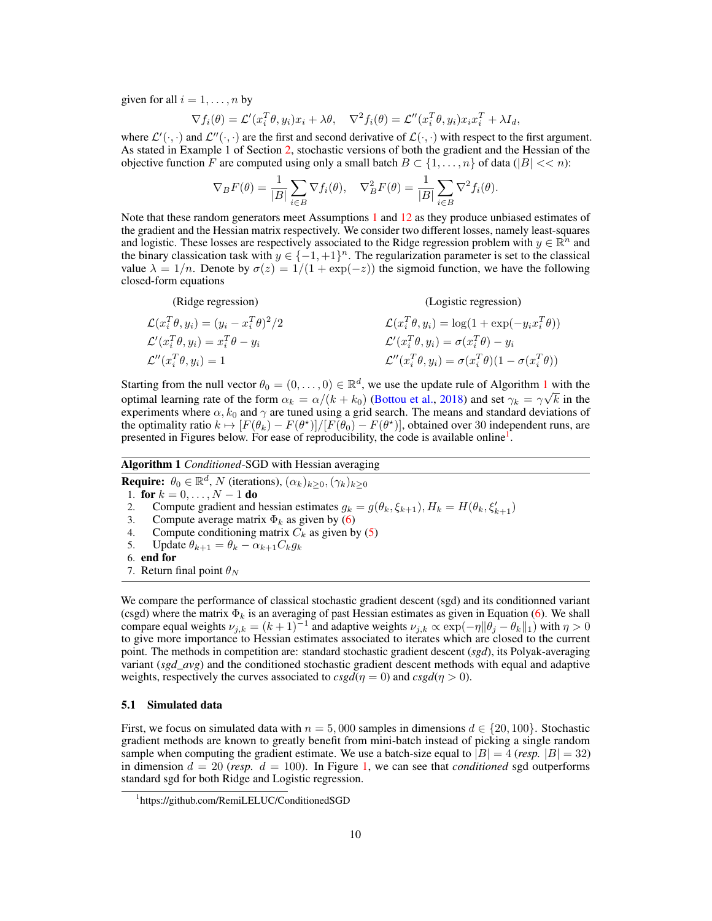given for all $i = 1, \ldots, n$ by

$$\nabla f_i(\theta) = \mathcal{L}'(x_i^T\theta, y_i)x_i + \lambda\theta, \quad \nabla^2 f_i(\theta) = \mathcal{L}''(x_i^T\theta, y_i)x_i x_i^T + \lambda I_d,$$

where $\mathcal{L}'(\cdot,\cdot)$ and $\mathcal{L}''(\cdot,\cdot)$ are the first and second derivative of $\mathcal{L}(\cdot,\cdot)$ with respect to the first argument. As stated in Example 1 of Section 2, stochastic versions of both the gradient and the Hessian of the objective function $F$ are computed using only a small batch $B \subset \{1, \ldots, n\}$ of data ($|B| << n$):

$$\nabla_B F(\theta) = \frac{1}{|B|}\sum_{i \in B} \nabla f_i(\theta), \quad \nabla_B^2 F(\theta) = \frac{1}{|B|}\sum_{i \in B} \nabla^2 f_i(\theta).$$

Note that these random generators meet Assumptions 1 and 12 as they produce unbiased estimates of the gradient and the Hessian matrix respectively. We consider two different losses, namely least-squares and logistic. These losses are respectively associated to the Ridge regression problem with $y \in \mathbb{R}^n$ and the binary classication task with $y \in \{-1, +1\}^n$. The regularization parameter is set to the classical value $\lambda = 1/n$. Denote by $\sigma(z) = 1/(1 + \exp(-z))$ the sigmoid function, we have the following closed-form equations

| (Ridge regression) | (Logistic regression) |
|---|---|
| $\mathcal{L}(x_i^T\theta, y_i) = (y_i - x_i^T\theta)^2/2$ | $\mathcal{L}(x_i^T\theta, y_i) = \log(1 + \exp(-y_i x_i^T\theta))$ |
| $\mathcal{L}'(x_i^T\theta, y_i) = x_i^T\theta - y_i$ | $\mathcal{L}'(x_i^T\theta, y_i) = \sigma(x_i^T\theta) - y_i$ |
| $\mathcal{L}''(x_i^T\theta, y_i) = 1$ | $\mathcal{L}''(x_i^T\theta, y_i) = \sigma(x_i^T\theta)(1 - \sigma(x_i^T\theta))$ |

Starting from the null vector $\theta_0 = (0, \ldots, 0) \in \mathbb{R}^d$, we use the update rule of Algorithm 1 with the optimal learning rate of the form $\alpha_k = \alpha/(k + k_0)$ (Bottou et al., 2018) and set $\gamma_k = \gamma\sqrt{k}$ in the experiments where $\alpha$, $k_0$ and $\gamma$ are tuned using a grid search. The means and standard deviations of the optimality ratio $k \mapsto [F(\theta_k) - F(\theta^\star)]/[F(\theta_0) - F(\theta^\star)]$, obtained over 30 independent runs, are presented in Figures below. For ease of reproducibility, the code is available online[1].

**Algorithm 1** *Conditioned*-SGD with Hessian averaging

**Require:** $\theta_0 \in \mathbb{R}^d$, $N$ (iterations), $(\alpha_k)_{k\geq 0}$, $(\gamma_k)_{k\geq 0}$

1. **for** $k = 0, \ldots, N-1$ **do**
2. Compute gradient and hessian estimates $g_k = g(\theta_k, \xi_{k+1})$, $H_k = H(\theta_k, \xi'_{k+1})$
3. Compute average matrix $\Phi_k$ as given by (6)
4. Compute conditioning matrix $C_k$ as given by (5)
5. Update $\theta_{k+1} = \theta_k - \alpha_{k+1} C_k g_k$
6. **end for**
7. Return final point $\theta_N$

We compare the performance of classical stochastic gradient descent (sgd) and its conditionned variant (csgd) where the matrix $\Phi_k$ is an averaging of past Hessian estimates as given in Equation (6). We shall compare equal weights $\nu_{j,k} = (k+1)^{-1}$ and adaptive weights $\nu_{j,k} \propto \exp(-\eta\|\theta_j - \theta_k\|_1)$ with $\eta > 0$ to give more importance to Hessian estimates associated to iterates which are closed to the current point. The methods in competition are: standard stochastic gradient descent (*sgd*), its Polyak-averaging variant (*sgd_avg*) and the conditioned stochastic gradient descent methods with equal and adaptive weights, respectively the curves associated to *csgd*($\eta = 0$) and *csgd*($\eta > 0$).

### 5.1 Simulated data

First, we focus on simulated data with $n = 5{,}000$ samples in dimensions $d \in \{20, 100\}$. Stochastic gradient methods are known to greatly benefit from mini-batch instead of picking a single random sample when computing the gradient estimate. We use a batch-size equal to $|B| = 4$ (*resp.* $|B| = 32$) in dimension $d = 20$ (*resp.* $d = 100$). In Figure 1, we can see that *conditioned* sgd outperforms standard sgd for both Ridge and Logistic regression.

[1] https://github.com/RemiLELUC/ConditionedSGD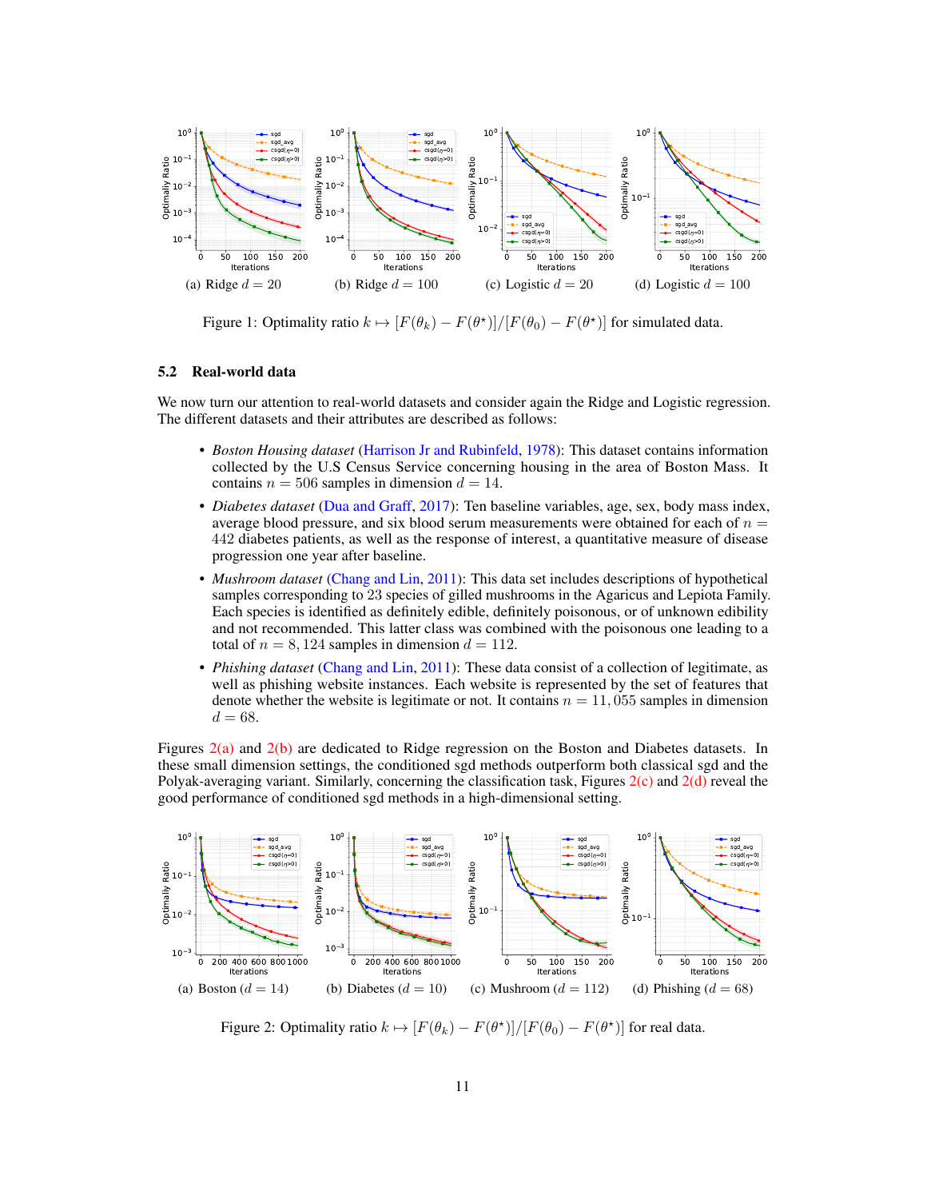(a) Ridge $d = 20$ (b) Ridge $d = 100$ (c) Logistic $d = 20$ (d) Logistic $d = 100$

Figure 1: Optimality ratio $k \mapsto [F(\theta_k) - F(\theta^\star)]/[F(\theta_0) - F(\theta^\star)]$ for simulated data.

### 5.2 Real-world data

We now turn our attention to real-world datasets and consider again the Ridge and Logistic regression. The different datasets and their attributes are described as follows:

- *Boston Housing dataset* (Harrison Jr and Rubinfeld, 1978): This dataset contains information collected by the U.S Census Service concerning housing in the area of Boston Mass. It contains $n = 506$ samples in dimension $d = 14$.
- *Diabetes dataset* (Dua and Graff, 2017): Ten baseline variables, age, sex, body mass index, average blood pressure, and six blood serum measurements were obtained for each of $n = 442$ diabetes patients, as well as the response of interest, a quantitative measure of disease progression one year after baseline.
- *Mushroom dataset* (Chang and Lin, 2011): This data set includes descriptions of hypothetical samples corresponding to 23 species of gilled mushrooms in the Agaricus and Lepiota Family. Each species is identified as definitely edible, definitely poisonous, or of unknown edibility and not recommended. This latter class was combined with the poisonous one leading to a total of $n = 8,124$ samples in dimension $d = 112$.
- *Phishing dataset* (Chang and Lin, 2011): These data consist of a collection of legitimate, as well as phishing website instances. Each website is represented by the set of features that denote whether the website is legitimate or not. It contains $n = 11,055$ samples in dimension $d = 68$.

Figures 2(a) and 2(b) are dedicated to Ridge regression on the Boston and Diabetes datasets. In these small dimension settings, the conditioned sgd methods outperform both classical sgd and the Polyak-averaging variant. Similarly, concerning the classification task, Figures 2(c) and 2(d) reveal the good performance of conditioned sgd methods in a high-dimensional setting.

(a) Boston ($d = 14$) (b) Diabetes ($d = 10$) (c) Mushroom ($d = 112$) (d) Phishing ($d = 68$)

Figure 2: Optimality ratio $k \mapsto [F(\theta_k) - F(\theta^\star)]/[F(\theta_0) - F(\theta^\star)]$ for real data.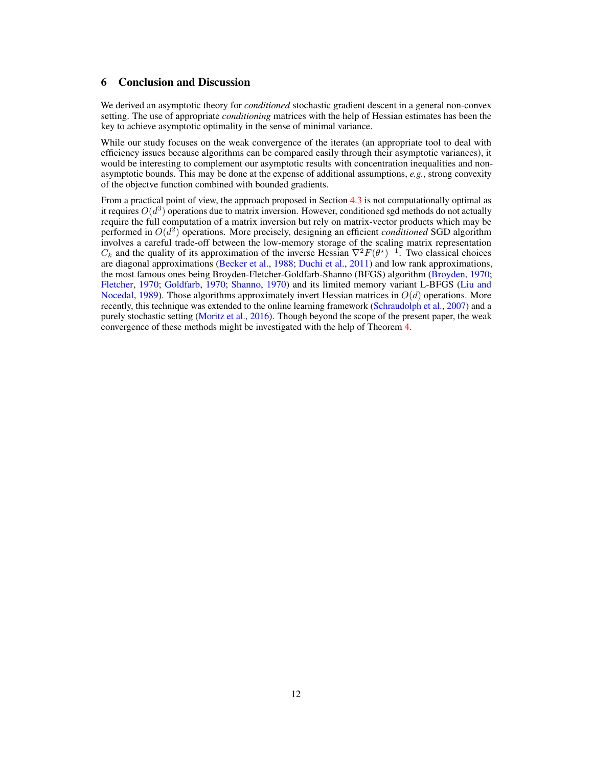## 6 Conclusion and Discussion

We derived an asymptotic theory for *conditioned* stochastic gradient descent in a general non-convex setting. The use of appropriate *conditioning* matrices with the help of Hessian estimates has been the key to achieve asymptotic optimality in the sense of minimal variance.

While our study focuses on the weak convergence of the iterates (an appropriate tool to deal with efficiency issues because algorithms can be compared easily through their asymptotic variances), it would be interesting to complement our asymptotic results with concentration inequalities and non-asymptotic bounds. This may be done at the expense of additional assumptions, ***e.g.***, strong convexity of the objectve function combined with bounded gradients.

From a practical point of view, the approach proposed in Section 4.3 is not computationally optimal as it requires $O(d^3)$ operations due to matrix inversion. However, conditioned sgd methods do not actually require the full computation of a matrix inversion but rely on matrix-vector products which may be performed in $O(d^2)$ operations. More precisely, designing an efficient *conditioned* SGD algorithm involves a careful trade-off between the low-memory storage of the scaling matrix representation $C_k$ and the quality of its approximation of the inverse Hessian $\nabla^2 F(\theta^\star)^{-1}$. Two classical choices are diagonal approximations (Becker et al., 1988; Duchi et al., 2011) and low rank approximations, the most famous ones being Broyden-Fletcher-Goldfarb-Shanno (BFGS) algorithm (Broyden, 1970; Fletcher, 1970; Goldfarb, 1970; Shanno, 1970) and its limited memory variant L-BFGS (Liu and Nocedal, 1989). Those algorithms approximately invert Hessian matrices in $O(d)$ operations. More recently, this technique was extended to the online learning framework (Schraudolph et al., 2007) and a purely stochastic setting (Moritz et al., 2016). Though beyond the scope of the present paper, the weak convergence of these methods might be investigated with the help of Theorem 4.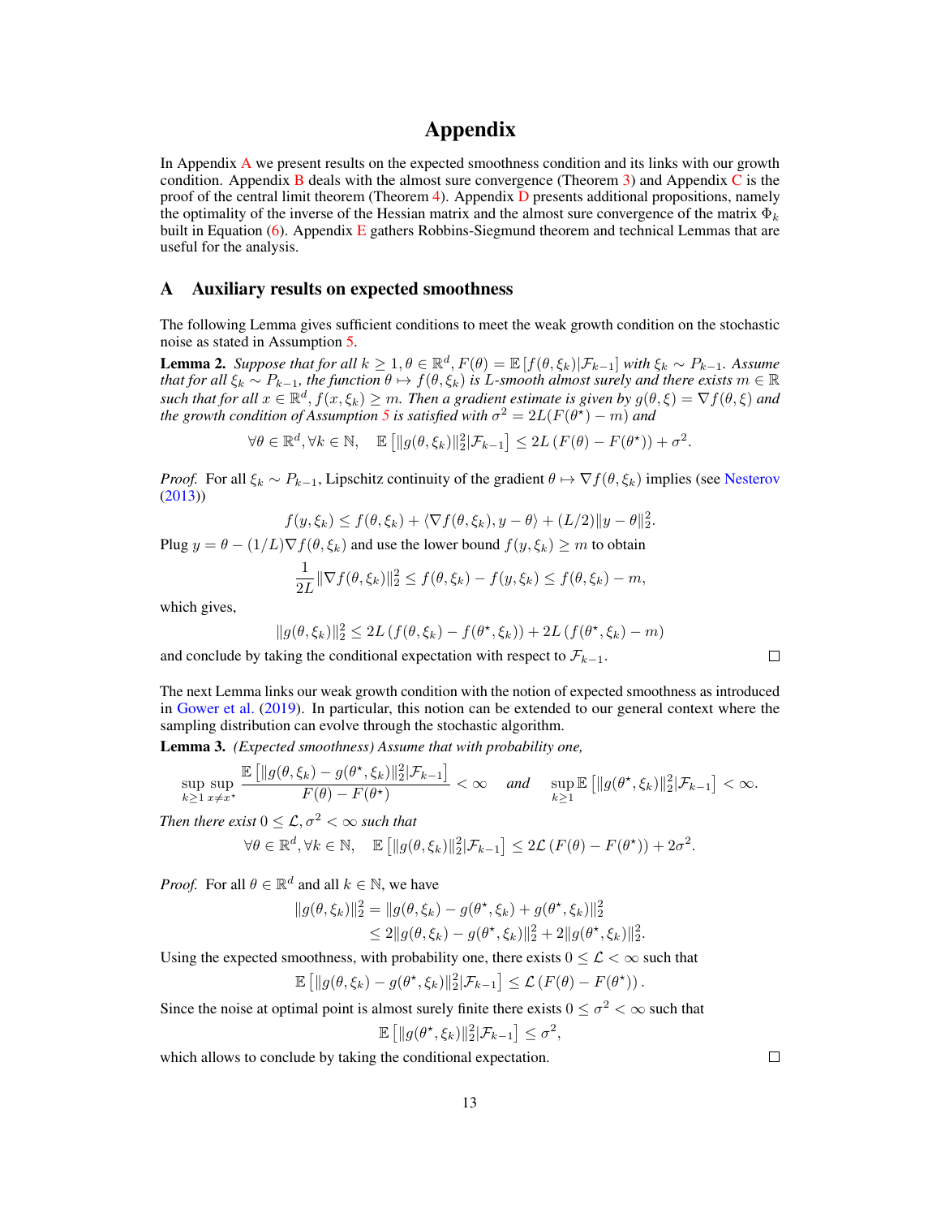# Appendix

In Appendix A we present results on the expected smoothness condition and its links with our growth condition. Appendix B deals with the almost sure convergence (Theorem 3) and Appendix C is the proof of the central limit theorem (Theorem 4). Appendix D presents additional propositions, namely the optimality of the inverse of the Hessian matrix and the almost sure convergence of the matrix $\Phi_k$ built in Equation (6). Appendix E gathers Robbins-Siegmund theorem and technical Lemmas that are useful for the analysis.

## A Auxiliary results on expected smoothness

The following Lemma gives sufficient conditions to meet the weak growth condition on the stochastic noise as stated in Assumption 5.

**Lemma 2.** *Suppose that for all $k \geq 1, \theta \in \mathbb{R}^d, F(\theta) = \mathbb{E}[f(\theta, \xi_k)|\mathcal{F}_{k-1}]$ with $\xi_k \sim P_{k-1}$. Assume that for all $\xi_k \sim P_{k-1}$, the function $\theta \mapsto f(\theta, \xi_k)$ is $L$-smooth almost surely and there exists $m \in \mathbb{R}$ such that for all $x \in \mathbb{R}^d$, $f(x, \xi_k) \geq m$. Then a gradient estimate is given by $g(\theta, \xi) = \nabla f(\theta, \xi)$ and the growth condition of Assumption 5 is satisfied with $\sigma^2 = 2L(F(\theta^\star) - m)$ and*

$$\forall \theta \in \mathbb{R}^d, \forall k \in \mathbb{N}, \quad \mathbb{E}\left[\|g(\theta, \xi_k)\|_2^2 | \mathcal{F}_{k-1}\right] \leq 2L\left(F(\theta) - F(\theta^\star)\right) + \sigma^2.$$

*Proof.* For all $\xi_k \sim P_{k-1}$, Lipschitz continuity of the gradient $\theta \mapsto \nabla f(\theta, \xi_k)$ implies (see Nesterov (2013))

$$f(y, \xi_k) \leq f(\theta, \xi_k) + \langle \nabla f(\theta, \xi_k), y - \theta \rangle + (L/2)\|y - \theta\|_2^2.$$

Plug $y = \theta - (1/L)\nabla f(\theta, \xi_k)$ and use the lower bound $f(y, \xi_k) \geq m$ to obtain

$$\frac{1}{2L}\|\nabla f(\theta, \xi_k)\|_2^2 \leq f(\theta, \xi_k) - f(y, \xi_k) \leq f(\theta, \xi_k) - m,$$

which gives,

$$\|g(\theta, \xi_k)\|_2^2 \leq 2L\left(f(\theta, \xi_k) - f(\theta^\star, \xi_k)\right) + 2L\left(f(\theta^\star, \xi_k) - m\right)$$

and conclude by taking the conditional expectation with respect to $\mathcal{F}_{k-1}$. $\square$

The next Lemma links our weak growth condition with the notion of expected smoothness as introduced in Gower et al. (2019). In particular, this notion can be extended to our general context where the sampling distribution can evolve through the stochastic algorithm.

**Lemma 3.** *(Expected smoothness) Assume that with probability one,*

$$\sup_{k \geq 1} \sup_{x \neq x^\star} \frac{\mathbb{E}\left[\|g(\theta, \xi_k) - g(\theta^\star, \xi_k)\|_2^2 | \mathcal{F}_{k-1}\right]}{F(\theta) - F(\theta^\star)} < \infty \quad \text{and} \quad \sup_{k \geq 1} \mathbb{E}\left[\|g(\theta^\star, \xi_k)\|_2^2 | \mathcal{F}_{k-1}\right] < \infty.$$

*Then there exist $0 \leq \mathcal{L}, \sigma^2 < \infty$ such that*

$$\forall \theta \in \mathbb{R}^d, \forall k \in \mathbb{N}, \quad \mathbb{E}\left[\|g(\theta, \xi_k)\|_2^2 | \mathcal{F}_{k-1}\right] \leq 2\mathcal{L}\left(F(\theta) - F(\theta^\star)\right) + 2\sigma^2.$$

*Proof.* For all $\theta \in \mathbb{R}^d$ and all $k \in \mathbb{N}$, we have

$$\begin{aligned}
\|g(\theta, \xi_k)\|_2^2 &= \|g(\theta, \xi_k) - g(\theta^\star, \xi_k) + g(\theta^\star, \xi_k)\|_2^2 \\
&\leq 2\|g(\theta, \xi_k) - g(\theta^\star, \xi_k)\|_2^2 + 2\|g(\theta^\star, \xi_k)\|_2^2.
\end{aligned}$$

Using the expected smoothness, with probability one, there exists $0 \leq \mathcal{L} < \infty$ such that

$$\mathbb{E}\left[\|g(\theta, \xi_k) - g(\theta^\star, \xi_k)\|_2^2 | \mathcal{F}_{k-1}\right] \leq \mathcal{L}\left(F(\theta) - F(\theta^\star)\right).$$

Since the noise at optimal point is almost surely finite there exists $0 \leq \sigma^2 < \infty$ such that

$$\mathbb{E}\left[\|g(\theta^\star, \xi_k)\|_2^2 | \mathcal{F}_{k-1}\right] \leq \sigma^2,$$

which allows to conclude by taking the conditional expectation. $\square$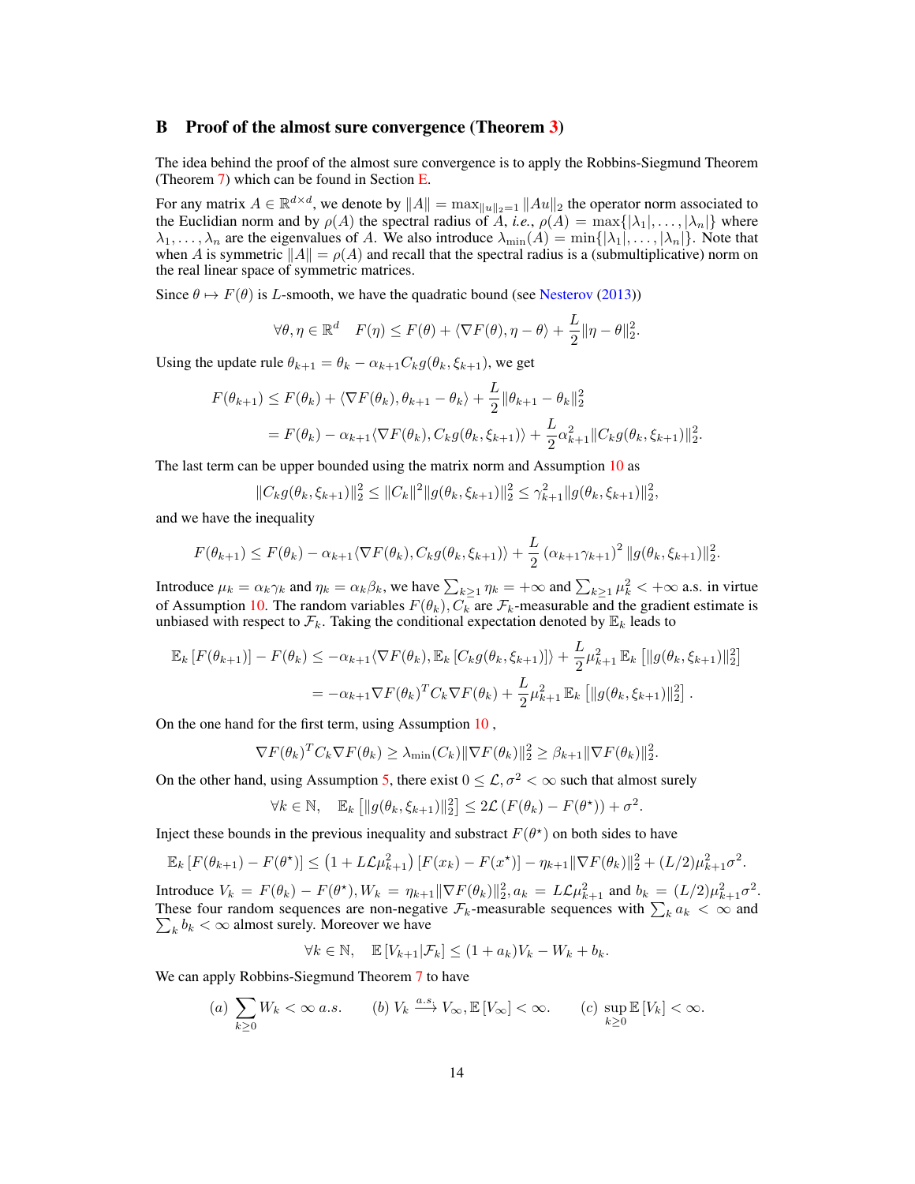## B Proof of the almost sure convergence (Theorem 3)

The idea behind the proof of the almost sure convergence is to apply the Robbins-Siegmund Theorem (Theorem 7) which can be found in Section E.

For any matrix $A \in \mathbb{R}^{d\times d}$, we denote by $\|A\| = \max_{\|u\|_2=1} \|Au\|_2$ the operator norm associated to the Euclidian norm and by $\rho(A)$ the spectral radius of $A$, *i.e.*, $\rho(A) = \max\{|\lambda_1|, \dots, |\lambda_n|\}$ where $\lambda_1, \dots, \lambda_n$ are the eigenvalues of $A$. We also introduce $\lambda_{\min}(A) = \min\{|\lambda_1|, \dots, |\lambda_n|\}$. Note that when $A$ is symmetric $\|A\| = \rho(A)$ and recall that the spectral radius is a (submultiplicative) norm on the real linear space of symmetric matrices.

Since $\theta \mapsto F(\theta)$ is $L$-smooth, we have the quadratic bound (see Nesterov (2013))

$$\forall \theta, \eta \in \mathbb{R}^d \quad F(\eta) \leq F(\theta) + \langle \nabla F(\theta), \eta - \theta\rangle + \frac{L}{2}\|\eta - \theta\|_2^2.$$

Using the update rule $\theta_{k+1} = \theta_k - \alpha_{k+1} C_k g(\theta_k, \xi_{k+1})$, we get

$$\begin{aligned}
F(\theta_{k+1}) &\leq F(\theta_k) + \langle \nabla F(\theta_k), \theta_{k+1} - \theta_k\rangle + \frac{L}{2}\|\theta_{k+1} - \theta_k\|_2^2 \\
&= F(\theta_k) - \alpha_{k+1}\langle \nabla F(\theta_k), C_k g(\theta_k, \xi_{k+1})\rangle + \frac{L}{2}\alpha_{k+1}^2 \|C_k g(\theta_k, \xi_{k+1})\|_2^2.
\end{aligned}$$

The last term can be upper bounded using the matrix norm and Assumption 10 as

$$\|C_k g(\theta_k, \xi_{k+1})\|_2^2 \leq \|C_k\|^2 \|g(\theta_k, \xi_{k+1})\|_2^2 \leq \gamma_{k+1}^2 \|g(\theta_k, \xi_{k+1})\|_2^2,$$

and we have the inequality

$$F(\theta_{k+1}) \leq F(\theta_k) - \alpha_{k+1}\langle \nabla F(\theta_k), C_k g(\theta_k, \xi_{k+1})\rangle + \frac{L}{2}\left(\alpha_{k+1}\gamma_{k+1}\right)^2 \|g(\theta_k, \xi_{k+1})\|_2^2.$$

Introduce $\mu_k = \alpha_k \gamma_k$ and $\eta_k = \alpha_k \beta_k$, we have $\sum_{k\geq 1} \eta_k = +\infty$ and $\sum_{k \geq 1} \mu_k^2 < +\infty$ a.s. in virtue of Assumption 10. The random variables $F(\theta_k), C_k$ are $\mathcal{F}_k$-measurable and the gradient estimate is unbiased with respect to $\mathcal{F}_k$. Taking the conditional expectation denoted by $\mathbb{E}_k$ leads to

$$\begin{aligned}
\mathbb{E}_k\left[F(\theta_{k+1})\right] - F(\theta_k) &\leq -\alpha_{k+1}\langle \nabla F(\theta_k), \mathbb{E}_k\left[C_k g(\theta_k, \xi_{k+1})\right]\rangle + \frac{L}{2}\mu_{k+1}^2\,\mathbb{E}_k\left[\|g(\theta_k, \xi_{k+1})\|_2^2\right] \\
&= -\alpha_{k+1}\nabla F(\theta_k)^T C_k \nabla F(\theta_k) + \frac{L}{2}\mu_{k+1}^2\,\mathbb{E}_k\left[\|g(\theta_k, \xi_{k+1})\|_2^2\right].
\end{aligned}$$

On the one hand for the first term, using Assumption 10 ,

$$\nabla F(\theta_k)^T C_k \nabla F(\theta_k) \geq \lambda_{\min}(C_k)\|\nabla F(\theta_k)\|_2^2 \geq \beta_{k+1}\|\nabla F(\theta_k)\|_2^2.$$

On the other hand, using Assumption 5, there exist $0 \leq \mathcal{L}, \sigma^2 < \infty$ such that almost surely

$$\forall k \in \mathbb{N}, \quad \mathbb{E}_k\left[\|g(\theta_k, \xi_{k+1})\|_2^2\right] \leq 2\mathcal{L}\left(F(\theta_k) - F(\theta^\star)\right) + \sigma^2.$$

Inject these bounds in the previous inequality and substract $F(\theta^\star)$ on both sides to have

$$\mathbb{E}_k\left[F(\theta_{k+1}) - F(\theta^\star)\right] \leq \left(1 + L\mathcal{L}\mu_{k+1}^2\right)\left[F(x_k) - F(x^\star)\right] - \eta_{k+1}\|\nabla F(\theta_k)\|_2^2 + (L/2)\mu_{k+1}^2\sigma^2.$$

Introduce $V_k = F(\theta_k) - F(\theta^\star), W_k = \eta_{k+1}\|\nabla F(\theta_k)\|_2^2, a_k = L\mathcal{L}\mu_{k+1}^2$ and $b_k = (L/2)\mu_{k+1}^2\sigma^2$. These four random sequences are non-negative $\mathcal{F}_k$-measurable sequences with $\sum_k a_k < \infty$ and $\sum_k b_k < \infty$ almost surely. Moreover we have

$$\forall k \in \mathbb{N}, \quad \mathbb{E}\left[V_{k+1}|\mathcal{F}_k\right] \leq (1 + a_k)V_k - W_k + b_k.$$

We can apply Robbins-Siegmund Theorem 7 to have

$$(a)\ \sum_{k\geq 0} W_k < \infty\ a.s. \qquad (b)\ V_k \xrightarrow{a.s.} V_\infty, \mathbb{E}\left[V_\infty\right] < \infty. \qquad (c)\ \sup_{k\geq 0}\mathbb{E}\left[V_k\right] < \infty.$$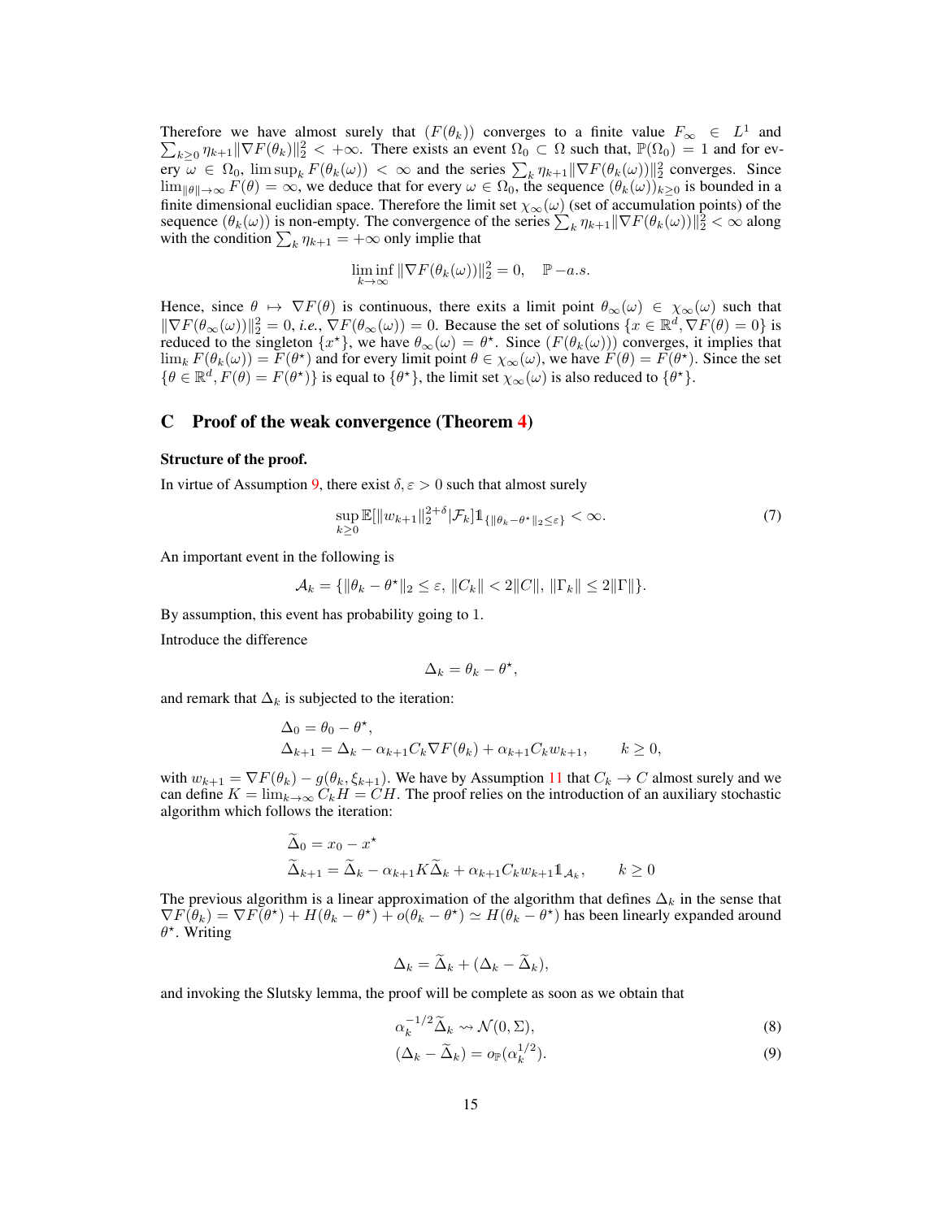Therefore we have almost surely that $(F(\theta_k))$ converges to a finite value $F_\infty \in L^1$ and $\sum_{k\geq 0} \eta_{k+1}\|\nabla F(\theta_k)\|_2^2 < +\infty$. There exists an event $\Omega_0 \subset \Omega$ such that, $\mathbb{P}(\Omega_0) = 1$ and for every $\omega \in \Omega_0$, $\limsup_k F(\theta_k(\omega)) < \infty$ and the series $\sum_k \eta_{k+1}\|\nabla F(\theta_k(\omega))\|_2^2$ converges. Since $\lim_{\|\theta\|\to\infty} F(\theta) = \infty$, we deduce that for every $\omega \in \Omega_0$, the sequence $(\theta_k(\omega))_{k\geq 0}$ is bounded in a finite dimensional euclidian space. Therefore the limit set $\chi_\infty(\omega)$ (set of accumulation points) of the sequence $(\theta_k(\omega))$ is non-empty. The convergence of the series $\sum_k \eta_{k+1}\|\nabla F(\theta_k(\omega))\|_2^2 < \infty$ along with the condition $\sum_k \eta_{k+1} = +\infty$ only implie that

$$\liminf_{k\to\infty} \|\nabla F(\theta_k(\omega))\|_2^2 = 0, \quad \mathbb{P}-a.s.$$

Hence, since $\theta \mapsto \nabla F(\theta)$ is continuous, there exits a limit point $\theta_\infty(\omega) \in \chi_\infty(\omega)$ such that $\|\nabla F(\theta_\infty(\omega))\|_2^2 = 0$, *i.e.*, $\nabla F(\theta_\infty(\omega)) = 0$. Because the set of solutions $\{x \in \mathbb{R}^d, \nabla F(\theta) = 0\}$ is reduced to the singleton $\{x^\star\}$, we have $\theta_\infty(\omega) = \theta^\star$. Since $(F(\theta_k(\omega)))$ converges, it implies that $\lim_k F(\theta_k(\omega)) = F(\theta^\star)$ and for every limit point $\theta \in \chi_\infty(\omega)$, we have $F(\theta) = F(\theta^\star)$. Since the set $\{\theta \in \mathbb{R}^d, F(\theta) = F(\theta^\star)\}$ is equal to $\{\theta^\star\}$, the limit set $\chi_\infty(\omega)$ is also reduced to $\{\theta^\star\}$.

# C Proof of the weak convergence (Theorem 4)

**Structure of the proof.**

In virtue of Assumption 9, there exist $\delta, \varepsilon > 0$ such that almost surely

$$\sup_{k\geq 0} \mathbb{E}[\|w_{k+1}\|_2^{2+\delta}|\mathcal{F}_k]\mathbb{1}_{\{\|\theta_k-\theta^\star\|_2\leq\varepsilon\}} < \infty. \tag{7}$$

An important event in the following is

$$\mathcal{A}_k = \{\|\theta_k - \theta^\star\|_2 \leq \varepsilon,\ \|C_k\| < 2\|C\|,\ \|\Gamma_k\| \leq 2\|\Gamma\|\}.$$

By assumption, this event has probability going to 1.

Introduce the difference

$$\Delta_k = \theta_k - \theta^\star,$$

and remark that $\Delta_k$ is subjected to the iteration:

$$\begin{aligned}
&\Delta_0 = \theta_0 - \theta^\star,\\
&\Delta_{k+1} = \Delta_k - \alpha_{k+1}C_k\nabla F(\theta_k) + \alpha_{k+1}C_k w_{k+1}, \qquad k \geq 0,
\end{aligned}$$

with $w_{k+1} = \nabla F(\theta_k) - g(\theta_k, \xi_{k+1})$. We have by Assumption 11 that $C_k \to C$ almost surely and we can define $K = \lim_{k\to\infty} C_k H = CH$. The proof relies on the introduction of an auxiliary stochastic algorithm which follows the iteration:

$$\begin{aligned}
&\widetilde{\Delta}_0 = x_0 - x^\star\\
&\widetilde{\Delta}_{k+1} = \widetilde{\Delta}_k - \alpha_{k+1}K\widetilde{\Delta}_k + \alpha_{k+1}C_k w_{k+1}\mathbb{1}_{\mathcal{A}_k}, \qquad k \geq 0
\end{aligned}$$

The previous algorithm is a linear approximation of the algorithm that defines $\Delta_k$ in the sense that $\nabla F(\theta_k) = \nabla F(\theta^\star) + H(\theta_k - \theta^\star) + o(\theta_k - \theta^\star) \simeq H(\theta_k - \theta^\star)$ has been linearly expanded around $\theta^\star$. Writing

$$\Delta_k = \widetilde{\Delta}_k + (\Delta_k - \widetilde{\Delta}_k),$$

and invoking the Slutsky lemma, the proof will be complete as soon as we obtain that

$$\alpha_k^{-1/2}\widetilde{\Delta}_k \rightsquigarrow \mathcal{N}(0, \Sigma), \tag{8}$$

$$(\Delta_k - \widetilde{\Delta}_k) = o_{\mathbb{P}}(\alpha_k^{1/2}). \tag{9}$$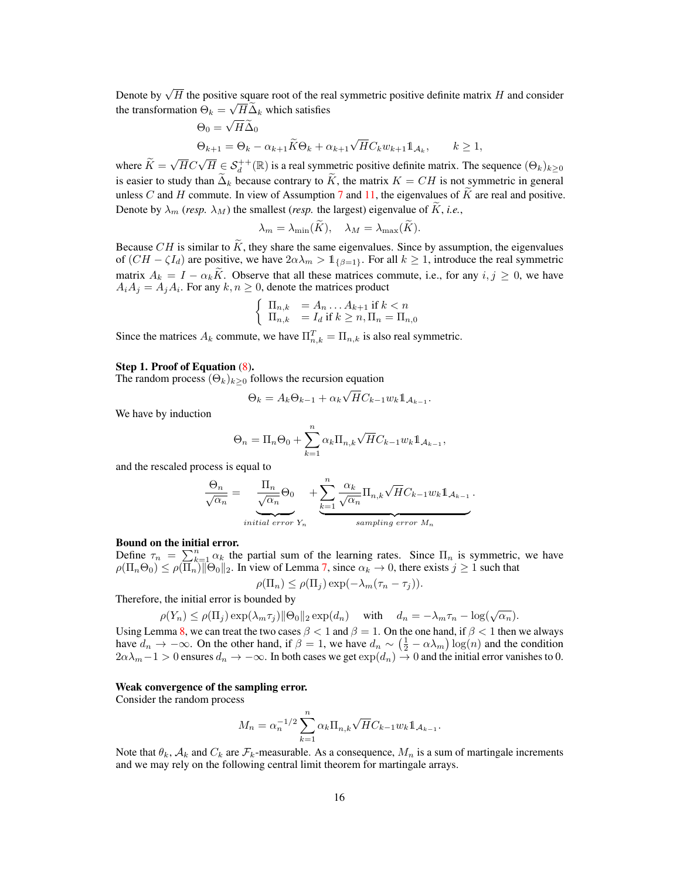Denote by $\sqrt{H}$ the positive square root of the real symmetric positive definite matrix $H$ and consider the transformation $\Theta_k = \sqrt{H}\widetilde{\Delta}_k$ which satisfies

$$
\begin{aligned}
&\Theta_0 = \sqrt{H}\widetilde{\Delta}_0 \\
&\Theta_{k+1} = \Theta_k - \alpha_{k+1}\widetilde{K}\Theta_k + \alpha_{k+1}\sqrt{H}C_k w_{k+1}\mathbb{1}_{\mathcal{A}_k}, \qquad k \geq 1,
\end{aligned}
$$

where $\widetilde{K} = \sqrt{H}C\sqrt{H} \in \mathcal{S}_d^{++}(\mathbb{R})$ is a real symmetric positive definite matrix. The sequence $(\Theta_k)_{k\geq 0}$ is easier to study than $\widetilde{\Delta}_k$ because contrary to $\widetilde{K}$, the matrix $K = CH$ is not symmetric in general unless $C$ and $H$ commute. In view of Assumption 7 and 11, the eigenvalues of $\widetilde{K}$ are real and positive. Denote by $\lambda_m$ (*resp.* $\lambda_M$) the smallest (*resp.* the largest) eigenvalue of $\widetilde{K}$, *i.e.*,

$$
\lambda_m = \lambda_{\min}(\widetilde{K}), \quad \lambda_M = \lambda_{\max}(\widetilde{K}).
$$

Because $CH$ is similar to $\widetilde{K}$, they share the same eigenvalues. Since by assumption, the eigenvalues of $(CH - \zeta I_d)$ are positive, we have $2\alpha\lambda_m > \mathbb{1}_{\{\beta=1\}}$. For all $k \geq 1$, introduce the real symmetric matrix $A_k = I - \alpha_k\widetilde{K}$. Observe that all these matrices commute, i.e., for any $i, j \geq 0$, we have $A_iA_j = A_jA_i$. For any $k, n \geq 0$, denote the matrices product

$$
\begin{cases}
\Pi_{n,k} &= A_n \dots A_{k+1} \text{ if } k < n \\
\Pi_{n,k} &= I_d \text{ if } k \geq n, \Pi_n = \Pi_{n,0}
\end{cases}
$$

Since the matrices $A_k$ commute, we have $\Pi_{n,k}^T = \Pi_{n,k}$ is also real symmetric.

**Step 1. Proof of Equation (8).**
The random process $(\Theta_k)_{k\geq 0}$ follows the recursion equation

$$
\Theta_k = A_k\Theta_{k-1} + \alpha_k\sqrt{H}C_{k-1}w_k\mathbb{1}_{\mathcal{A}_{k-1}}.
$$

We have by induction

$$
\Theta_n = \Pi_n\Theta_0 + \sum_{k=1}^{n}\alpha_k\Pi_{n,k}\sqrt{H}C_{k-1}w_k\mathbb{1}_{\mathcal{A}_{k-1}},
$$

and the rescaled process is equal to

$$
\frac{\Theta_n}{\sqrt{\alpha_n}} = \underbrace{\frac{\Pi_n}{\sqrt{\alpha_n}}\Theta_0}_{\text{initial error } Y_n} + \underbrace{\sum_{k=1}^{n}\frac{\alpha_k}{\sqrt{\alpha_n}}\Pi_{n,k}\sqrt{H}C_{k-1}w_k\mathbb{1}_{\mathcal{A}_{k-1}}}_{\text{sampling error } M_n}.
$$

**Bound on the initial error.**
Define $\tau_n = \sum_{k=1}^{n}\alpha_k$ the partial sum of the learning rates. Since $\Pi_n$ is symmetric, we have $\rho(\Pi_n\Theta_0) \leq \rho(\Pi_n)\|\Theta_0\|_2$. In view of Lemma 7, since $\alpha_k \to 0$, there exists $j \geq 1$ such that

$$
\rho(\Pi_n) \leq \rho(\Pi_j)\exp(-\lambda_m(\tau_n - \tau_j)).
$$

Therefore, the initial error is bounded by

$$
\rho(Y_n) \leq \rho(\Pi_j)\exp(\lambda_m\tau_j)\|\Theta_0\|_2\exp(d_n) \quad \text{ with } \quad d_n = -\lambda_m\tau_n - \log(\sqrt{\alpha_n}).
$$

Using Lemma 8, we can treat the two cases $\beta < 1$ and $\beta = 1$. On the one hand, if $\beta < 1$ then we always have $d_n \to -\infty$. On the other hand, if $\beta = 1$, we have $d_n \sim \left(\frac{1}{2} - \alpha\lambda_m\right)\log(n)$ and the condition $2\alpha\lambda_m - 1 > 0$ ensures $d_n \to -\infty$. In both cases we get $\exp(d_n) \to 0$ and the initial error vanishes to 0.

**Weak convergence of the sampling error.**
Consider the random process

$$
M_n = \alpha_n^{-1/2}\sum_{k=1}^{n}\alpha_k\Pi_{n,k}\sqrt{H}C_{k-1}w_k\mathbb{1}_{\mathcal{A}_{k-1}}.
$$

Note that $\theta_k$, $\mathcal{A}_k$ and $C_k$ are $\mathcal{F}_k$-measurable. As a consequence, $M_n$ is a sum of martingale increments and we may rely on the following central limit theorem for martingale arrays.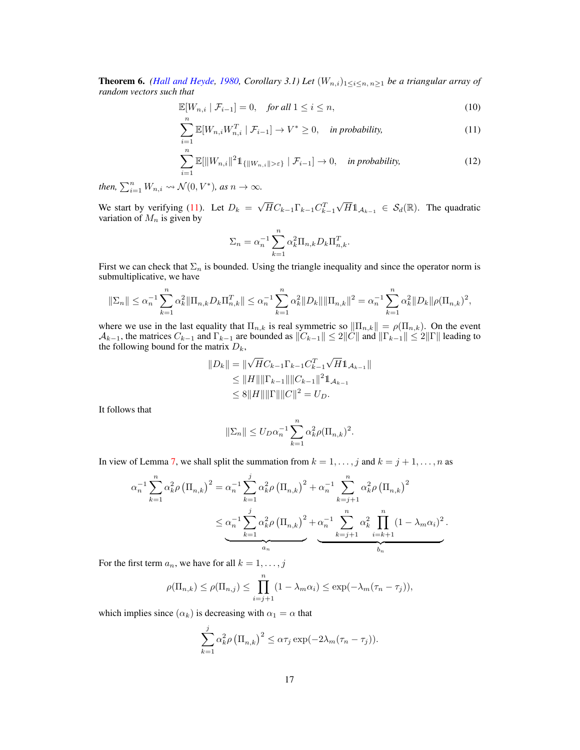**Theorem 6.** *(Hall and Heyde, 1980, Corollary 3.1) Let $(W_{n,i})_{1 \le i \le n,\, n \ge 1}$ be a triangular array of random vectors such that*

$$\mathbb{E}[W_{n,i} \mid \mathcal{F}_{i-1}] = 0, \quad \textit{for all } 1 \le i \le n, \tag{10}$$

$$\sum_{i=1}^{n} \mathbb{E}[W_{n,i} W_{n,i}^T \mid \mathcal{F}_{i-1}] \to V^* \ge 0, \quad \textit{in probability,} \tag{11}$$

$$\sum_{i=1}^{n} \mathbb{E}[\|W_{n,i}\|^2 \mathbb{1}_{\{\|W_{n,i}\| > \varepsilon\}} \mid \mathcal{F}_{i-1}] \to 0, \quad \textit{in probability,} \tag{12}$$

*then, $\sum_{i=1}^{n} W_{n,i} \rightsquigarrow \mathcal{N}(0, V^*)$, as $n \to \infty$.*

We start by verifying (11). Let $D_k = \sqrt{H} C_{k-1} \Gamma_{k-1} C_{k-1}^T \sqrt{H} \mathbb{1}_{\mathcal{A}_{k-1}} \in \mathcal{S}_d(\mathbb{R})$. The quadratic variation of $M_n$ is given by

$$\Sigma_n = \alpha_n^{-1} \sum_{k=1}^{n} \alpha_k^2 \Pi_{n,k} D_k \Pi_{n,k}^T.$$

First we can check that $\Sigma_n$ is bounded. Using the triangle inequality and since the operator norm is submultiplicative, we have

$$\|\Sigma_n\| \le \alpha_n^{-1} \sum_{k=1}^{n} \alpha_k^2 \|\Pi_{n,k} D_k \Pi_{n,k}^T\| \le \alpha_n^{-1} \sum_{k=1}^{n} \alpha_k^2 \|D_k\| \|\Pi_{n,k}\|^2 = \alpha_n^{-1} \sum_{k=1}^{n} \alpha_k^2 \|D_k\| \rho(\Pi_{n,k})^2,$$

where we use in the last equality that $\Pi_{n,k}$ is real symmetric so $\|\Pi_{n,k}\| = \rho(\Pi_{n,k})$. On the event $\mathcal{A}_{k-1}$, the matrices $C_{k-1}$ and $\Gamma_{k-1}$ are bounded as $\|C_{k-1}\| \le 2\|C\|$ and $\|\Gamma_{k-1}\| \le 2\|\Gamma\|$ leading to the following bound for the matrix $D_k$,

$$\begin{aligned}
\|D_k\| &= \|\sqrt{H} C_{k-1} \Gamma_{k-1} C_{k-1}^T \sqrt{H} \mathbb{1}_{\mathcal{A}_{k-1}}\| \\
&\le \|H\| \|\Gamma_{k-1}\| \|C_{k-1}\|^2 \mathbb{1}_{\mathcal{A}_{k-1}} \\
&\le 8 \|H\| \|\Gamma\| \|C\|^2 = U_D.
\end{aligned}$$

It follows that

$$\|\Sigma_n\| \le U_D \alpha_n^{-1} \sum_{k=1}^{n} \alpha_k^2 \rho(\Pi_{n,k})^2.$$

In view of Lemma 7, we shall split the summation from $k = 1, \dots, j$ and $k = j+1, \dots, n$ as

$$\begin{aligned}
\alpha_n^{-1} \sum_{k=1}^{n} \alpha_k^2 \rho\left(\Pi_{n,k}\right)^2 &= \alpha_n^{-1} \sum_{k=1}^{j} \alpha_k^2 \rho\left(\Pi_{n,k}\right)^2 + \alpha_n^{-1} \sum_{k=j+1}^{n} \alpha_k^2 \rho\left(\Pi_{n,k}\right)^2 \\
&\le \underbrace{\alpha_n^{-1} \sum_{k=1}^{j} \alpha_k^2 \rho\left(\Pi_{n,k}\right)^2}_{a_n} + \underbrace{\alpha_n^{-1} \sum_{k=j+1}^{n} \alpha_k^2 \prod_{i=k+1}^{n} (1 - \lambda_m \alpha_i)^2}_{b_n}.
\end{aligned}$$

For the first term $a_n$, we have for all $k = 1, \dots, j$

$$\rho(\Pi_{n,k}) \le \rho(\Pi_{n,j}) \le \prod_{i=j+1}^{n} (1 - \lambda_m \alpha_i) \le \exp(-\lambda_m (\tau_n - \tau_j)),$$

which implies since $(\alpha_k)$ is decreasing with $\alpha_1 = \alpha$ that

$$\sum_{k=1}^{j} \alpha_k^2 \rho\left(\Pi_{n,k}\right)^2 \le \alpha \tau_j \exp(-2\lambda_m (\tau_n - \tau_j)).$$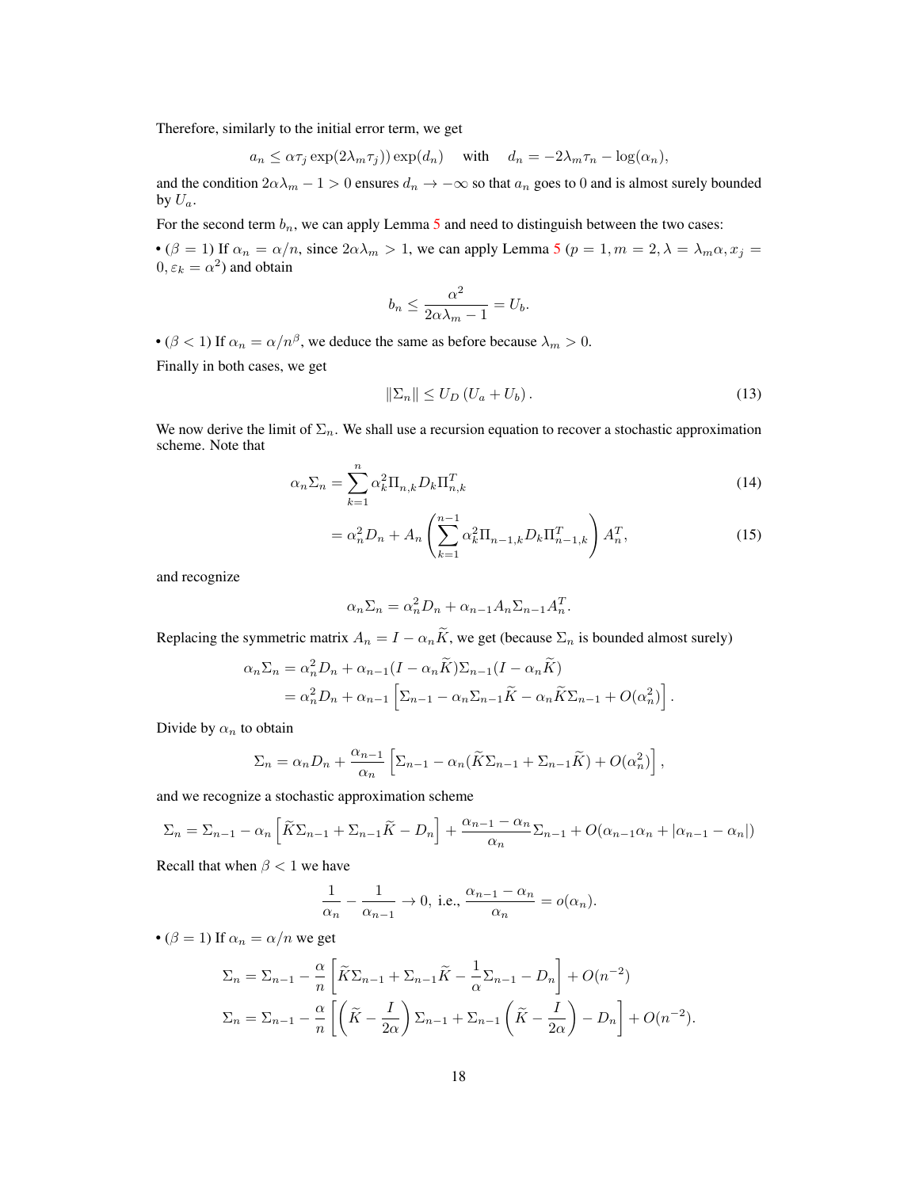Therefore, similarly to the initial error term, we get

$$a_n \le \alpha\tau_j \exp(2\lambda_m \tau_j)) \exp(d_n) \quad \text{ with } \quad d_n = -2\lambda_m \tau_n - \log(\alpha_n),$$

and the condition $2\alpha\lambda_m - 1 > 0$ ensures $d_n \to -\infty$ so that $a_n$ goes to 0 and is almost surely bounded by $U_a$.

For the second term $b_n$, we can apply Lemma 5 and need to distinguish between the two cases:

• ($\beta = 1$) If $\alpha_n = \alpha/n$, since $2\alpha\lambda_m > 1$, we can apply Lemma 5 ($p = 1, m = 2, \lambda = \lambda_m\alpha, x_j = 0, \varepsilon_k = \alpha^2$) and obtain

$$b_n \le \frac{\alpha^2}{2\alpha\lambda_m - 1} = U_b.$$

• ($\beta < 1$) If $\alpha_n = \alpha/n^\beta$, we deduce the same as before because $\lambda_m > 0$.

Finally in both cases, we get

$$\|\Sigma_n\| \le U_D \left(U_a + U_b\right). \tag{13}$$

We now derive the limit of $\Sigma_n$. We shall use a recursion equation to recover a stochastic approximation scheme. Note that

$$\alpha_n \Sigma_n = \sum_{k=1}^{n} \alpha_k^2 \Pi_{n,k} D_k \Pi_{n,k}^T \tag{14}$$

$$= \alpha_n^2 D_n + A_n \left( \sum_{k=1}^{n-1} \alpha_k^2 \Pi_{n-1,k} D_k \Pi_{n-1,k}^T \right) A_n^T, \tag{15}$$

and recognize

$$\alpha_n \Sigma_n = \alpha_n^2 D_n + \alpha_{n-1} A_n \Sigma_{n-1} A_n^T.$$

Replacing the symmetric matrix $A_n = I - \alpha_n \widetilde{K}$, we get (because $\Sigma_n$ is bounded almost surely)

$$\begin{aligned}
\alpha_n \Sigma_n &= \alpha_n^2 D_n + \alpha_{n-1}(I - \alpha_n \widetilde{K})\Sigma_{n-1}(I - \alpha_n \widetilde{K}) \\
&= \alpha_n^2 D_n + \alpha_{n-1}\left[\Sigma_{n-1} - \alpha_n \Sigma_{n-1}\widetilde{K} - \alpha_n \widetilde{K}\Sigma_{n-1} + O(\alpha_n^2)\right].
\end{aligned}$$

Divide by $\alpha_n$ to obtain

$$\Sigma_n = \alpha_n D_n + \frac{\alpha_{n-1}}{\alpha_n}\left[\Sigma_{n-1} - \alpha_n(\widetilde{K}\Sigma_{n-1} + \Sigma_{n-1}\widetilde{K}) + O(\alpha_n^2)\right],$$

and we recognize a stochastic approximation scheme

$$\Sigma_n = \Sigma_{n-1} - \alpha_n\left[\widetilde{K}\Sigma_{n-1} + \Sigma_{n-1}\widetilde{K} - D_n\right] + \frac{\alpha_{n-1} - \alpha_n}{\alpha_n}\Sigma_{n-1} + O(\alpha_{n-1}\alpha_n + |\alpha_{n-1} - \alpha_n|)$$

Recall that when $\beta < 1$ we have

$$\frac{1}{\alpha_n} - \frac{1}{\alpha_{n-1}} \to 0, \text{ i.e., } \frac{\alpha_{n-1} - \alpha_n}{\alpha_n} = o(\alpha_n).$$

• ($\beta = 1$) If $\alpha_n = \alpha/n$ we get

$$\begin{aligned}
\Sigma_n &= \Sigma_{n-1} - \frac{\alpha}{n}\left[\widetilde{K}\Sigma_{n-1} + \Sigma_{n-1}\widetilde{K} - \frac{1}{\alpha}\Sigma_{n-1} - D_n\right] + O(n^{-2}) \\
\Sigma_n &= \Sigma_{n-1} - \frac{\alpha}{n}\left[\left(\widetilde{K} - \frac{I}{2\alpha}\right)\Sigma_{n-1} + \Sigma_{n-1}\left(\widetilde{K} - \frac{I}{2\alpha}\right) - D_n\right] + O(n^{-2}).
\end{aligned}$$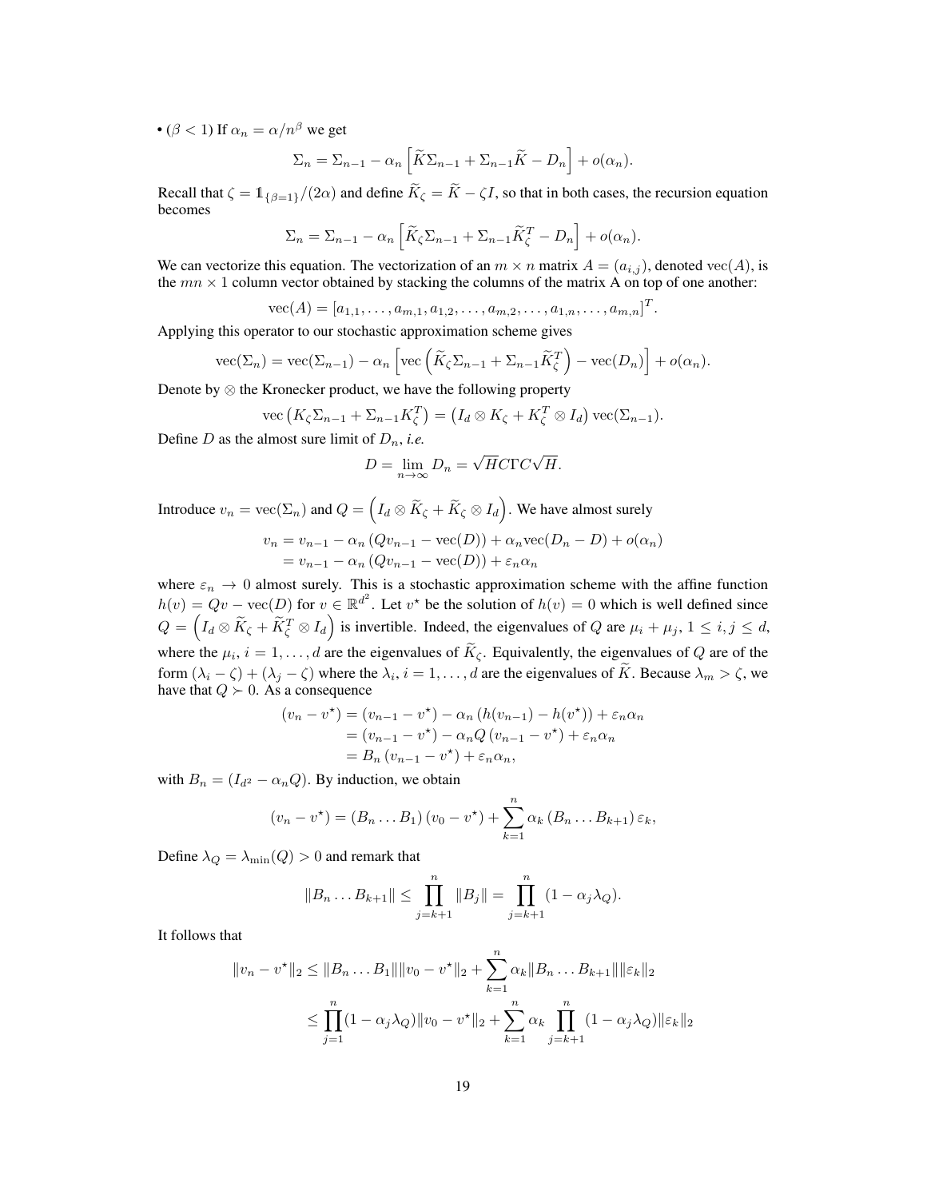• ($\beta < 1$) If $\alpha_n = \alpha/n^\beta$ we get

$$\Sigma_n = \Sigma_{n-1} - \alpha_n \left[ \widetilde{K}\Sigma_{n-1} + \Sigma_{n-1}\widetilde{K} - D_n \right] + o(\alpha_n).$$

Recall that $\zeta = \mathbb{1}_{\{\beta=1\}}/(2\alpha)$ and define $\widetilde{K}_\zeta = \widetilde{K} - \zeta I$, so that in both cases, the recursion equation becomes

$$\Sigma_n = \Sigma_{n-1} - \alpha_n \left[ \widetilde{K}_\zeta\Sigma_{n-1} + \Sigma_{n-1}\widetilde{K}_\zeta^T - D_n \right] + o(\alpha_n).$$

We can vectorize this equation. The vectorization of an $m \times n$ matrix $A = (a_{i,j})$, denoted $\mathrm{vec}(A)$, is the $mn \times 1$ column vector obtained by stacking the columns of the matrix A on top of one another:

$$\mathrm{vec}(A) = [a_{1,1}, \dots, a_{m,1}, a_{1,2}, \dots, a_{m,2}, \dots, a_{1,n}, \dots, a_{m,n}]^T.$$

Applying this operator to our stochastic approximation scheme gives

$$\mathrm{vec}(\Sigma_n) = \mathrm{vec}(\Sigma_{n-1}) - \alpha_n \left[ \mathrm{vec}\left( \widetilde{K}_\zeta\Sigma_{n-1} + \Sigma_{n-1}\widetilde{K}_\zeta^T \right) - \mathrm{vec}(D_n) \right] + o(\alpha_n).$$

Denote by $\otimes$ the Kronecker product, we have the following property

$$\mathrm{vec}\left( K_\zeta\Sigma_{n-1} + \Sigma_{n-1}K_\zeta^T \right) = \left( I_d \otimes K_\zeta + K_\zeta^T \otimes I_d \right) \mathrm{vec}(\Sigma_{n-1}).$$

Define $D$ as the almost sure limit of $D_n$, *i.e.*

$$D = \lim_{n\to\infty} D_n = \sqrt{H}C\Gamma C\sqrt{H}.$$

Introduce $v_n = \mathrm{vec}(\Sigma_n)$ and $Q = \left( I_d \otimes \widetilde{K}_\zeta + \widetilde{K}_\zeta \otimes I_d \right)$. We have almost surely

$$\begin{aligned}
v_n &= v_{n-1} - \alpha_n \left( Qv_{n-1} - \mathrm{vec}(D) \right) + \alpha_n \mathrm{vec}(D_n - D) + o(\alpha_n) \\
&= v_{n-1} - \alpha_n \left( Qv_{n-1} - \mathrm{vec}(D) \right) + \varepsilon_n \alpha_n
\end{aligned}$$

where $\varepsilon_n \to 0$ almost surely. This is a stochastic approximation scheme with the affine function $h(v) = Qv - \mathrm{vec}(D)$ for $v \in \mathbb{R}^{d^2}$. Let $v^\star$ be the solution of $h(v) = 0$ which is well defined since $Q = \left( I_d \otimes \widetilde{K}_\zeta + \widetilde{K}_\zeta^T \otimes I_d \right)$ is invertible. Indeed, the eigenvalues of $Q$ are $\mu_i + \mu_j$, $1 \le i, j \le d$, where the $\mu_i$, $i = 1, \dots, d$ are the eigenvalues of $\widetilde{K}_\zeta$. Equivalently, the eigenvalues of $Q$ are of the form $(\lambda_i - \zeta) + (\lambda_j - \zeta)$ where the $\lambda_i$, $i = 1, \dots, d$ are the eigenvalues of $\widetilde{K}$. Because $\lambda_m > \zeta$, we have that $Q \succ 0$. As a consequence

$$\begin{aligned}
(v_n - v^\star) &= (v_{n-1} - v^\star) - \alpha_n \left( h(v_{n-1}) - h(v^\star) \right) + \varepsilon_n \alpha_n \\
&= (v_{n-1} - v^\star) - \alpha_n Q \left( v_{n-1} - v^\star \right) + \varepsilon_n \alpha_n \\
&= B_n \left( v_{n-1} - v^\star \right) + \varepsilon_n \alpha_n,
\end{aligned}$$

with $B_n = (I_{d^2} - \alpha_n Q)$. By induction, we obtain

$$(v_n - v^\star) = (B_n \dots B_1)(v_0 - v^\star) + \sum_{k=1}^{n} \alpha_k \left( B_n \dots B_{k+1} \right) \varepsilon_k,$$

Define $\lambda_Q = \lambda_{\min}(Q) > 0$ and remark that

$$\|B_n \dots B_{k+1}\| \le \prod_{j=k+1}^{n} \|B_j\| = \prod_{j=k+1}^{n} (1 - \alpha_j \lambda_Q).$$

It follows that

$$\begin{aligned}
\|v_n - v^\star\|_2 &\le \|B_n \dots B_1\| \|v_0 - v^\star\|_2 + \sum_{k=1}^{n} \alpha_k \|B_n \dots B_{k+1}\| \|\varepsilon_k\|_2 \\
&\le \prod_{j=1}^{n} (1 - \alpha_j \lambda_Q) \|v_0 - v^\star\|_2 + \sum_{k=1}^{n} \alpha_k \prod_{j=k+1}^{n} (1 - \alpha_j \lambda_Q) \|\varepsilon_k\|_2
\end{aligned}$$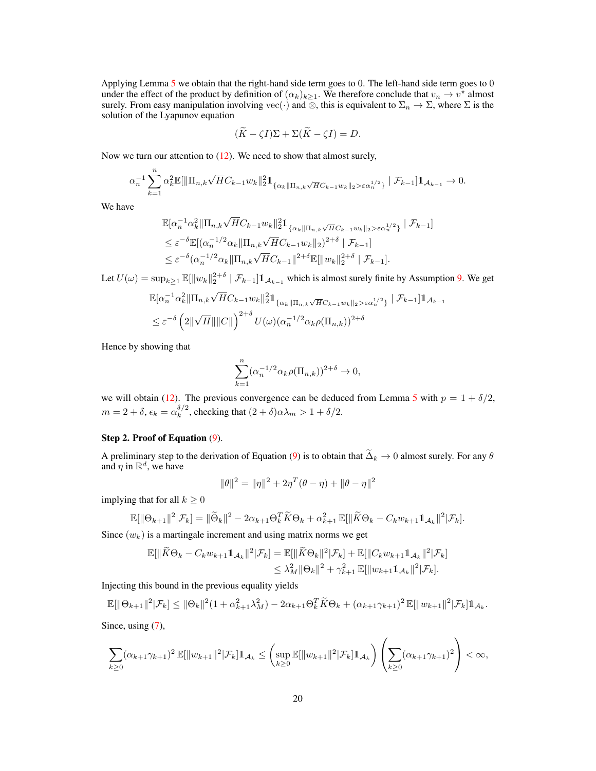Applying Lemma 5 we obtain that the right-hand side term goes to 0. The left-hand side term goes to 0 under the effect of the product by definition of $(\alpha_k)_{k\geq 1}$. We therefore conclude that $v_n \to v^\star$ almost surely. From easy manipulation involving $\mathrm{vec}(\cdot)$ and $\otimes$, this is equivalent to $\Sigma_n \to \Sigma$, where $\Sigma$ is the solution of the Lyapunov equation

$$(\widetilde{K} - \zeta I)\Sigma + \Sigma(\widetilde{K} - \zeta I) = D.$$

Now we turn our attention to (12). We need to show that almost surely,

$$\alpha_n^{-1} \sum_{k=1}^{n} \alpha_k^2 \mathbb{E}[\|\Pi_{n,k}\sqrt{H}C_{k-1}w_k\|_2^2 \mathbb{1}_{\{\alpha_k\|\Pi_{n,k}\sqrt{H}C_{k-1}w_k\|_2 > \varepsilon\alpha_n^{1/2}\}} \mid \mathcal{F}_{k-1}]\mathbb{1}_{\mathcal{A}_{k-1}} \to 0.$$

We have

$$\begin{aligned}
&\mathbb{E}[\alpha_n^{-1}\alpha_k^2\|\Pi_{n,k}\sqrt{H}C_{k-1}w_k\|_2^2 \mathbb{1}_{\{\alpha_k\|\Pi_{n,k}\sqrt{H}C_{k-1}w_k\|_2 > \varepsilon\alpha_n^{1/2}\}} \mid \mathcal{F}_{k-1}] \\
&\leq \varepsilon^{-\delta}\mathbb{E}[(\alpha_n^{-1/2}\alpha_k\|\Pi_{n,k}\sqrt{H}C_{k-1}w_k\|_2)^{2+\delta} \mid \mathcal{F}_{k-1}] \\
&\leq \varepsilon^{-\delta}(\alpha_n^{-1/2}\alpha_k\|\Pi_{n,k}\sqrt{H}C_{k-1}\|^{2+\delta}\mathbb{E}[\|w_k\|_2^{2+\delta} \mid \mathcal{F}_{k-1}].
\end{aligned}$$

Let $U(\omega) = \sup_{k\geq 1}\mathbb{E}[\|w_k\|_2^{2+\delta} \mid \mathcal{F}_{k-1}]\mathbb{1}_{\mathcal{A}_{k-1}}$ which is almost surely finite by Assumption 9. We get

$$\begin{aligned}
&\mathbb{E}[\alpha_n^{-1}\alpha_k^2\|\Pi_{n,k}\sqrt{H}C_{k-1}w_k\|_2^2 \mathbb{1}_{\{\alpha_k\|\Pi_{n,k}\sqrt{H}C_{k-1}w_k\|_2 > \varepsilon\alpha_n^{1/2}\}} \mid \mathcal{F}_{k-1}]\mathbb{1}_{\mathcal{A}_{k-1}} \\
&\leq \varepsilon^{-\delta}\left(2\|\sqrt{H}\|\|C\|\right)^{2+\delta} U(\omega)(\alpha_n^{-1/2}\alpha_k\rho(\Pi_{n,k}))^{2+\delta}
\end{aligned}$$

Hence by showing that

$$\sum_{k=1}^{n}(\alpha_n^{-1/2}\alpha_k\rho(\Pi_{n,k}))^{2+\delta} \to 0,$$

we will obtain (12). The previous convergence can be deduced from Lemma 5 with $p = 1 + \delta/2$, $m = 2 + \delta$, $\epsilon_k = \alpha_k^{\delta/2}$, checking that $(2+\delta)\alpha\lambda_m > 1 + \delta/2$.

**Step 2. Proof of Equation (9).**

A preliminary step to the derivation of Equation (9) is to obtain that $\widetilde{\Delta}_k \to 0$ almost surely. For any $\theta$ and $\eta$ in $\mathbb{R}^d$, we have

$$\|\theta\|^2 = \|\eta\|^2 + 2\eta^T(\theta - \eta) + \|\theta - \eta\|^2$$

implying that for all $k \geq 0$

$$\mathbb{E}[\|\Theta_{k+1}\|^2|\mathcal{F}_k] = \|\widetilde{\Theta}_k\|^2 - 2\alpha_{k+1}\Theta_k^T\widetilde{K}\Theta_k + \alpha_{k+1}^2\,\mathbb{E}[\|\widetilde{K}\Theta_k - C_k w_{k+1}\mathbb{1}_{\mathcal{A}_k}\|^2|\mathcal{F}_k].$$

Since $(w_k)$ is a martingale increment and using matrix norms we get

$$\begin{aligned}
\mathbb{E}[\|\widetilde{K}\Theta_k - C_k w_{k+1}\mathbb{1}_{\mathcal{A}_k}\|^2|\mathcal{F}_k] &= \mathbb{E}[\|\widetilde{K}\Theta_k\|^2|\mathcal{F}_k] + \mathbb{E}[\|C_k w_{k+1}\mathbb{1}_{\mathcal{A}_k}\|^2|\mathcal{F}_k] \\
&\leq \lambda_M^2\|\Theta_k\|^2 + \gamma_{k+1}^2\,\mathbb{E}[\|w_{k+1}\mathbb{1}_{\mathcal{A}_k}\|^2|\mathcal{F}_k].
\end{aligned}$$

Injecting this bound in the previous equality yields

$$\mathbb{E}[\|\Theta_{k+1}\|^2|\mathcal{F}_k] \leq \|\Theta_k\|^2(1 + \alpha_{k+1}^2\lambda_M^2) - 2\alpha_{k+1}\Theta_k^T\widetilde{K}\Theta_k + (\alpha_{k+1}\gamma_{k+1})^2\,\mathbb{E}[\|w_{k+1}\|^2|\mathcal{F}_k]\mathbb{1}_{\mathcal{A}_k}.$$

Since, using (7),

$$\sum_{k\geq 0}(\alpha_{k+1}\gamma_{k+1})^2\,\mathbb{E}[\|w_{k+1}\|^2|\mathcal{F}_k]\mathbb{1}_{\mathcal{A}_k} \leq \left(\sup_{k\geq 0}\mathbb{E}[\|w_{k+1}\|^2|\mathcal{F}_k]\mathbb{1}_{\mathcal{A}_k}\right)\left(\sum_{k\geq 0}(\alpha_{k+1}\gamma_{k+1})^2\right) < \infty,$$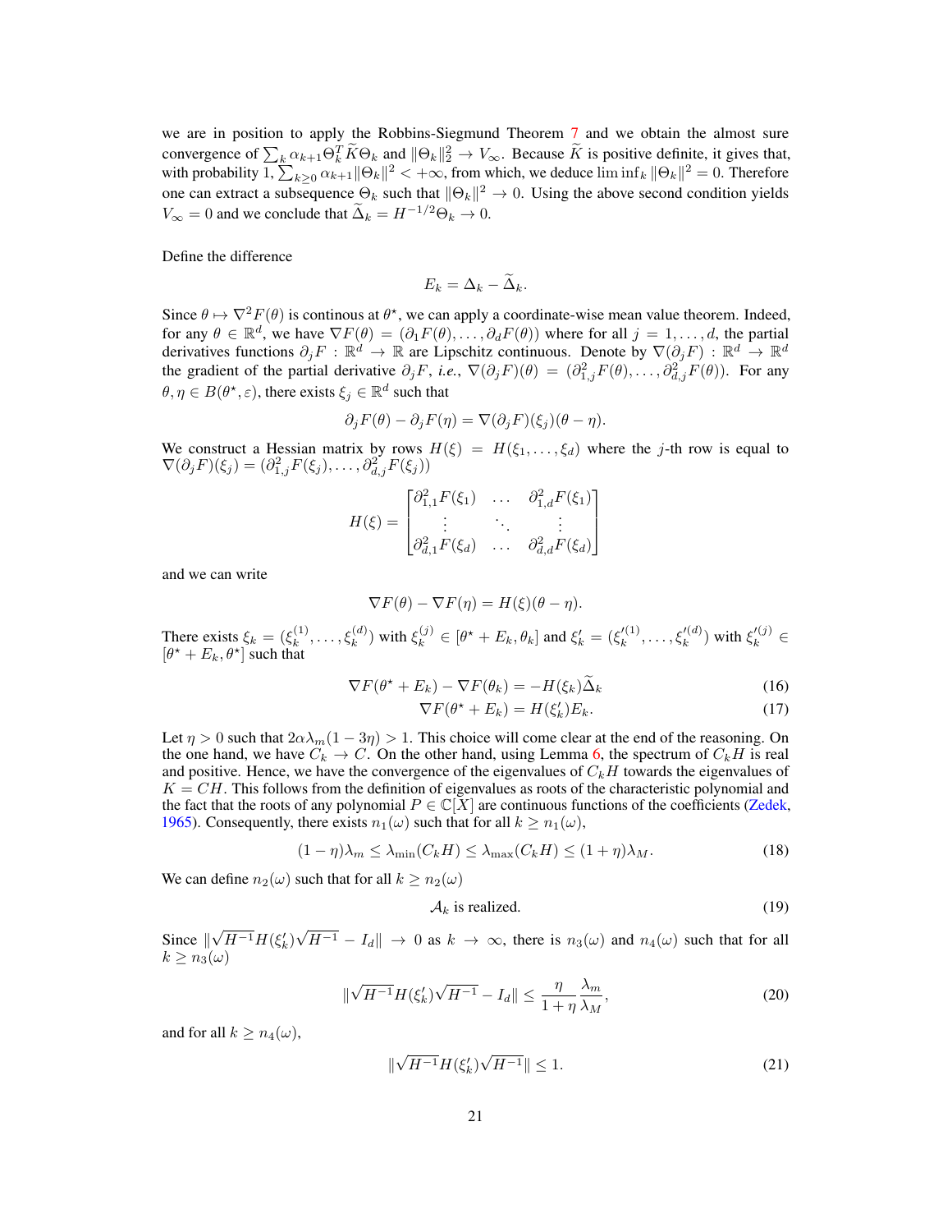we are in position to apply the Robbins-Siegmund Theorem 7 and we obtain the almost sure convergence of $\sum_k \alpha_{k+1}\Theta_k^T \widetilde{K}\Theta_k$ and $\|\Theta_k\|_2^2 \to V_\infty$. Because $\widetilde{K}$ is positive definite, it gives that, with probability 1, $\sum_{k\geq 0}\alpha_{k+1}\|\Theta_k\|^2 < +\infty$, from which, we deduce $\liminf_k \|\Theta_k\|^2 = 0$. Therefore one can extract a subsequence $\Theta_k$ such that $\|\Theta_k\|^2 \to 0$. Using the above second condition yields $V_\infty = 0$ and we conclude that $\widetilde{\Delta}_k = H^{-1/2}\Theta_k \to 0$.

Define the difference

$$E_k = \Delta_k - \widetilde{\Delta}_k.$$

Since $\theta \mapsto \nabla^2 F(\theta)$ is continous at $\theta^\star$, we can apply a coordinate-wise mean value theorem. Indeed, for any $\theta \in \mathbb{R}^d$, we have $\nabla F(\theta) = (\partial_1 F(\theta), \ldots, \partial_d F(\theta))$ where for all $j = 1, \ldots, d$, the partial derivatives functions $\partial_j F : \mathbb{R}^d \to \mathbb{R}$ are Lipschitz continuous. Denote by $\nabla(\partial_j F) : \mathbb{R}^d \to \mathbb{R}^d$ the gradient of the partial derivative $\partial_j F$, *i.e.*, $\nabla(\partial_j F)(\theta) = (\partial^2_{1,j}F(\theta), \ldots, \partial^2_{d,j}F(\theta))$. For any $\theta, \eta \in B(\theta^\star, \varepsilon)$, there exists $\xi_j \in \mathbb{R}^d$ such that

$$\partial_j F(\theta) - \partial_j F(\eta) = \nabla(\partial_j F)(\xi_j)(\theta - \eta).$$

We construct a Hessian matrix by rows $H(\xi) = H(\xi_1, \ldots, \xi_d)$ where the $j$-th row is equal to $\nabla(\partial_j F)(\xi_j) = (\partial^2_{1,j}F(\xi_j), \ldots, \partial^2_{d,j}F(\xi_j))$

$$H(\xi) = \begin{bmatrix} \partial^2_{1,1}F(\xi_1) & \ldots & \partial^2_{1,d}F(\xi_1) \\ \vdots & \ddots & \vdots \\ \partial^2_{d,1}F(\xi_d) & \ldots & \partial^2_{d,d}F(\xi_d) \end{bmatrix}$$

and we can write

$$\nabla F(\theta) - \nabla F(\eta) = H(\xi)(\theta - \eta).$$

There exists $\xi_k = (\xi_k^{(1)}, \ldots, \xi_k^{(d)})$ with $\xi_k^{(j)} \in [\theta^\star + E_k, \theta_k]$ and $\xi'_k = (\xi_k'^{(1)}, \ldots, \xi_k'^{(d)})$ with $\xi_k'^{(j)} \in [\theta^\star + E_k, \theta^\star]$ such that

$$\nabla F(\theta^\star + E_k) - \nabla F(\theta_k) = -H(\xi_k)\widetilde{\Delta}_k \tag{16}$$

$$\nabla F(\theta^\star + E_k) = H(\xi'_k)E_k. \tag{17}$$

Let $\eta > 0$ such that $2\alpha\lambda_m(1 - 3\eta) > 1$. This choice will come clear at the end of the reasoning. On the one hand, we have $C_k \to C$. On the other hand, using Lemma 6, the spectrum of $C_k H$ is real and positive. Hence, we have the convergence of the eigenvalues of $C_k H$ towards the eigenvalues of $K = CH$. This follows from the definition of eigenvalues as roots of the characteristic polynomial and the fact that the roots of any polynomial $P \in \mathbb{C}[X]$ are continuous functions of the coefficients (Zedek, 1965). Consequently, there exists $n_1(\omega)$ such that for all $k \geq n_1(\omega)$,

$$(1 - \eta)\lambda_m \leq \lambda_{\min}(C_k H) \leq \lambda_{\max}(C_k H) \leq (1 + \eta)\lambda_M. \tag{18}$$

We can define $n_2(\omega)$ such that for all $k \geq n_2(\omega)$

$$\mathcal{A}_k \text{ is realized.} \tag{19}$$

Since $\|\sqrt{H^{-1}}H(\xi'_k)\sqrt{H^{-1}} - I_d\| \to 0$ as $k \to \infty$, there is $n_3(\omega)$ and $n_4(\omega)$ such that for all $k \geq n_3(\omega)$

$$\|\sqrt{H^{-1}}H(\xi'_k)\sqrt{H^{-1}} - I_d\| \leq \frac{\eta}{1 + \eta}\frac{\lambda_m}{\lambda_M}, \tag{20}$$

and for all $k \geq n_4(\omega)$,

$$\|\sqrt{H^{-1}}H(\xi'_k)\sqrt{H^{-1}}\| \leq 1. \tag{21}$$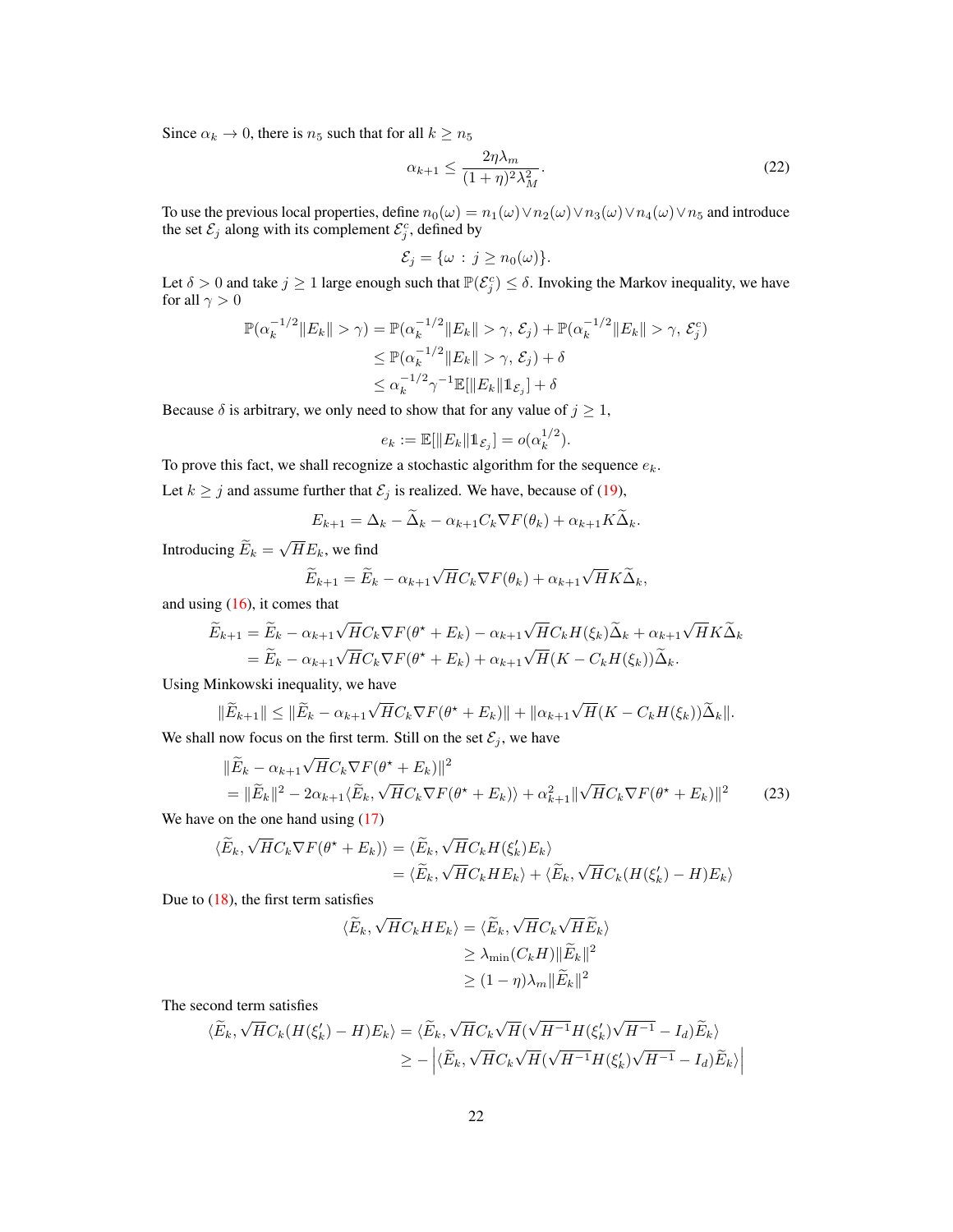Since $\alpha_k \to 0$, there is $n_5$ such that for all $k \geq n_5$

$$\alpha_{k+1} \leq \frac{2\eta\lambda_m}{(1+\eta)^2\lambda_M^2}. \tag{22}$$

To use the previous local properties, define $n_0(\omega) = n_1(\omega) \vee n_2(\omega) \vee n_3(\omega) \vee n_4(\omega) \vee n_5$ and introduce the set $\mathcal{E}_j$ along with its complement $\mathcal{E}_j^c$, defined by

$$\mathcal{E}_j = \{\omega \, : \, j \geq n_0(\omega)\}.$$

Let $\delta > 0$ and take $j \geq 1$ large enough such that $\mathbb{P}(\mathcal{E}_j^c) \leq \delta$. Invoking the Markov inequality, we have for all $\gamma > 0$

$$\begin{aligned}
\mathbb{P}(\alpha_k^{-1/2}\|E_k\| > \gamma) &= \mathbb{P}(\alpha_k^{-1/2}\|E_k\| > \gamma, \, \mathcal{E}_j) + \mathbb{P}(\alpha_k^{-1/2}\|E_k\| > \gamma, \, \mathcal{E}_j^c) \\
&\leq \mathbb{P}(\alpha_k^{-1/2}\|E_k\| > \gamma, \, \mathcal{E}_j) + \delta \\
&\leq \alpha_k^{-1/2}\gamma^{-1}\mathbb{E}[\|E_k\|\mathbb{1}_{\mathcal{E}_j}] + \delta
\end{aligned}$$

Because $\delta$ is arbitrary, we only need to show that for any value of $j \geq 1$,

$$e_k := \mathbb{E}[\|E_k\|\mathbb{1}_{\mathcal{E}_j}] = o(\alpha_k^{1/2}).$$

To prove this fact, we shall recognize a stochastic algorithm for the sequence $e_k$.

Let $k \geq j$ and assume further that $\mathcal{E}_j$ is realized. We have, because of (19),

$$E_{k+1} = \Delta_k - \widetilde{\Delta}_k - \alpha_{k+1}C_k\nabla F(\theta_k) + \alpha_{k+1}K\widetilde{\Delta}_k.$$

Introducing $\widetilde{E}_k = \sqrt{H}E_k$, we find

$$\widetilde{E}_{k+1} = \widetilde{E}_k - \alpha_{k+1}\sqrt{H}C_k\nabla F(\theta_k) + \alpha_{k+1}\sqrt{H}K\widetilde{\Delta}_k,$$

and using (16), it comes that

$$\begin{aligned}
\widetilde{E}_{k+1} &= \widetilde{E}_k - \alpha_{k+1}\sqrt{H}C_k\nabla F(\theta^\star + E_k) - \alpha_{k+1}\sqrt{H}C_kH(\xi_k)\widetilde{\Delta}_k + \alpha_{k+1}\sqrt{H}K\widetilde{\Delta}_k \\
&= \widetilde{E}_k - \alpha_{k+1}\sqrt{H}C_k\nabla F(\theta^\star + E_k) + \alpha_{k+1}\sqrt{H}(K - C_kH(\xi_k))\widetilde{\Delta}_k.
\end{aligned}$$

Using Minkowski inequality, we have

$$\|\widetilde{E}_{k+1}\| \leq \|\widetilde{E}_k - \alpha_{k+1}\sqrt{H}C_k\nabla F(\theta^\star + E_k)\| + \|\alpha_{k+1}\sqrt{H}(K - C_kH(\xi_k))\widetilde{\Delta}_k\|.$$

We shall now focus on the first term. Still on the set $\mathcal{E}_j$, we have

$$\begin{aligned}
&\|\widetilde{E}_k - \alpha_{k+1}\sqrt{H}C_k\nabla F(\theta^\star + E_k)\|^2 \\
&= \|\widetilde{E}_k\|^2 - 2\alpha_{k+1}\langle\widetilde{E}_k, \sqrt{H}C_k\nabla F(\theta^\star + E_k)\rangle + \alpha_{k+1}^2\|\sqrt{H}C_k\nabla F(\theta^\star + E_k)\|^2
\end{aligned} \tag{23}$$

We have on the one hand using (17)

$$\begin{aligned}
\langle\widetilde{E}_k, \sqrt{H}C_k\nabla F(\theta^\star + E_k)\rangle &= \langle\widetilde{E}_k, \sqrt{H}C_kH(\xi_k')E_k\rangle \\
&= \langle\widetilde{E}_k, \sqrt{H}C_kHE_k\rangle + \langle\widetilde{E}_k, \sqrt{H}C_k(H(\xi_k') - H)E_k\rangle
\end{aligned}$$

Due to (18), the first term satisfies

$$\begin{aligned}
\langle\widetilde{E}_k, \sqrt{H}C_kHE_k\rangle &= \langle\widetilde{E}_k, \sqrt{H}C_k\sqrt{H}\widetilde{E}_k\rangle \\
&\geq \lambda_{\min}(C_kH)\|\widetilde{E}_k\|^2 \\
&\geq (1-\eta)\lambda_m\|\widetilde{E}_k\|^2
\end{aligned}$$

The second term satisfies

$$\begin{aligned}
\langle\widetilde{E}_k, \sqrt{H}C_k(H(\xi_k') - H)E_k\rangle &= \langle\widetilde{E}_k, \sqrt{H}C_k\sqrt{H}(\sqrt{H^{-1}}H(\xi_k')\sqrt{H^{-1}} - I_d)\widetilde{E}_k\rangle \\
&\geq -\left|\langle\widetilde{E}_k, \sqrt{H}C_k\sqrt{H}(\sqrt{H^{-1}}H(\xi_k')\sqrt{H^{-1}} - I_d)\widetilde{E}_k\rangle\right|
\end{aligned}$$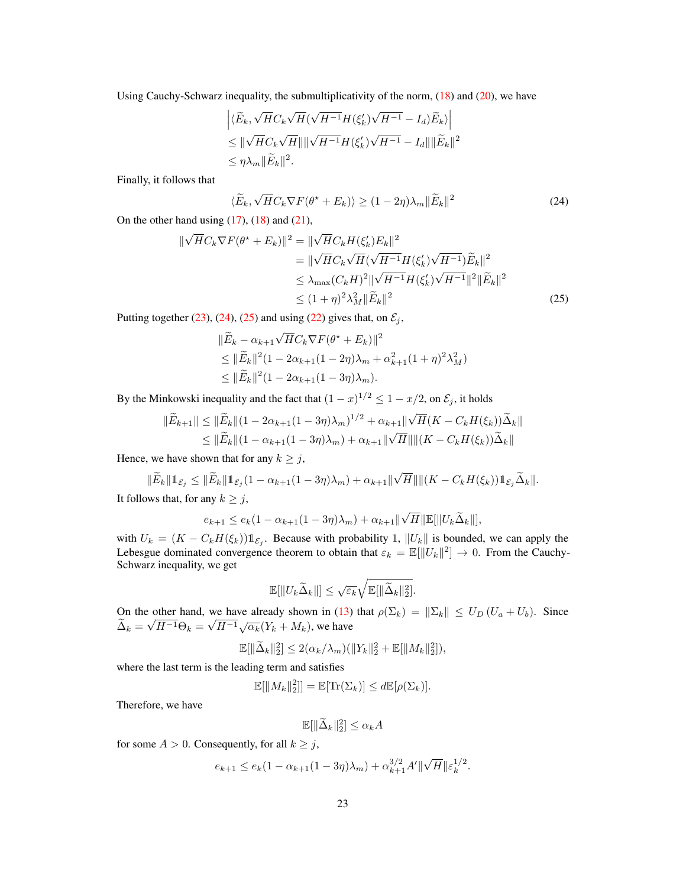Using Cauchy-Schwarz inequality, the submultiplicativity of the norm, (18) and (20), we have

$$
\begin{aligned}
&\left|\langle \widetilde{E}_k, \sqrt{H}C_k\sqrt{H}(\sqrt{H^{-1}}H(\xi_k')\sqrt{H^{-1}} - I_d)\widetilde{E}_k\rangle\right| \\
&\leq \|\sqrt{H}C_k\sqrt{H}\|\|\sqrt{H^{-1}}H(\xi_k')\sqrt{H^{-1}} - I_d\|\|\widetilde{E}_k\|^2 \\
&\leq \eta\lambda_m\|\widetilde{E}_k\|^2.
\end{aligned}
$$

Finally, it follows that

$$
\langle \widetilde{E}_k, \sqrt{H}C_k\nabla F(\theta^\star + E_k)\rangle \geq (1-2\eta)\lambda_m\|\widetilde{E}_k\|^2 \tag{24}
$$

On the other hand using (17), (18) and (21),

$$
\begin{aligned}
\|\sqrt{H}C_k\nabla F(\theta^\star + E_k)\|^2 &= \|\sqrt{H}C_kH(\xi_k')E_k\|^2 \\
&= \|\sqrt{H}C_k\sqrt{H}(\sqrt{H^{-1}}H(\xi_k')\sqrt{H^{-1}})\widetilde{E}_k\|^2 \\
&\leq \lambda_{\max}(C_kH)^2\|\sqrt{H^{-1}}H(\xi_k')\sqrt{H^{-1}}\|^2\|\widetilde{E}_k\|^2 \\
&\leq (1+\eta)^2\lambda_M^2\|\widetilde{E}_k\|^2
\end{aligned} \tag{25}
$$

Putting together (23), (24), (25) and using (22) gives that, on $\mathcal{E}_j$,

$$
\begin{aligned}
&\|\widetilde{E}_k - \alpha_{k+1}\sqrt{H}C_k\nabla F(\theta^\star + E_k)\|^2 \\
&\leq \|\widetilde{E}_k\|^2(1 - 2\alpha_{k+1}(1-2\eta)\lambda_m + \alpha_{k+1}^2(1+\eta)^2\lambda_M^2) \\
&\leq \|\widetilde{E}_k\|^2(1 - 2\alpha_{k+1}(1-3\eta)\lambda_m).
\end{aligned}
$$

By the Minkowski inequality and the fact that $(1-x)^{1/2} \leq 1 - x/2$, on $\mathcal{E}_j$, it holds

$$
\begin{aligned}
\|\widetilde{E}_{k+1}\| &\leq \|\widetilde{E}_k\|(1 - 2\alpha_{k+1}(1-3\eta)\lambda_m)^{1/2} + \alpha_{k+1}\|\sqrt{H}(K - C_kH(\xi_k))\widetilde{\Delta}_k\| \\
&\leq \|\widetilde{E}_k\|(1 - \alpha_{k+1}(1-3\eta)\lambda_m) + \alpha_{k+1}\|\sqrt{H}\|\|(K - C_kH(\xi_k))\widetilde{\Delta}_k\|
\end{aligned}
$$

Hence, we have shown that for any $k \geq j$,

$$
\|\widetilde{E}_k\|\mathbb{1}_{\mathcal{E}_j} \leq \|\widetilde{E}_k\|\mathbb{1}_{\mathcal{E}_j}(1 - \alpha_{k+1}(1-3\eta)\lambda_m) + \alpha_{k+1}\|\sqrt{H}\|\|(K - C_kH(\xi_k))\mathbb{1}_{\mathcal{E}_j}\widetilde{\Delta}_k\|.
$$

It follows that, for any $k \geq j$,

$$
e_{k+1} \leq e_k(1 - \alpha_{k+1}(1-3\eta)\lambda_m) + \alpha_{k+1}\|\sqrt{H}\|\mathbb{E}[\|U_k\widetilde{\Delta}_k\|],
$$

with $U_k = (K - C_kH(\xi_k))\mathbb{1}_{\mathcal{E}_j}$. Because with probability 1, $\|U_k\|$ is bounded, we can apply the Lebesgue dominated convergence theorem to obtain that $\varepsilon_k = \mathbb{E}[\|U_k\|^2] \to 0$. From the Cauchy-Schwarz inequality, we get

$$
\mathbb{E}[\|U_k\widetilde{\Delta}_k\|] \leq \sqrt{\varepsilon_k}\sqrt{\mathbb{E}[\|\widetilde{\Delta}_k\|_2^2]}.
$$

On the other hand, we have already shown in (13) that $\rho(\Sigma_k) = \|\Sigma_k\| \leq U_D\,(U_a + U_b)$. Since $\widetilde{\Delta}_k = \sqrt{H^{-1}}\Theta_k = \sqrt{H^{-1}}\sqrt{\alpha_k}(Y_k + M_k)$, we have

$$
\mathbb{E}[\|\widetilde{\Delta}_k\|_2^2] \leq 2(\alpha_k/\lambda_m)(\|Y_k\|_2^2 + \mathbb{E}[\|M_k\|_2^2]),
$$

where the last term is the leading term and satisfies

$$
\mathbb{E}[\|M_k\|_2^2]] = \mathbb{E}[\mathrm{Tr}(\Sigma_k)] \leq d\mathbb{E}[\rho(\Sigma_k)].
$$

Therefore, we have

$$
\mathbb{E}[\|\widetilde{\Delta}_k\|_2^2] \leq \alpha_k A
$$

for some $A > 0$. Consequently, for all $k \geq j$,

$$
e_{k+1} \leq e_k(1 - \alpha_{k+1}(1-3\eta)\lambda_m) + \alpha_{k+1}^{3/2}A'\|\sqrt{H}\|\varepsilon_k^{1/2}.
$$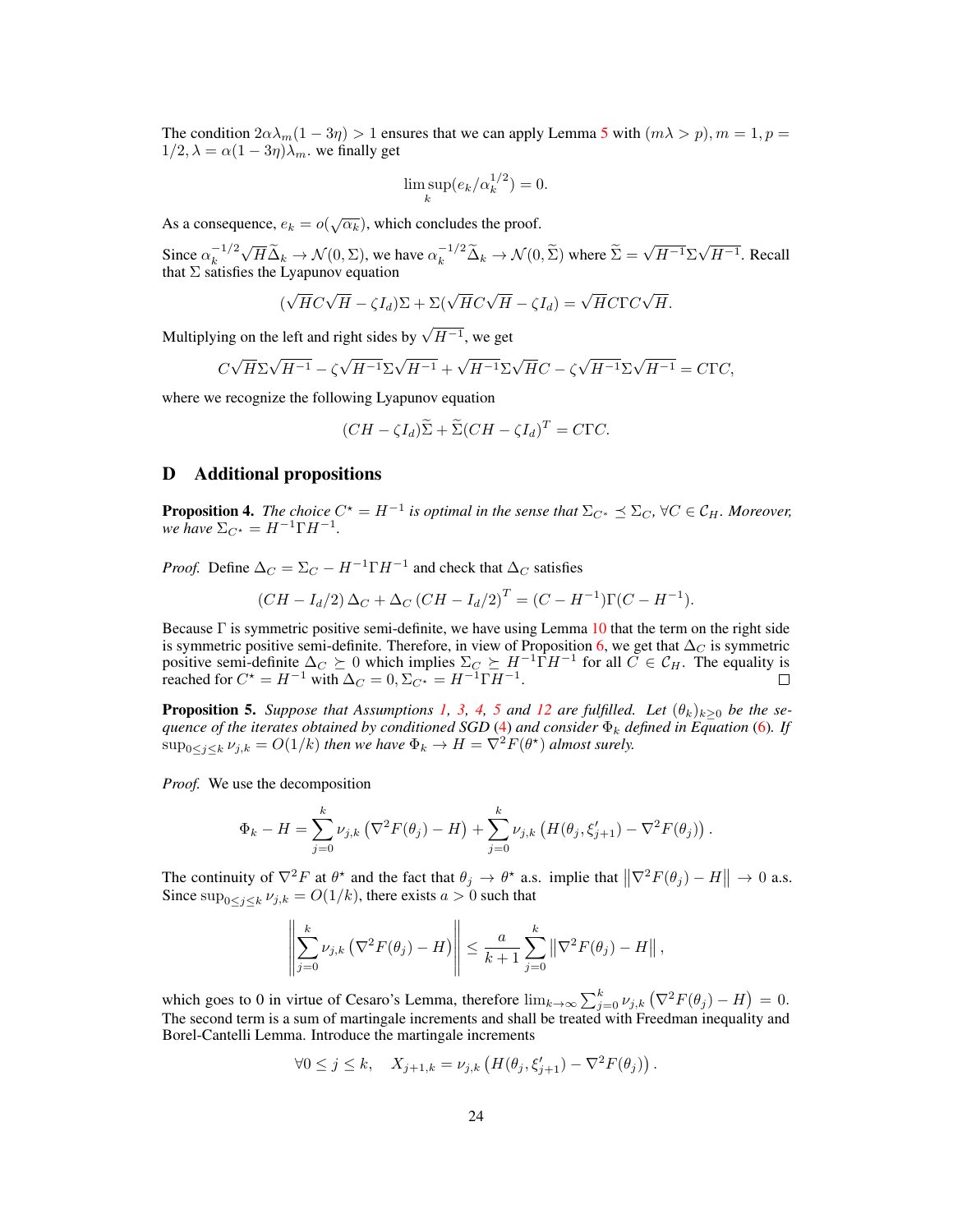The condition $2\alpha\lambda_m(1-3\eta) > 1$ ensures that we can apply Lemma 5 with $(m\lambda > p), m = 1, p = 1/2, \lambda = \alpha(1-3\eta)\lambda_m$. we finally get

$$\limsup_k (e_k/\alpha_k^{1/2}) = 0.$$

As a consequence, $e_k = o(\sqrt{\alpha_k})$, which concludes the proof.

Since $\alpha_k^{-1/2}\sqrt{H}\widetilde{\Delta}_k \to \mathcal{N}(0,\Sigma)$, we have $\alpha_k^{-1/2}\widetilde{\Delta}_k \to \mathcal{N}(0,\widetilde{\Sigma})$ where $\widetilde{\Sigma} = \sqrt{H^{-1}}\Sigma\sqrt{H^{-1}}$. Recall that $\Sigma$ satisfies the Lyapunov equation

$$(\sqrt{H}C\sqrt{H} - \zeta I_d)\Sigma + \Sigma(\sqrt{H}C\sqrt{H} - \zeta I_d) = \sqrt{H}C\Gamma C\sqrt{H}.$$

Multiplying on the left and right sides by $\sqrt{H^{-1}}$, we get

$$C\sqrt{H}\Sigma\sqrt{H^{-1}} - \zeta\sqrt{H^{-1}}\Sigma\sqrt{H^{-1}} + \sqrt{H^{-1}}\Sigma\sqrt{H}C - \zeta\sqrt{H^{-1}}\Sigma\sqrt{H^{-1}} = C\Gamma C,$$

where we recognize the following Lyapunov equation

$$(CH - \zeta I_d)\widetilde{\Sigma} + \widetilde{\Sigma}(CH - \zeta I_d)^T = C\Gamma C.$$

# D Additional propositions

**Proposition 4.** *The choice $C^\star = H^{-1}$ is optimal in the sense that $\Sigma_{C^\star} \preceq \Sigma_C$, $\forall C \in \mathcal{C}_H$. Moreover, we have $\Sigma_{C^\star} = H^{-1}\Gamma H^{-1}$.*

*Proof.* Define $\Delta_C = \Sigma_C - H^{-1}\Gamma H^{-1}$ and check that $\Delta_C$ satisfies

$$\left(CH - I_d/2\right)\Delta_C + \Delta_C\left(CH - I_d/2\right)^T = (C - H^{-1})\Gamma(C - H^{-1}).$$

Because $\Gamma$ is symmetric positive semi-definite, we have using Lemma 10 that the term on the right side is symmetric positive semi-definite. Therefore, in view of Proposition 6, we get that $\Delta_C$ is symmetric positive semi-definite $\Delta_C \succeq 0$ which implies $\Sigma_C \succeq H^{-1}\Gamma H^{-1}$ for all $C \in \mathcal{C}_H$. The equality is reached for $C^\star = H^{-1}$ with $\Delta_C = 0, \Sigma_{C^\star} = H^{-1}\Gamma H^{-1}$. ◻

**Proposition 5.** *Suppose that Assumptions 1, 3, 4, 5 and 12 are fulfilled. Let $(\theta_k)_{k\geq 0}$ be the sequence of the iterates obtained by conditioned SGD (4) and consider $\Phi_k$ defined in Equation (6). If $\sup_{0\leq j\leq k}\nu_{j,k} = O(1/k)$ then we have $\Phi_k \to H = \nabla^2 F(\theta^\star)$ almost surely.*

*Proof.* We use the decomposition

$$\Phi_k - H = \sum_{j=0}^{k}\nu_{j,k}\left(\nabla^2 F(\theta_j) - H\right) + \sum_{j=0}^{k}\nu_{j,k}\left(H(\theta_j, \xi'_{j+1}) - \nabla^2 F(\theta_j)\right).$$

The continuity of $\nabla^2 F$ at $\theta^\star$ and the fact that $\theta_j \to \theta^\star$ a.s. implie that $\left\|\nabla^2 F(\theta_j) - H\right\| \to 0$ a.s. Since $\sup_{0\leq j\leq k}\nu_{j,k} = O(1/k)$, there exists $a > 0$ such that

$$\left\|\sum_{j=0}^{k}\nu_{j,k}\left(\nabla^2 F(\theta_j) - H\right)\right\| \leq \frac{a}{k+1}\sum_{j=0}^{k}\left\|\nabla^2 F(\theta_j) - H\right\|,$$

which goes to 0 in virtue of Cesaro's Lemma, therefore $\lim_{k\to\infty}\sum_{j=0}^{k}\nu_{j,k}\left(\nabla^2 F(\theta_j) - H\right) = 0$. The second term is a sum of martingale increments and shall be treated with Freedman inequality and Borel-Cantelli Lemma. Introduce the martingale increments

$$\forall 0 \leq j \leq k, \quad X_{j+1,k} = \nu_{j,k}\left(H(\theta_j, \xi'_{j+1}) - \nabla^2 F(\theta_j)\right).$$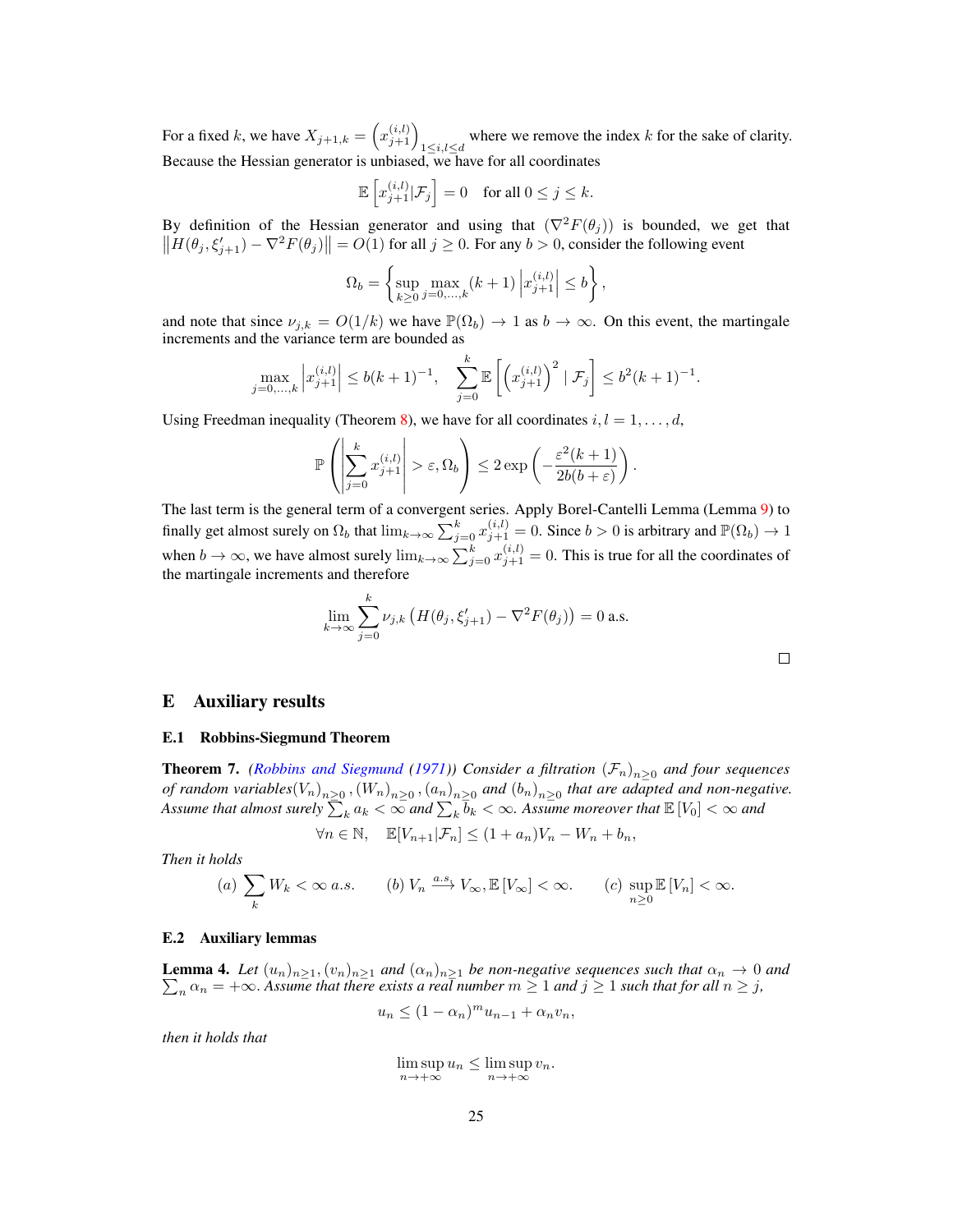For a fixed $k$, we have $X_{j+1,k} = \left(x_{j+1}^{(i,l)}\right)_{1\leq i,l\leq d}$ where we remove the index $k$ for the sake of clarity. Because the Hessian generator is unbiased, we have for all coordinates

$$\mathbb{E}\left[x_{j+1}^{(i,l)}|\mathcal{F}_j\right] = 0 \quad \text{for all } 0 \leq j \leq k.$$

By definition of the Hessian generator and using that $(\nabla^2 F(\theta_j))$ is bounded, we get that $\left\|H(\theta_j, \xi'_{j+1}) - \nabla^2 F(\theta_j)\right\| = O(1)$ for all $j \geq 0$. For any $b > 0$, consider the following event

$$\Omega_b = \left\{ \sup_{k\geq 0} \max_{j=0,\ldots,k} (k+1) \left|x_{j+1}^{(i,l)}\right| \leq b \right\},$$

and note that since $\nu_{j,k} = O(1/k)$ we have $\mathbb{P}(\Omega_b) \to 1$ as $b \to \infty$. On this event, the martingale increments and the variance term are bounded as

$$\max_{j=0,\ldots,k} \left|x_{j+1}^{(i,l)}\right| \leq b(k+1)^{-1}, \quad \sum_{j=0}^{k} \mathbb{E}\left[\left(x_{j+1}^{(i,l)}\right)^2 \mid \mathcal{F}_j\right] \leq b^2(k+1)^{-1}.$$

Using Freedman inequality (Theorem 8), we have for all coordinates $i, l = 1, \ldots, d$,

$$\mathbb{P}\left(\left|\sum_{j=0}^{k} x_{j+1}^{(i,l)}\right| > \varepsilon, \Omega_b\right) \leq 2\exp\left(-\frac{\varepsilon^2(k+1)}{2b(b+\varepsilon)}\right).$$

The last term is the general term of a convergent series. Apply Borel-Cantelli Lemma (Lemma 9) to finally get almost surely on $\Omega_b$ that $\lim_{k\to\infty} \sum_{j=0}^{k} x_{j+1}^{(i,l)} = 0$. Since $b > 0$ is arbitrary and $\mathbb{P}(\Omega_b) \to 1$ when $b \to \infty$, we have almost surely $\lim_{k\to\infty} \sum_{j=0}^{k} x_{j+1}^{(i,l)} = 0$. This is true for all the coordinates of the martingale increments and therefore

$$\lim_{k\to\infty} \sum_{j=0}^{k} \nu_{j,k} \left(H(\theta_j, \xi'_{j+1}) - \nabla^2 F(\theta_j)\right) = 0 \text{ a.s.}$$

□

# E Auxiliary results

## E.1 Robbins-Siegmund Theorem

**Theorem 7.** *(Robbins and Siegmund (1971)) Consider a filtration $(\mathcal{F}_n)_{n\geq 0}$ and four sequences of random variables $(V_n)_{n\geq 0}, (W_n)_{n\geq 0}, (a_n)_{n\geq 0}$ and $(b_n)_{n\geq 0}$ that are adapted and non-negative. Assume that almost surely $\sum_k a_k < \infty$ and $\sum_k b_k < \infty$. Assume moreover that $\mathbb{E}[V_0] < \infty$ and*

$$\forall n \in \mathbb{N}, \quad \mathbb{E}[V_{n+1}|\mathcal{F}_n] \leq (1 + a_n)V_n - W_n + b_n,$$

*Then it holds*

$$(a) \sum_k W_k < \infty \text{ a.s.} \qquad (b) \; V_n \xrightarrow{a.s.} V_\infty, \mathbb{E}[V_\infty] < \infty. \qquad (c) \sup_{n\geq 0} \mathbb{E}[V_n] < \infty.$$

## E.2 Auxiliary lemmas

**Lemma 4.** *Let $(u_n)_{n\geq 1}, (v_n)_{n\geq 1}$ and $(\alpha_n)_{n\geq 1}$ be non-negative sequences such that $\alpha_n \to 0$ and $\sum_n \alpha_n = +\infty$. Assume that there exists a real number $m \geq 1$ and $j \geq 1$ such that for all $n \geq j$,*

$$u_n \leq (1 - \alpha_n)^m u_{n-1} + \alpha_n v_n,$$

*then it holds that*

$$\limsup_{n\to+\infty} u_n \leq \limsup_{n\to+\infty} v_n.$$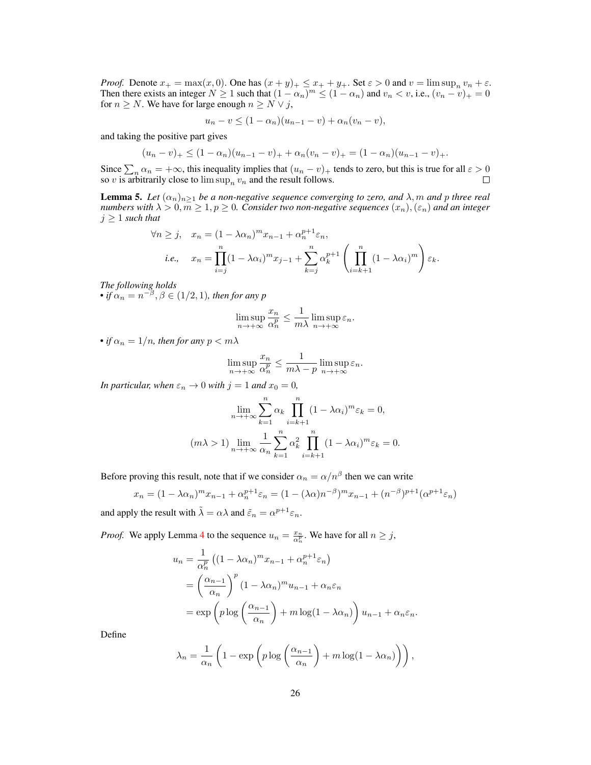*Proof.* Denote $x_+ = \max(x, 0)$. One has $(x+y)_+ \le x_+ + y_+$. Set $\varepsilon > 0$ and $v = \limsup_n v_n + \varepsilon$. Then there exists an integer $N \ge 1$ such that $(1-\alpha_n)^m \le (1-\alpha_n)$ and $v_n < v$, i.e., $(v_n - v)_+ = 0$ for $n \ge N$. We have for large enough $n \ge N \vee j$,

$$u_n - v \le (1-\alpha_n)(u_{n-1} - v) + \alpha_n(v_n - v),$$

and taking the positive part gives

$$(u_n - v)_+ \le (1-\alpha_n)(u_{n-1} - v)_+ + \alpha_n(v_n - v)_+ = (1-\alpha_n)(u_{n-1} - v)_+.$$

Since $\sum_n \alpha_n = +\infty$, this inequality implies that $(u_n - v)_+$ tends to zero, but this is true for all $\varepsilon > 0$ so $v$ is arbitrarily close to $\limsup_n v_n$ and the result follows. ◻

**Lemma 5.** *Let $(\alpha_n)_{n\ge 1}$ be a non-negative sequence converging to zero, and $\lambda, m$ and $p$ three real numbers with $\lambda > 0, m \ge 1, p \ge 0$. Consider two non-negative sequences $(x_n), (\varepsilon_n)$ and an integer $j \ge 1$ such that*

$$\forall n \ge j, \quad x_n = (1-\lambda\alpha_n)^m x_{n-1} + \alpha_n^{p+1}\varepsilon_n,$$
$$\textit{i.e.,} \quad x_n = \prod_{i=j}^{n}(1-\lambda\alpha_i)^m x_{j-1} + \sum_{k=j}^{n}\alpha_k^{p+1}\left(\prod_{i=k+1}^{n}(1-\lambda\alpha_i)^m\right)\varepsilon_k.$$

*The following holds*

- *if $\alpha_n = n^{-\beta}, \beta \in (1/2, 1)$, then for any $p$*

$$\limsup_{n\to+\infty}\frac{x_n}{\alpha_n^p} \le \frac{1}{m\lambda}\limsup_{n\to+\infty}\varepsilon_n.$$

- *if $\alpha_n = 1/n$, then for any $p < m\lambda$*

$$\limsup_{n\to+\infty}\frac{x_n}{\alpha_n^p} \le \frac{1}{m\lambda - p}\limsup_{n\to+\infty}\varepsilon_n.$$

*In particular, when $\varepsilon_n \to 0$ with $j = 1$ and $x_0 = 0$,*

$$\lim_{n\to+\infty}\sum_{k=1}^{n}\alpha_k\prod_{i=k+1}^{n}(1-\lambda\alpha_i)^m\varepsilon_k = 0,$$
$$(m\lambda > 1)\lim_{n\to+\infty}\frac{1}{\alpha_n}\sum_{k=1}^{n}\alpha_k^2\prod_{i=k+1}^{n}(1-\lambda\alpha_i)^m\varepsilon_k = 0.$$

Before proving this result, note that if we consider $\alpha_n = \alpha/n^\beta$ then we can write

$$x_n = (1-\lambda\alpha_n)^m x_{n-1} + \alpha_n^{p+1}\varepsilon_n = (1-(\lambda\alpha)n^{-\beta})^m x_{n-1} + (n^{-\beta})^{p+1}(\alpha^{p+1}\varepsilon_n)$$

and apply the result with $\tilde{\lambda} = \alpha\lambda$ and $\tilde{\varepsilon}_n = \alpha^{p+1}\varepsilon_n$.

*Proof.* We apply Lemma 4 to the sequence $u_n = \frac{x_n}{\alpha_n^p}$. We have for all $n \ge j$,

$$\begin{aligned}
u_n &= \frac{1}{\alpha_n^p}\left((1-\lambda\alpha_n)^m x_{n-1} + \alpha_n^{p+1}\varepsilon_n\right)\\
&= \left(\frac{\alpha_{n-1}}{\alpha_n}\right)^p(1-\lambda\alpha_n)^m u_{n-1} + \alpha_n\varepsilon_n\\
&= \exp\left(p\log\left(\frac{\alpha_{n-1}}{\alpha_n}\right) + m\log(1-\lambda\alpha_n)\right)u_{n-1} + \alpha_n\varepsilon_n.
\end{aligned}$$

Define

$$\lambda_n = \frac{1}{\alpha_n}\left(1 - \exp\left(p\log\left(\frac{\alpha_{n-1}}{\alpha_n}\right) + m\log(1-\lambda\alpha_n)\right)\right),$$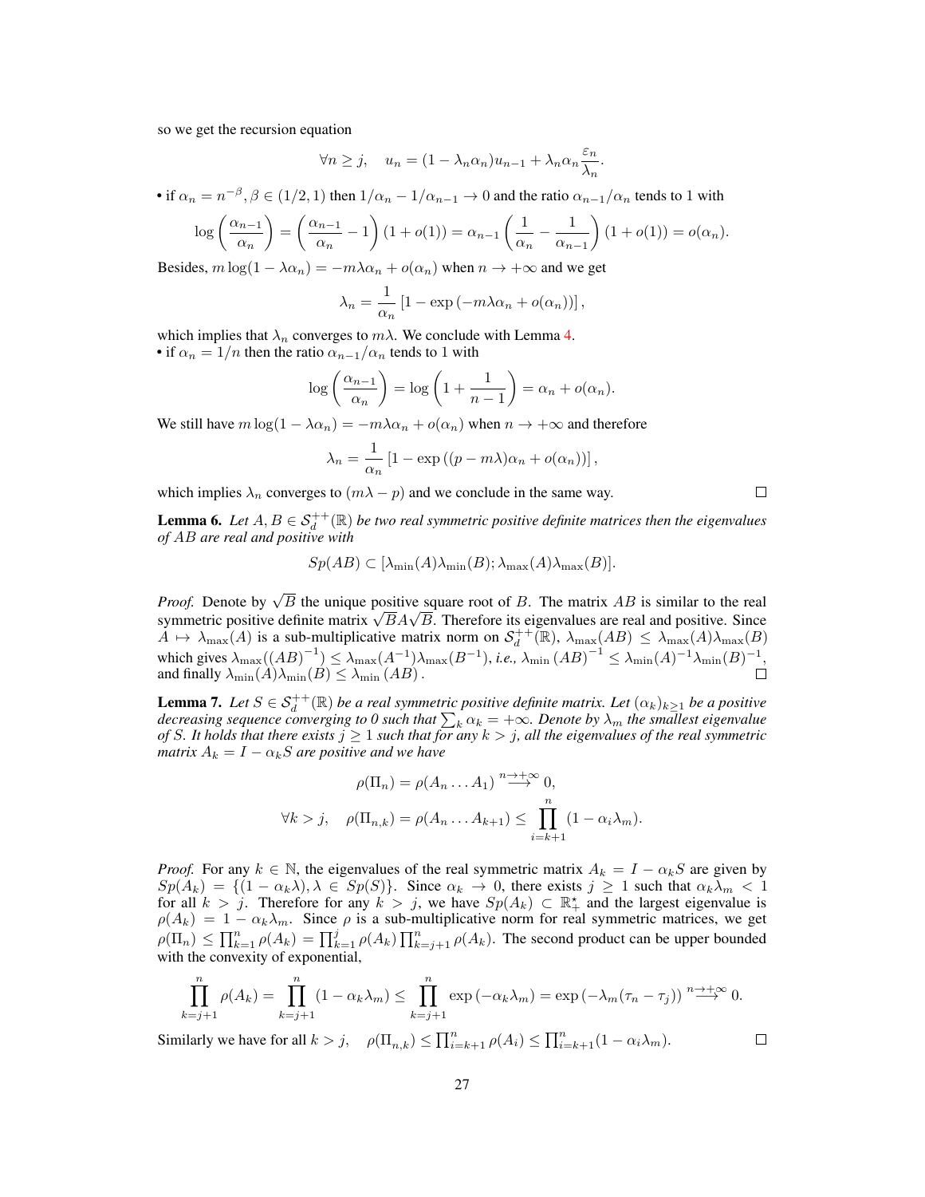so we get the recursion equation

$$\forall n \geq j, \quad u_n = (1 - \lambda_n \alpha_n) u_{n-1} + \lambda_n \alpha_n \frac{\varepsilon_n}{\lambda_n}.$$

• if $\alpha_n = n^{-\beta}, \beta \in (1/2, 1)$ then $1/\alpha_n - 1/\alpha_{n-1} \to 0$ and the ratio $\alpha_{n-1}/\alpha_n$ tends to 1 with

$$\log\left(\frac{\alpha_{n-1}}{\alpha_n}\right) = \left(\frac{\alpha_{n-1}}{\alpha_n} - 1\right)(1 + o(1)) = \alpha_{n-1}\left(\frac{1}{\alpha_n} - \frac{1}{\alpha_{n-1}}\right)(1 + o(1)) = o(\alpha_n).$$

Besides, $m \log(1 - \lambda\alpha_n) = -m\lambda\alpha_n + o(\alpha_n)$ when $n \to +\infty$ and we get

$$\lambda_n = \frac{1}{\alpha_n}\left[1 - \exp\left(-m\lambda\alpha_n + o(\alpha_n)\right)\right],$$

which implies that $\lambda_n$ converges to $m\lambda$. We conclude with Lemma 4.

• if $\alpha_n = 1/n$ then the ratio $\alpha_{n-1}/\alpha_n$ tends to 1 with

$$\log\left(\frac{\alpha_{n-1}}{\alpha_n}\right) = \log\left(1 + \frac{1}{n-1}\right) = \alpha_n + o(\alpha_n).$$

We still have $m \log(1 - \lambda\alpha_n) = -m\lambda\alpha_n + o(\alpha_n)$ when $n \to +\infty$ and therefore

$$\lambda_n = \frac{1}{\alpha_n}\left[1 - \exp\left((p - m\lambda)\alpha_n + o(\alpha_n)\right)\right],$$

which implies $\lambda_n$ converges to $(m\lambda - p)$ and we conclude in the same way. ☐

**Lemma 6.** *Let $A, B \in \mathcal{S}_d^{++}(\mathbb{R})$ be two real symmetric positive definite matrices then the eigenvalues of $AB$ are real and positive with*

$$Sp(AB) \subset [\lambda_{\min}(A)\lambda_{\min}(B); \lambda_{\max}(A)\lambda_{\max}(B)].$$

*Proof.* Denote by $\sqrt{B}$ the unique positive square root of $B$. The matrix $AB$ is similar to the real symmetric positive definite matrix $\sqrt{B}A\sqrt{B}$. Therefore its eigenvalues are real and positive. Since $A \mapsto \lambda_{\max}(A)$ is a sub-multiplicative matrix norm on $\mathcal{S}_d^{++}(\mathbb{R})$, $\lambda_{\max}(AB) \leq \lambda_{\max}(A)\lambda_{\max}(B)$ which gives $\lambda_{\max}((AB)^{-1}) \leq \lambda_{\max}(A^{-1})\lambda_{\max}(B^{-1})$, *i.e.,* $\lambda_{\min}(AB)^{-1} \leq \lambda_{\min}(A)^{-1}\lambda_{\min}(B)^{-1}$, and finally $\lambda_{\min}(A)\lambda_{\min}(B) \leq \lambda_{\min}(AB)$. ☐

**Lemma 7.** *Let $S \in \mathcal{S}_d^{++}(\mathbb{R})$ be a real symmetric positive definite matrix. Let $(\alpha_k)_{k\geq 1}$ be a positive decreasing sequence converging to 0 such that $\sum_k \alpha_k = +\infty$. Denote by $\lambda_m$ the smallest eigenvalue of $S$. It holds that there exists $j \geq 1$ such that for any $k > j$, all the eigenvalues of the real symmetric matrix $A_k = I - \alpha_k S$ are positive and we have*

$$\rho(\Pi_n) = \rho(A_n \ldots A_1) \overset{n\to+\infty}{\longrightarrow} 0,$$
$$\forall k > j, \quad \rho(\Pi_{n,k}) = \rho(A_n \ldots A_{k+1}) \leq \prod_{i=k+1}^{n}(1 - \alpha_i\lambda_m).$$

*Proof.* For any $k \in \mathbb{N}$, the eigenvalues of the real symmetric matrix $A_k = I - \alpha_k S$ are given by $Sp(A_k) = \{(1 - \alpha_k\lambda), \lambda \in Sp(S)\}$. Since $\alpha_k \to 0$, there exists $j \geq 1$ such that $\alpha_k\lambda_m < 1$ for all $k > j$. Therefore for any $k > j$, we have $Sp(A_k) \subset \mathbb{R}_+^\star$ and the largest eigenvalue is $\rho(A_k) = 1 - \alpha_k\lambda_m$. Since $\rho$ is a sub-multiplicative norm for real symmetric matrices, we get $\rho(\Pi_n) \leq \prod_{k=1}^n \rho(A_k) = \prod_{k=1}^j \rho(A_k)\prod_{k=j+1}^n \rho(A_k)$. The second product can be upper bounded with the convexity of exponential,

$$\prod_{k=j+1}^{n}\rho(A_k) = \prod_{k=j+1}^{n}(1 - \alpha_k\lambda_m) \leq \prod_{k=j+1}^{n}\exp(-\alpha_k\lambda_m) = \exp(-\lambda_m(\tau_n - \tau_j)) \overset{n\to+\infty}{\longrightarrow} 0.$$

Similarly we have for all $k > j, \quad \rho(\Pi_{n,k}) \leq \prod_{i=k+1}^n \rho(A_i) \leq \prod_{i=k+1}^n (1 - \alpha_i\lambda_m)$. ☐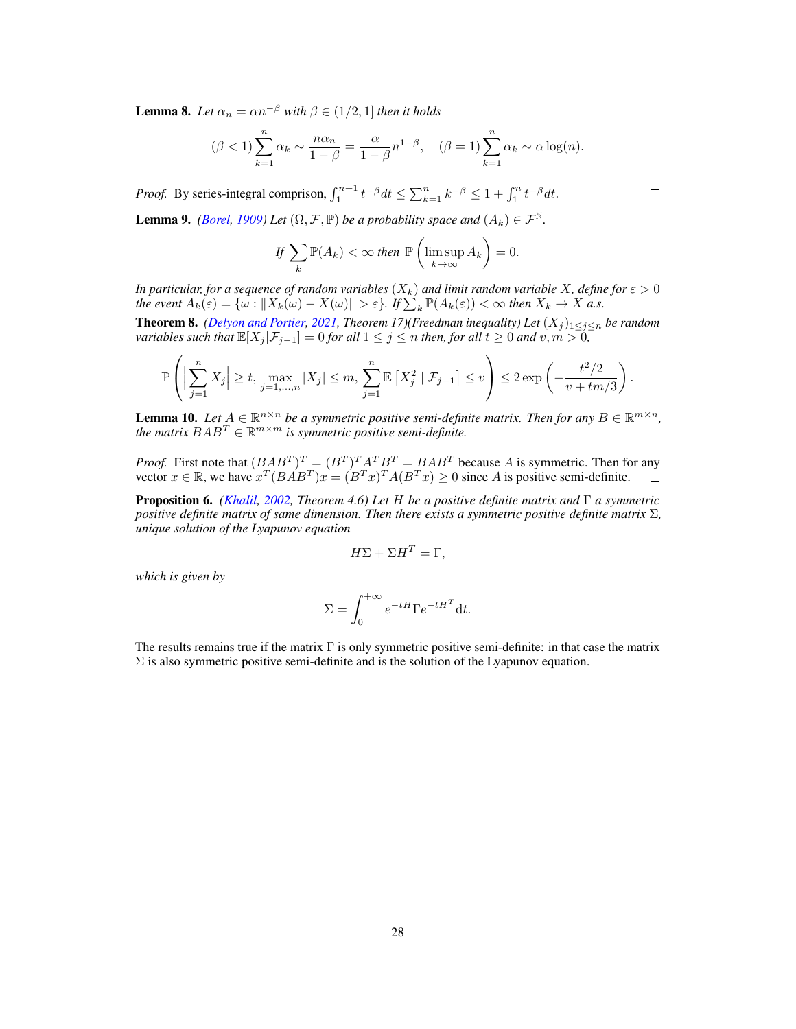**Lemma 8.** *Let $\alpha_n = \alpha n^{-\beta}$ with $\beta \in (1/2, 1]$ then it holds*

$$(\beta < 1) \sum_{k=1}^{n} \alpha_k \sim \frac{n\alpha_n}{1-\beta} = \frac{\alpha}{1-\beta} n^{1-\beta}, \quad (\beta = 1) \sum_{k=1}^{n} \alpha_k \sim \alpha \log(n).$$

*Proof.* By series-integral comprison, $\int_1^{n+1} t^{-\beta} dt \leq \sum_{k=1}^{n} k^{-\beta} \leq 1 + \int_1^n t^{-\beta} dt$. □

**Lemma 9.** *(Borel, 1909) Let $(\Omega, \mathcal{F}, \mathbb{P})$ be a probability space and $(A_k) \in \mathcal{F}^{\mathbb{N}}$.*

$$\text{If } \sum_k \mathbb{P}(A_k) < \infty \text{ then } \mathbb{P}\left(\limsup_{k\to\infty} A_k\right) = 0.$$

*In particular, for a sequence of random variables $(X_k)$ and limit random variable $X$, define for $\varepsilon > 0$ the event $A_k(\varepsilon) = \{\omega : \|X_k(\omega) - X(\omega)\| > \varepsilon\}$. If $\sum_k \mathbb{P}(A_k(\varepsilon)) < \infty$ then $X_k \to X$ a.s.*

**Theorem 8.** *(Delyon and Portier, 2021, Theorem 17)(Freedman inequality) Let $(X_j)_{1\leq j\leq n}$ be random variables such that $\mathbb{E}[X_j|\mathcal{F}_{j-1}] = 0$ for all $1 \leq j \leq n$ then, for all $t \geq 0$ and $v, m > 0$,*

$$\mathbb{P}\left(\Big|\sum_{j=1}^{n} X_j\Big| \geq t, \max_{j=1,\ldots,n} |X_j| \leq m, \sum_{j=1}^{n} \mathbb{E}\left[X_j^2 \mid \mathcal{F}_{j-1}\right] \leq v\right) \leq 2\exp\left(-\frac{t^2/2}{v + tm/3}\right).$$

**Lemma 10.** *Let $A \in \mathbb{R}^{n\times n}$ be a symmetric positive semi-definite matrix. Then for any $B \in \mathbb{R}^{m\times n}$, the matrix $BAB^T \in \mathbb{R}^{m\times m}$ is symmetric positive semi-definite.*

*Proof.* First note that $(BAB^T)^T = (B^T)^T A^T B^T = BAB^T$ because $A$ is symmetric. Then for any vector $x \in \mathbb{R}$, we have $x^T(BAB^T)x = (B^T x)^T A (B^T x) \geq 0$ since $A$ is positive semi-definite. □

**Proposition 6.** *(Khalil, 2002, Theorem 4.6) Let $H$ be a positive definite matrix and $\Gamma$ a symmetric positive definite matrix of same dimension. Then there exists a symmetric positive definite matrix $\Sigma$, unique solution of the Lyapunov equation*

$$H\Sigma + \Sigma H^T = \Gamma,$$

*which is given by*

$$\Sigma = \int_0^{+\infty} e^{-tH} \Gamma e^{-tH^T} \mathrm{d}t.$$

The results remains true if the matrix $\Gamma$ is only symmetric positive semi-definite: in that case the matrix $\Sigma$ is also symmetric positive semi-definite and is the solution of the Lyapunov equation.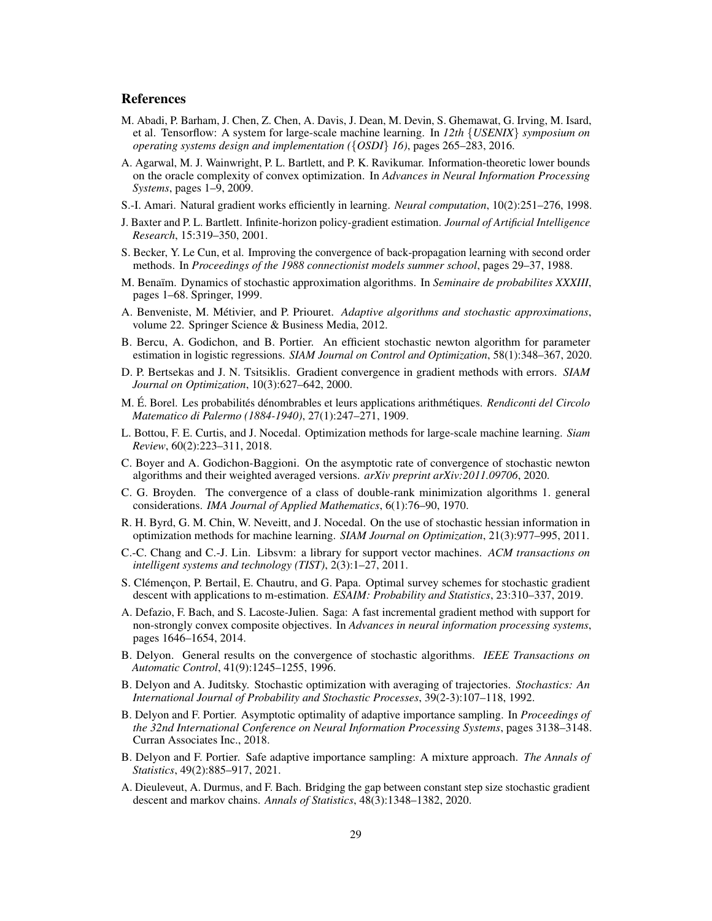## References

M. Abadi, P. Barham, J. Chen, Z. Chen, A. Davis, J. Dean, M. Devin, S. Ghemawat, G. Irving, M. Isard, et al. Tensorflow: A system for large-scale machine learning. In *12th {USENIX} symposium on operating systems design and implementation ({OSDI} 16)*, pages 265–283, 2016.

A. Agarwal, M. J. Wainwright, P. L. Bartlett, and P. K. Ravikumar. Information-theoretic lower bounds on the oracle complexity of convex optimization. In *Advances in Neural Information Processing Systems*, pages 1–9, 2009.

S.-I. Amari. Natural gradient works efficiently in learning. *Neural computation*, 10(2):251–276, 1998.

J. Baxter and P. L. Bartlett. Infinite-horizon policy-gradient estimation. *Journal of Artificial Intelligence Research*, 15:319–350, 2001.

S. Becker, Y. Le Cun, et al. Improving the convergence of back-propagation learning with second order methods. In *Proceedings of the 1988 connectionist models summer school*, pages 29–37, 1988.

M. Benaïm. Dynamics of stochastic approximation algorithms. In *Seminaire de probabilites XXXIII*, pages 1–68. Springer, 1999.

A. Benveniste, M. Métivier, and P. Priouret. *Adaptive algorithms and stochastic approximations*, volume 22. Springer Science & Business Media, 2012.

B. Bercu, A. Godichon, and B. Portier. An efficient stochastic newton algorithm for parameter estimation in logistic regressions. *SIAM Journal on Control and Optimization*, 58(1):348–367, 2020.

D. P. Bertsekas and J. N. Tsitsiklis. Gradient convergence in gradient methods with errors. *SIAM Journal on Optimization*, 10(3):627–642, 2000.

M. É. Borel. Les probabilités dénombrables et leurs applications arithmétiques. *Rendiconti del Circolo Matematico di Palermo (1884-1940)*, 27(1):247–271, 1909.

L. Bottou, F. E. Curtis, and J. Nocedal. Optimization methods for large-scale machine learning. *Siam Review*, 60(2):223–311, 2018.

C. Boyer and A. Godichon-Baggioni. On the asymptotic rate of convergence of stochastic newton algorithms and their weighted averaged versions. *arXiv preprint arXiv:2011.09706*, 2020.

C. G. Broyden. The convergence of a class of double-rank minimization algorithms 1. general considerations. *IMA Journal of Applied Mathematics*, 6(1):76–90, 1970.

R. H. Byrd, G. M. Chin, W. Neveitt, and J. Nocedal. On the use of stochastic hessian information in optimization methods for machine learning. *SIAM Journal on Optimization*, 21(3):977–995, 2011.

C.-C. Chang and C.-J. Lin. Libsvm: a library for support vector machines. *ACM transactions on intelligent systems and technology (TIST)*, 2(3):1–27, 2011.

S. Clémençon, P. Bertail, E. Chautru, and G. Papa. Optimal survey schemes for stochastic gradient descent with applications to m-estimation. *ESAIM: Probability and Statistics*, 23:310–337, 2019.

A. Defazio, F. Bach, and S. Lacoste-Julien. Saga: A fast incremental gradient method with support for non-strongly convex composite objectives. In *Advances in neural information processing systems*, pages 1646–1654, 2014.

B. Delyon. General results on the convergence of stochastic algorithms. *IEEE Transactions on Automatic Control*, 41(9):1245–1255, 1996.

B. Delyon and A. Juditsky. Stochastic optimization with averaging of trajectories. *Stochastics: An International Journal of Probability and Stochastic Processes*, 39(2-3):107–118, 1992.

B. Delyon and F. Portier. Asymptotic optimality of adaptive importance sampling. In *Proceedings of the 32nd International Conference on Neural Information Processing Systems*, pages 3138–3148. Curran Associates Inc., 2018.

B. Delyon and F. Portier. Safe adaptive importance sampling: A mixture approach. *The Annals of Statistics*, 49(2):885–917, 2021.

A. Dieuleveut, A. Durmus, and F. Bach. Bridging the gap between constant step size stochastic gradient descent and markov chains. *Annals of Statistics*, 48(3):1348–1382, 2020.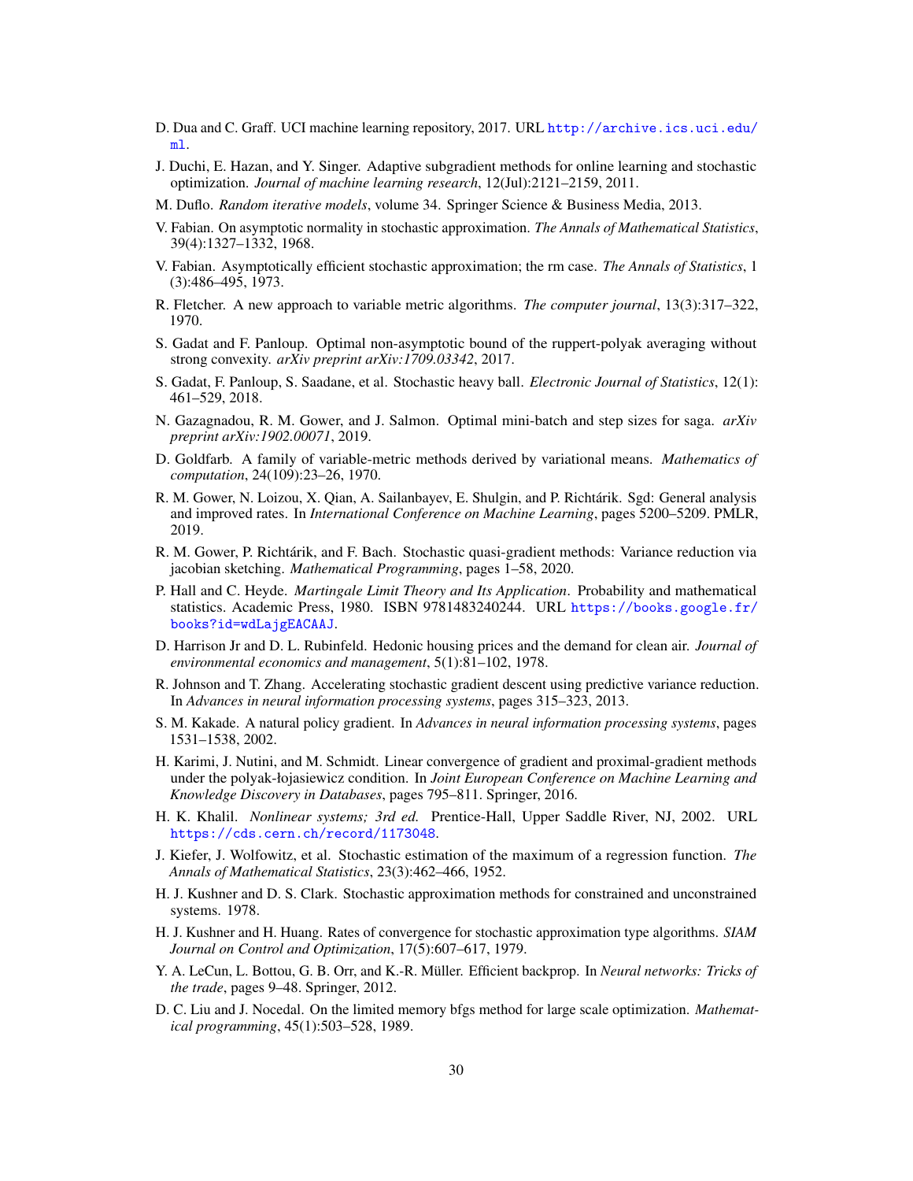D. Dua and C. Graff. UCI machine learning repository, 2017. URL http://archive.ics.uci.edu/ml.

J. Duchi, E. Hazan, and Y. Singer. Adaptive subgradient methods for online learning and stochastic optimization. *Journal of machine learning research*, 12(Jul):2121–2159, 2011.

M. Duflo. *Random iterative models*, volume 34. Springer Science & Business Media, 2013.

V. Fabian. On asymptotic normality in stochastic approximation. *The Annals of Mathematical Statistics*, 39(4):1327–1332, 1968.

V. Fabian. Asymptotically efficient stochastic approximation; the rm case. *The Annals of Statistics*, 1 (3):486–495, 1973.

R. Fletcher. A new approach to variable metric algorithms. *The computer journal*, 13(3):317–322, 1970.

S. Gadat and F. Panloup. Optimal non-asymptotic bound of the ruppert-polyak averaging without strong convexity. *arXiv preprint arXiv:1709.03342*, 2017.

S. Gadat, F. Panloup, S. Saadane, et al. Stochastic heavy ball. *Electronic Journal of Statistics*, 12(1): 461–529, 2018.

N. Gazagnadou, R. M. Gower, and J. Salmon. Optimal mini-batch and step sizes for saga. *arXiv preprint arXiv:1902.00071*, 2019.

D. Goldfarb. A family of variable-metric methods derived by variational means. *Mathematics of computation*, 24(109):23–26, 1970.

R. M. Gower, N. Loizou, X. Qian, A. Sailanbayev, E. Shulgin, and P. Richtárik. Sgd: General analysis and improved rates. In *International Conference on Machine Learning*, pages 5200–5209. PMLR, 2019.

R. M. Gower, P. Richtárik, and F. Bach. Stochastic quasi-gradient methods: Variance reduction via jacobian sketching. *Mathematical Programming*, pages 1–58, 2020.

P. Hall and C. Heyde. *Martingale Limit Theory and Its Application*. Probability and mathematical statistics. Academic Press, 1980. ISBN 9781483240244. URL https://books.google.fr/books?id=wdLajgEACAAJ.

D. Harrison Jr and D. L. Rubinfeld. Hedonic housing prices and the demand for clean air. *Journal of environmental economics and management*, 5(1):81–102, 1978.

R. Johnson and T. Zhang. Accelerating stochastic gradient descent using predictive variance reduction. In *Advances in neural information processing systems*, pages 315–323, 2013.

S. M. Kakade. A natural policy gradient. In *Advances in neural information processing systems*, pages 1531–1538, 2002.

H. Karimi, J. Nutini, and M. Schmidt. Linear convergence of gradient and proximal-gradient methods under the polyak-łojasiewicz condition. In *Joint European Conference on Machine Learning and Knowledge Discovery in Databases*, pages 795–811. Springer, 2016.

H. K. Khalil. *Nonlinear systems; 3rd ed.* Prentice-Hall, Upper Saddle River, NJ, 2002. URL https://cds.cern.ch/record/1173048.

J. Kiefer, J. Wolfowitz, et al. Stochastic estimation of the maximum of a regression function. *The Annals of Mathematical Statistics*, 23(3):462–466, 1952.

H. J. Kushner and D. S. Clark. Stochastic approximation methods for constrained and unconstrained systems. 1978.

H. J. Kushner and H. Huang. Rates of convergence for stochastic approximation type algorithms. *SIAM Journal on Control and Optimization*, 17(5):607–617, 1979.

Y. A. LeCun, L. Bottou, G. B. Orr, and K.-R. Müller. Efficient backprop. In *Neural networks: Tricks of the trade*, pages 9–48. Springer, 2012.

D. C. Liu and J. Nocedal. On the limited memory bfgs method for large scale optimization. *Mathematical programming*, 45(1):503–528, 1989.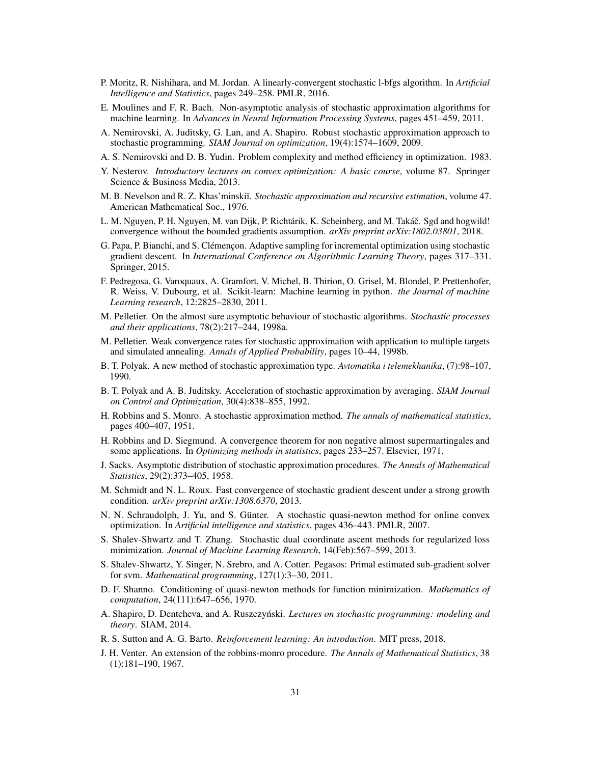P. Moritz, R. Nishihara, and M. Jordan. A linearly-convergent stochastic l-bfgs algorithm. In *Artificial Intelligence and Statistics*, pages 249–258. PMLR, 2016.

E. Moulines and F. R. Bach. Non-asymptotic analysis of stochastic approximation algorithms for machine learning. In *Advances in Neural Information Processing Systems*, pages 451–459, 2011.

A. Nemirovski, A. Juditsky, G. Lan, and A. Shapiro. Robust stochastic approximation approach to stochastic programming. *SIAM Journal on optimization*, 19(4):1574–1609, 2009.

A. S. Nemirovski and D. B. Yudin. Problem complexity and method efficiency in optimization. 1983.

Y. Nesterov. *Introductory lectures on convex optimization: A basic course*, volume 87. Springer Science & Business Media, 2013.

M. B. Nevelson and R. Z. Khas'minskiĭ. *Stochastic approximation and recursive estimation*, volume 47. American Mathematical Soc., 1976.

L. M. Nguyen, P. H. Nguyen, M. van Dijk, P. Richtárik, K. Scheinberg, and M. Takáč. Sgd and hogwild! convergence without the bounded gradients assumption. *arXiv preprint arXiv:1802.03801*, 2018.

G. Papa, P. Bianchi, and S. Clémençon. Adaptive sampling for incremental optimization using stochastic gradient descent. In *International Conference on Algorithmic Learning Theory*, pages 317–331. Springer, 2015.

F. Pedregosa, G. Varoquaux, A. Gramfort, V. Michel, B. Thirion, O. Grisel, M. Blondel, P. Prettenhofer, R. Weiss, V. Dubourg, et al. Scikit-learn: Machine learning in python. *the Journal of machine Learning research*, 12:2825–2830, 2011.

M. Pelletier. On the almost sure asymptotic behaviour of stochastic algorithms. *Stochastic processes and their applications*, 78(2):217–244, 1998a.

M. Pelletier. Weak convergence rates for stochastic approximation with application to multiple targets and simulated annealing. *Annals of Applied Probability*, pages 10–44, 1998b.

B. T. Polyak. A new method of stochastic approximation type. *Avtomatika i telemekhanika*, (7):98–107, 1990.

B. T. Polyak and A. B. Juditsky. Acceleration of stochastic approximation by averaging. *SIAM Journal on Control and Optimization*, 30(4):838–855, 1992.

H. Robbins and S. Monro. A stochastic approximation method. *The annals of mathematical statistics*, pages 400–407, 1951.

H. Robbins and D. Siegmund. A convergence theorem for non negative almost supermartingales and some applications. In *Optimizing methods in statistics*, pages 233–257. Elsevier, 1971.

J. Sacks. Asymptotic distribution of stochastic approximation procedures. *The Annals of Mathematical Statistics*, 29(2):373–405, 1958.

M. Schmidt and N. L. Roux. Fast convergence of stochastic gradient descent under a strong growth condition. *arXiv preprint arXiv:1308.6370*, 2013.

N. N. Schraudolph, J. Yu, and S. Günter. A stochastic quasi-newton method for online convex optimization. In *Artificial intelligence and statistics*, pages 436–443. PMLR, 2007.

S. Shalev-Shwartz and T. Zhang. Stochastic dual coordinate ascent methods for regularized loss minimization. *Journal of Machine Learning Research*, 14(Feb):567–599, 2013.

S. Shalev-Shwartz, Y. Singer, N. Srebro, and A. Cotter. Pegasos: Primal estimated sub-gradient solver for svm. *Mathematical programming*, 127(1):3–30, 2011.

D. F. Shanno. Conditioning of quasi-newton methods for function minimization. *Mathematics of computation*, 24(111):647–656, 1970.

A. Shapiro, D. Dentcheva, and A. Ruszczyński. *Lectures on stochastic programming: modeling and theory*. SIAM, 2014.

R. S. Sutton and A. G. Barto. *Reinforcement learning: An introduction*. MIT press, 2018.

J. H. Venter. An extension of the robbins-monro procedure. *The Annals of Mathematical Statistics*, 38 (1):181–190, 1967.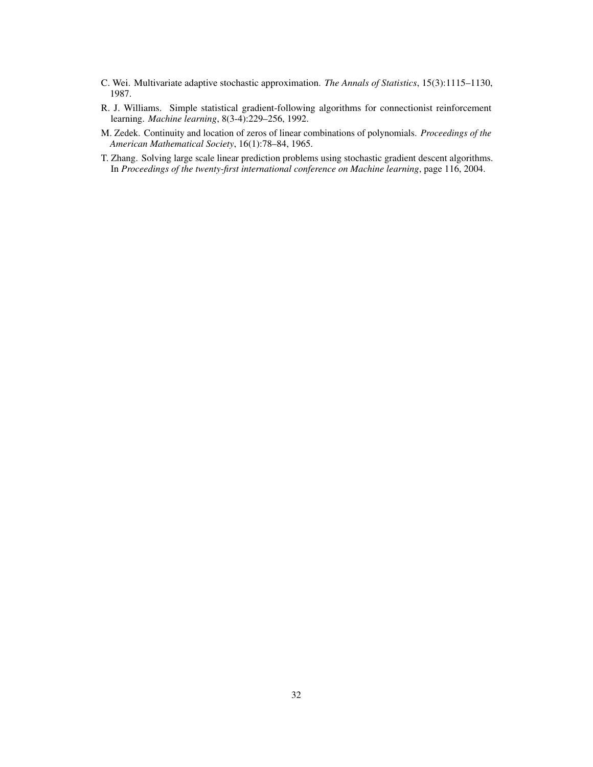C. Wei. Multivariate adaptive stochastic approximation. *The Annals of Statistics*, 15(3):1115–1130, 1987.

R. J. Williams. Simple statistical gradient-following algorithms for connectionist reinforcement learning. *Machine learning*, 8(3-4):229–256, 1992.

M. Zedek. Continuity and location of zeros of linear combinations of polynomials. *Proceedings of the American Mathematical Society*, 16(1):78–84, 1965.

T. Zhang. Solving large scale linear prediction problems using stochastic gradient descent algorithms. In *Proceedings of the twenty-first international conference on Machine learning*, page 116, 2004.